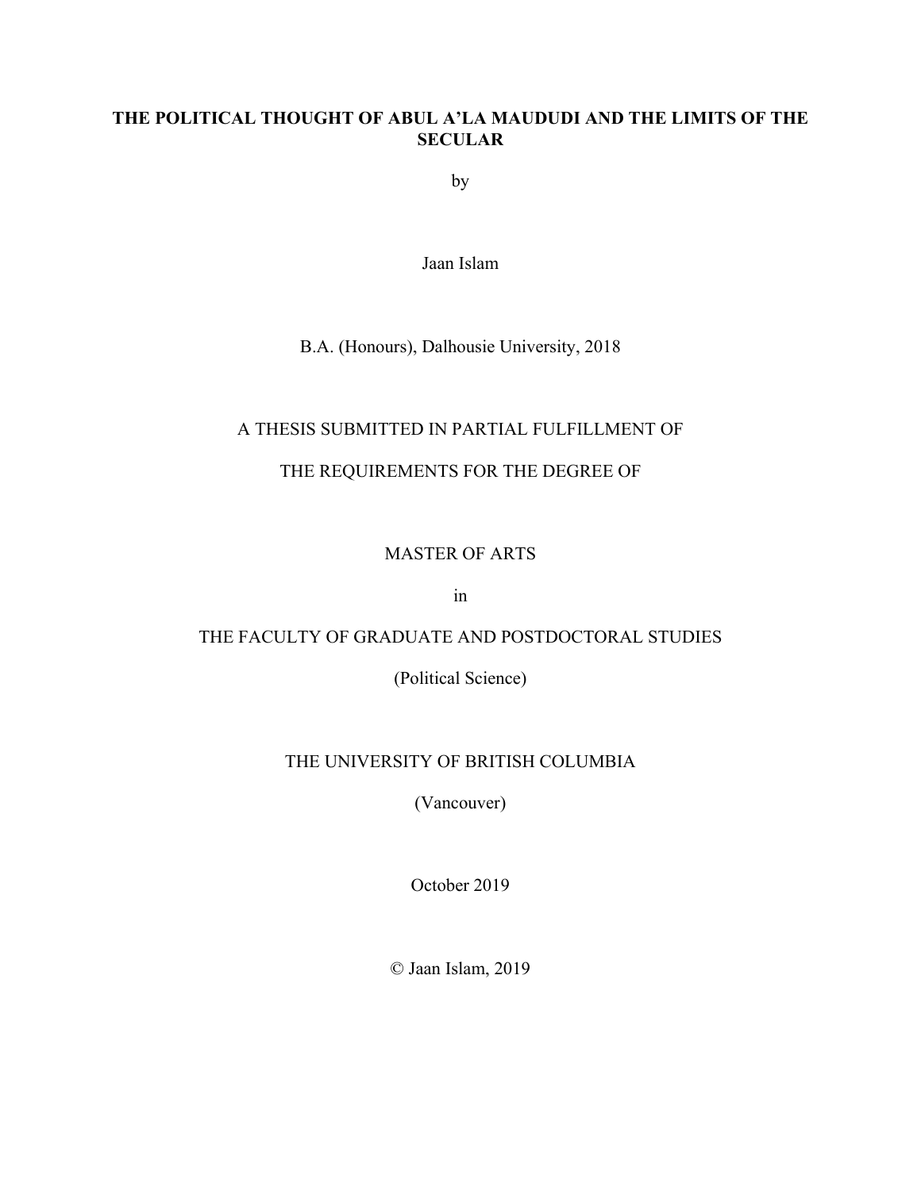# THE POLITICAL THOUGHT OF ABUL A'LA MAUDUDI AND THE LIMITS OF THE SECULAR

by

Jaan Islam

B.A. (Honours), Dalhousie University, 2018

A THESIS SUBMITTED IN PARTIAL FULFILLMENT OF

THE REQUIREMENTS FOR THE DEGREE OF

MASTER OF ARTS

in

THE FACULTY OF GRADUATE AND POSTDOCTORAL STUDIES

(Political Science)

THE UNIVERSITY OF BRITISH COLUMBIA

(Vancouver)

October 2019

© Jaan Islam, 2019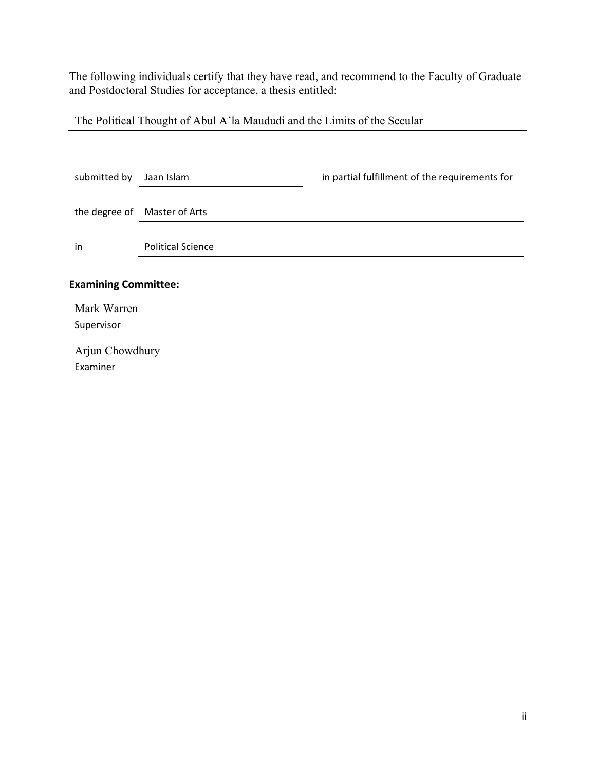The following individuals certify that they have read, and recommend to the Faculty of Graduate and Postdoctoral Studies for acceptance, a thesis entitled:

The Political Thought of Abul A'la Maududi and the Limits of the Secular

submitted by Jaan Islam in partial fulfillment of the requirements for

the degree of Master of Arts

in Political Science

**Examining Committee:**

Mark Warren
Supervisor

Arjun Chowdhury
Examiner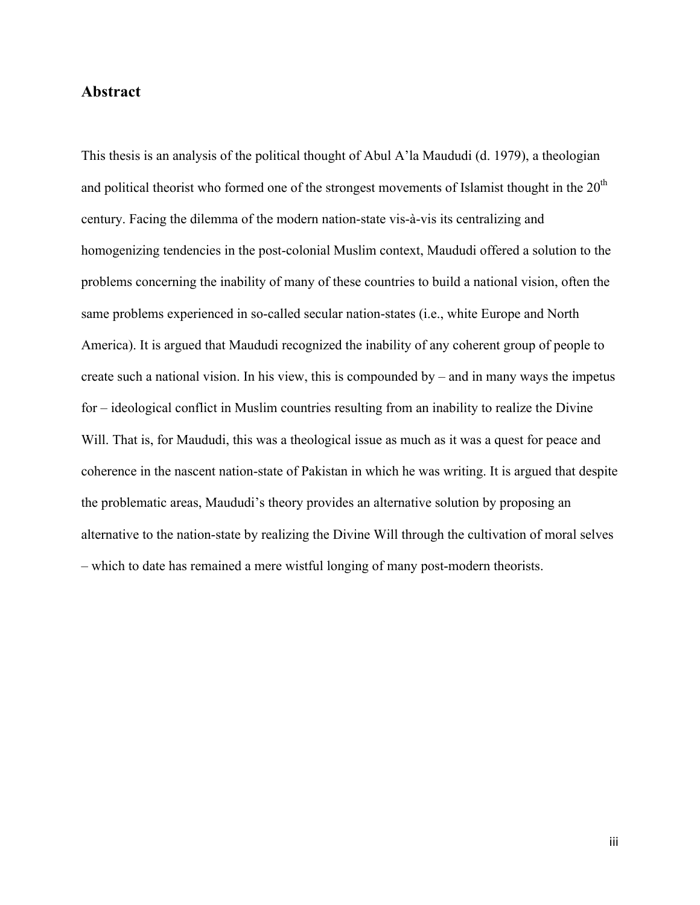## Abstract

This thesis is an analysis of the political thought of Abul A'la Maududi (d. 1979), a theologian and political theorist who formed one of the strongest movements of Islamist thought in the 20th century. Facing the dilemma of the modern nation-state vis-à-vis its centralizing and homogenizing tendencies in the post-colonial Muslim context, Maududi offered a solution to the problems concerning the inability of many of these countries to build a national vision, often the same problems experienced in so-called secular nation-states (i.e., white Europe and North America). It is argued that Maududi recognized the inability of any coherent group of people to create such a national vision. In his view, this is compounded by – and in many ways the impetus for – ideological conflict in Muslim countries resulting from an inability to realize the Divine Will. That is, for Maududi, this was a theological issue as much as it was a quest for peace and coherence in the nascent nation-state of Pakistan in which he was writing. It is argued that despite the problematic areas, Maududi's theory provides an alternative solution by proposing an alternative to the nation-state by realizing the Divine Will through the cultivation of moral selves – which to date has remained a mere wistful longing of many post-modern theorists.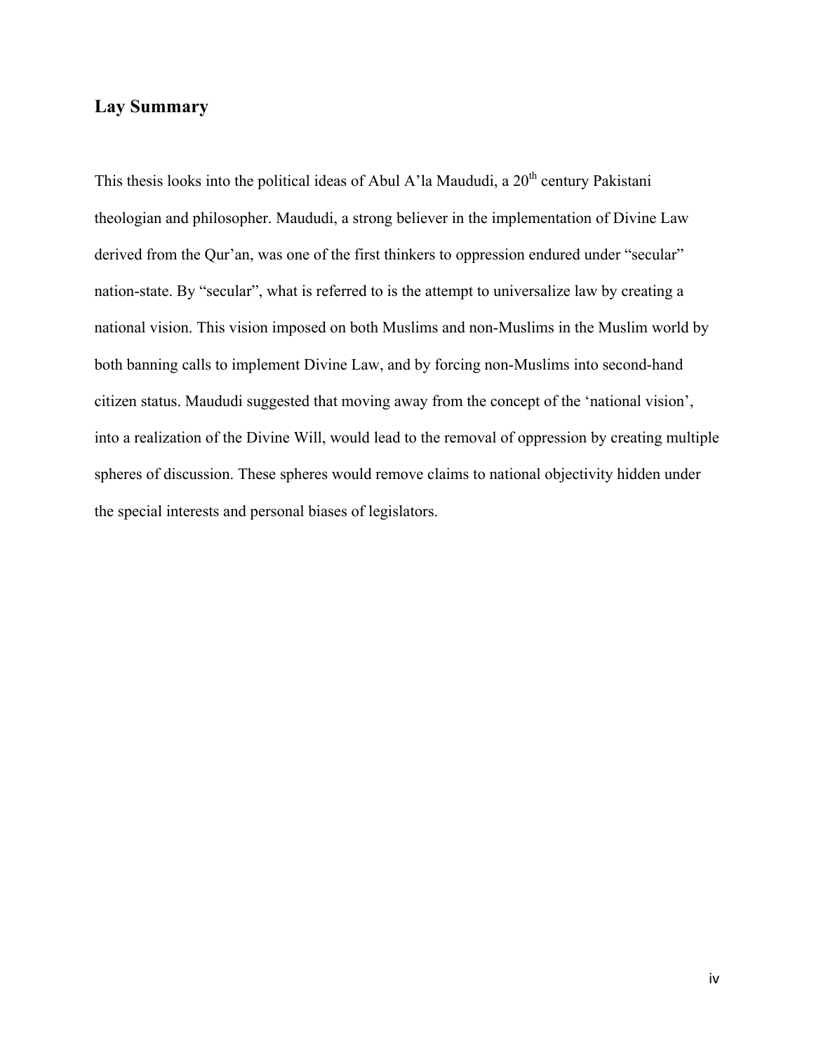## Lay Summary

This thesis looks into the political ideas of Abul A'la Maududi, a 20th century Pakistani theologian and philosopher. Maududi, a strong believer in the implementation of Divine Law derived from the Qur'an, was one of the first thinkers to oppression endured under "secular" nation-state. By "secular", what is referred to is the attempt to universalize law by creating a national vision. This vision imposed on both Muslims and non-Muslims in the Muslim world by both banning calls to implement Divine Law, and by forcing non-Muslims into second-hand citizen status. Maududi suggested that moving away from the concept of the 'national vision', into a realization of the Divine Will, would lead to the removal of oppression by creating multiple spheres of discussion. These spheres would remove claims to national objectivity hidden under the special interests and personal biases of legislators.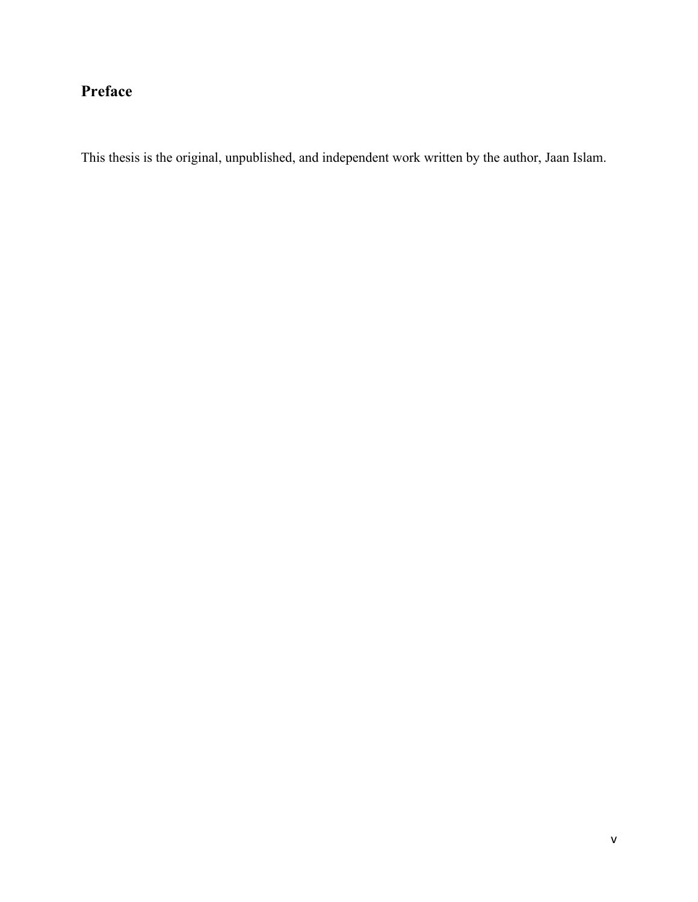## Preface

This thesis is the original, unpublished, and independent work written by the author, Jaan Islam.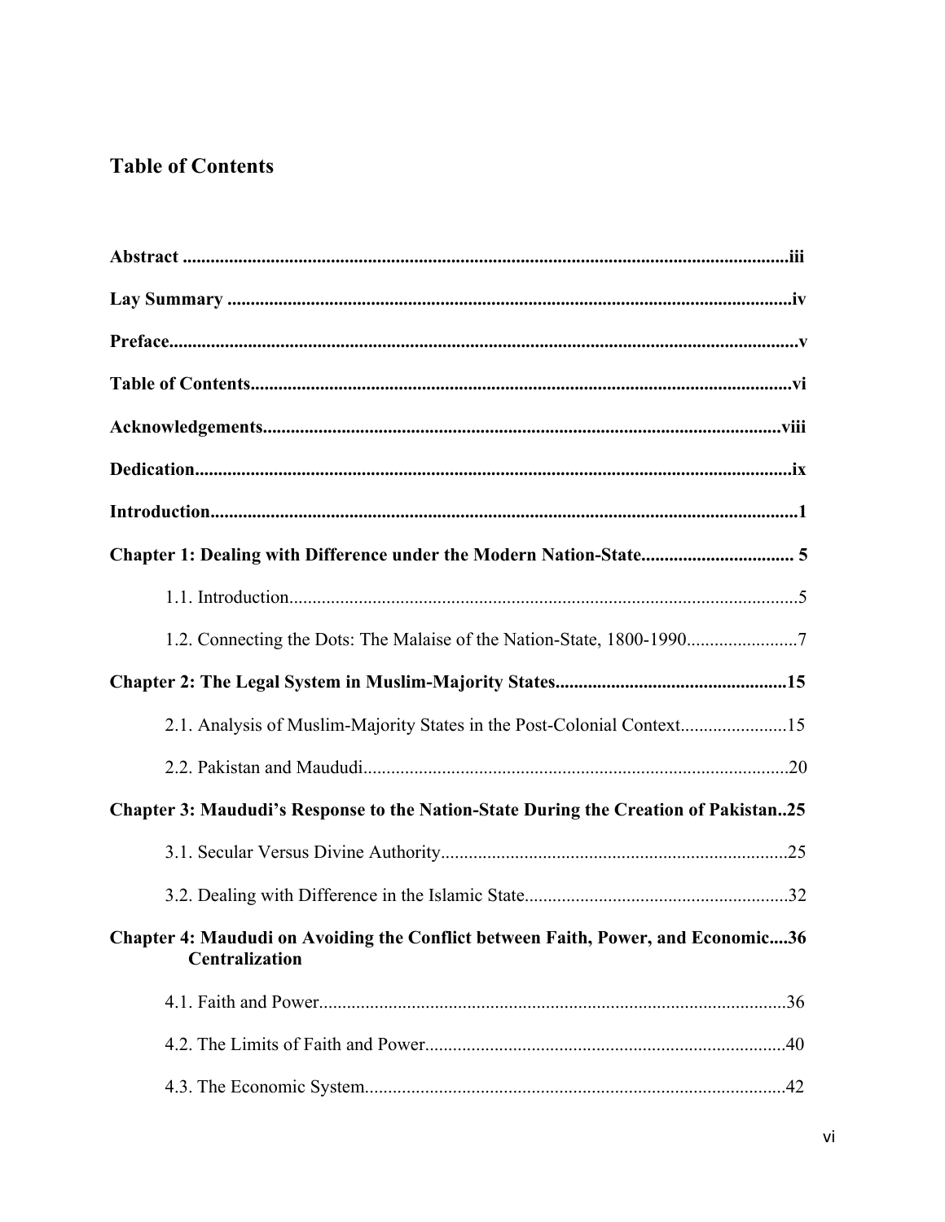# Table of Contents

**Abstract** .................................................................................................................................iii

**Lay Summary** ........................................................................................................................iv

**Preface**......................................................................................................................................v

**Table of Contents**....................................................................................................................vi

**Acknowledgements**...............................................................................................................viii

**Dedication**...............................................................................................................................ix

**Introduction**............................................................................................................................1

**Chapter 1: Dealing with Difference under the Modern Nation-State**................................ 5

1.1. Introduction.............................................................................................................5

1.2. Connecting the Dots: The Malaise of the Nation-State, 1800-1990........................7

**Chapter 2: The Legal System in Muslim-Majority States**.................................................15

2.1. Analysis of Muslim-Majority States in the Post-Colonial Context.......................15

2.2. Pakistan and Maududi...........................................................................................20

**Chapter 3: Maududi's Response to the Nation-State During the Creation of Pakistan**..25

3.1. Secular Versus Divine Authority..........................................................................25

3.2. Dealing with Difference in the Islamic State........................................................32

**Chapter 4: Maududi on Avoiding the Conflict between Faith, Power, and Economic Centralization**....36

4.1. Faith and Power....................................................................................................36

4.2. The Limits of Faith and Power.............................................................................40

4.3. The Economic System..........................................................................................42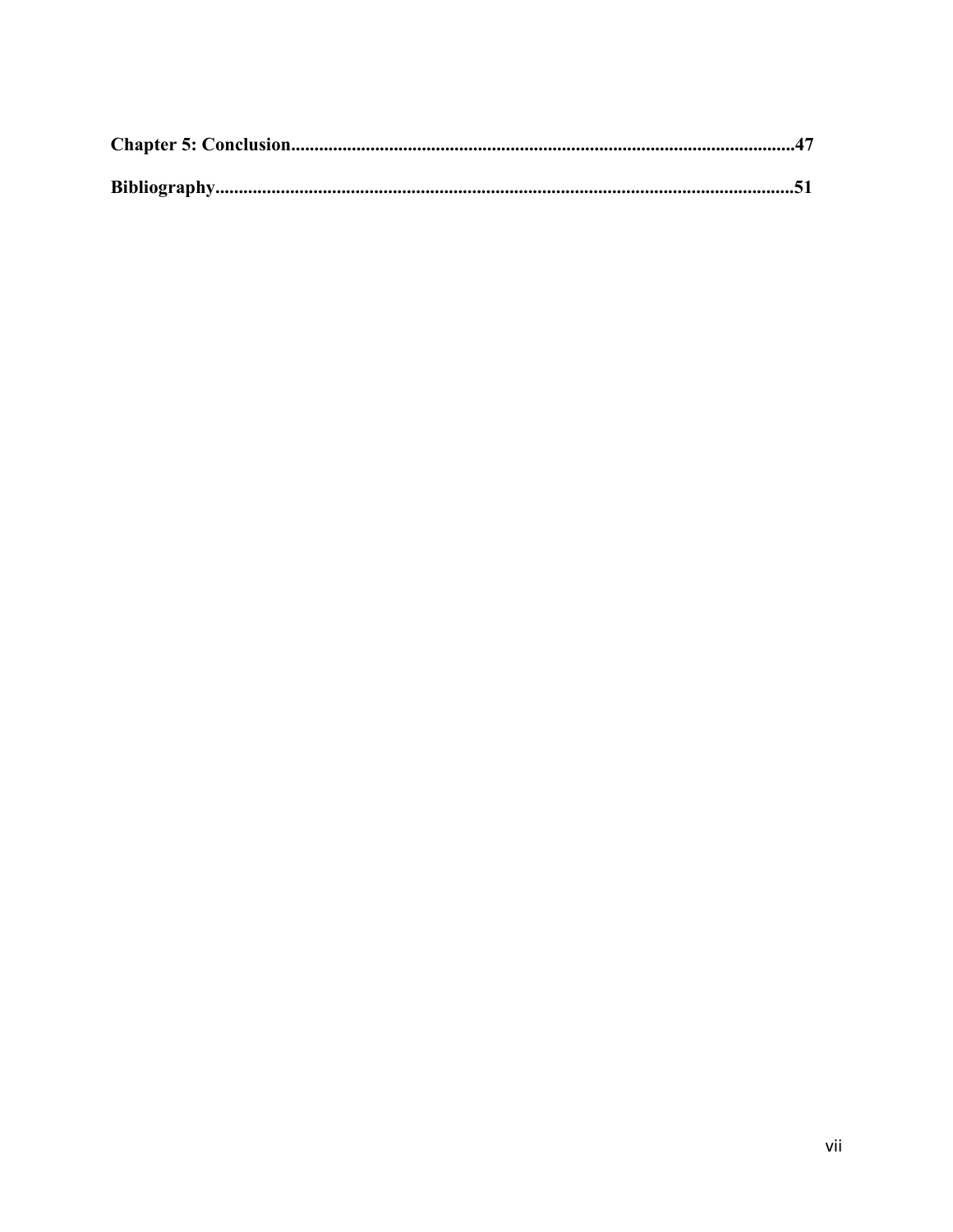**Chapter 5: Conclusion**............................................................................................................**47**

**Bibliography**............................................................................................................................**51**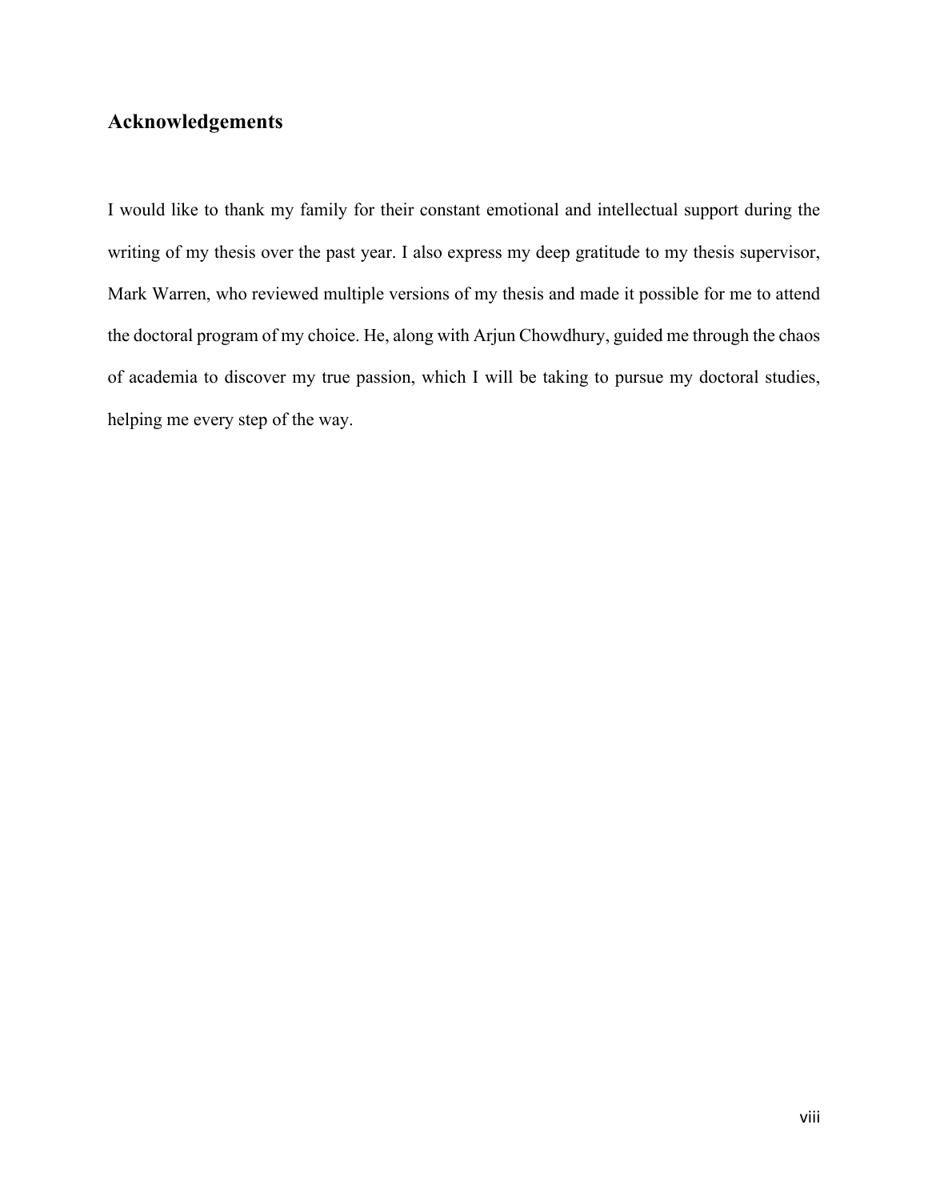## Acknowledgements

I would like to thank my family for their constant emotional and intellectual support during the writing of my thesis over the past year. I also express my deep gratitude to my thesis supervisor, Mark Warren, who reviewed multiple versions of my thesis and made it possible for me to attend the doctoral program of my choice. He, along with Arjun Chowdhury, guided me through the chaos of academia to discover my true passion, which I will be taking to pursue my doctoral studies, helping me every step of the way.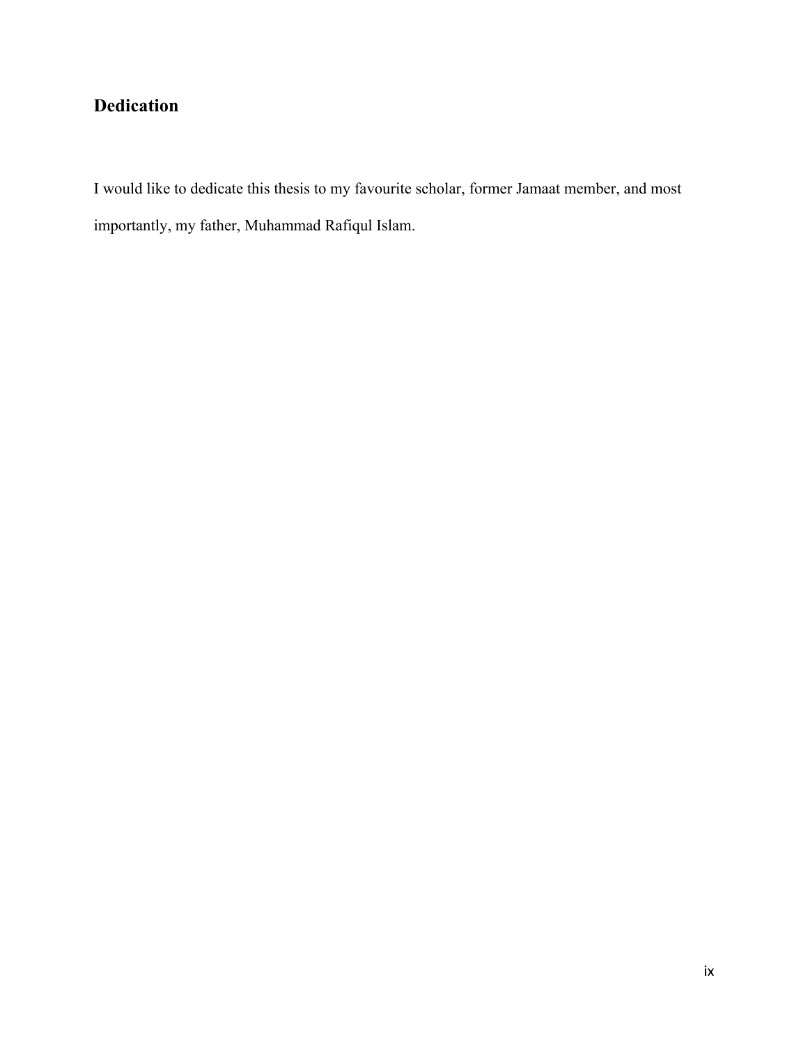## Dedication

I would like to dedicate this thesis to my favourite scholar, former Jamaat member, and most importantly, my father, Muhammad Rafiqul Islam.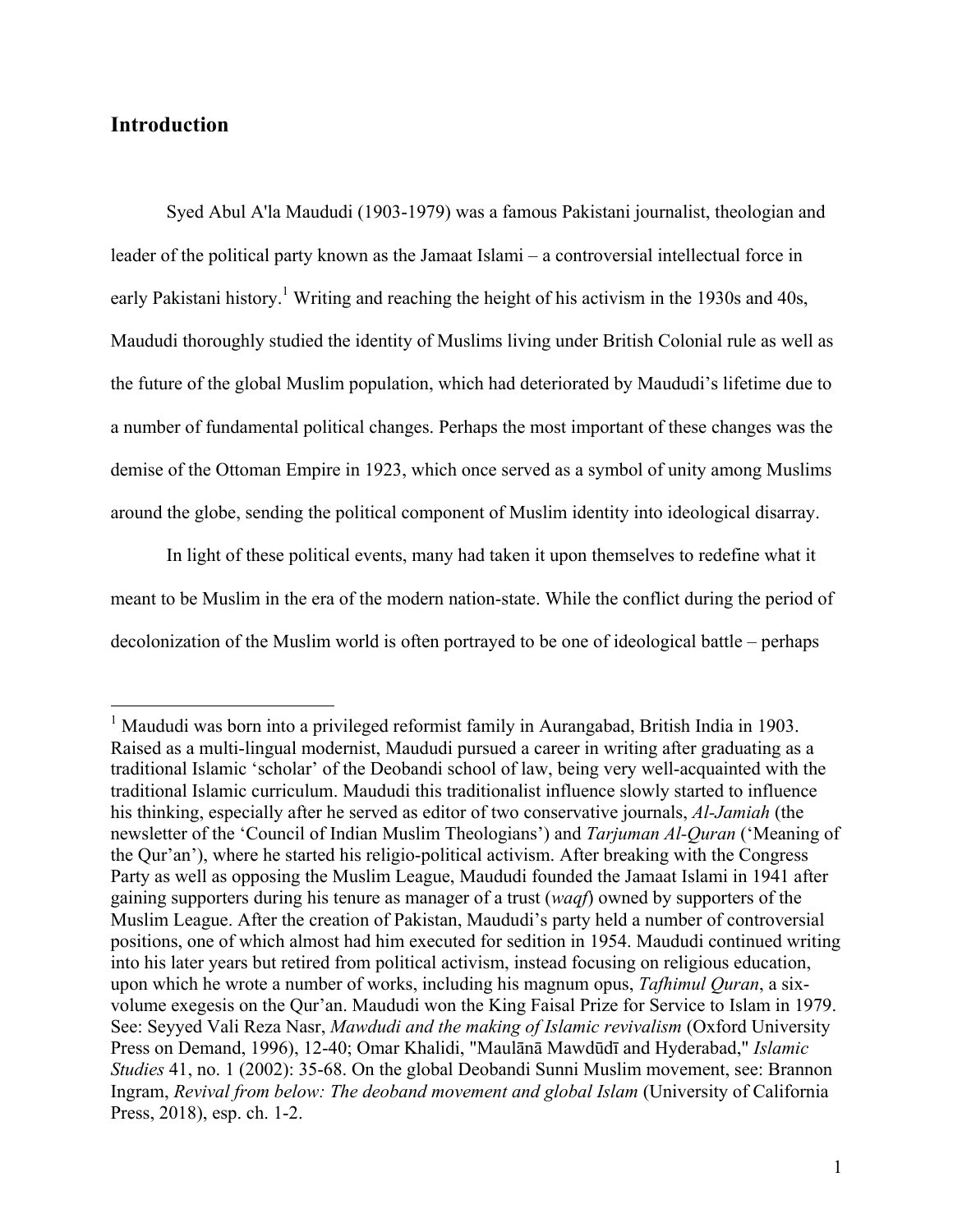## Introduction

Syed Abul A'la Maududi (1903-1979) was a famous Pakistani journalist, theologian and leader of the political party known as the Jamaat Islami – a controversial intellectual force in early Pakistani history.[1] Writing and reaching the height of his activism in the 1930s and 40s, Maududi thoroughly studied the identity of Muslims living under British Colonial rule as well as the future of the global Muslim population, which had deteriorated by Maududi's lifetime due to a number of fundamental political changes. Perhaps the most important of these changes was the demise of the Ottoman Empire in 1923, which once served as a symbol of unity among Muslims around the globe, sending the political component of Muslim identity into ideological disarray.

In light of these political events, many had taken it upon themselves to redefine what it meant to be Muslim in the era of the modern nation-state. While the conflict during the period of decolonization of the Muslim world is often portrayed to be one of ideological battle – perhaps

[1] Maududi was born into a privileged reformist family in Aurangabad, British India in 1903. Raised as a multi-lingual modernist, Maududi pursued a career in writing after graduating as a traditional Islamic 'scholar' of the Deobandi school of law, being very well-acquainted with the traditional Islamic curriculum. Maududi this traditionalist influence slowly started to influence his thinking, especially after he served as editor of two conservative journals, *Al-Jamiah* (the newsletter of the 'Council of Indian Muslim Theologians') and *Tarjuman Al-Quran* ('Meaning of the Qur'an'), where he started his religio-political activism. After breaking with the Congress Party as well as opposing the Muslim League, Maududi founded the Jamaat Islami in 1941 after gaining supporters during his tenure as manager of a trust (*waqf*) owned by supporters of the Muslim League. After the creation of Pakistan, Maududi's party held a number of controversial positions, one of which almost had him executed for sedition in 1954. Maududi continued writing into his later years but retired from political activism, instead focusing on religious education, upon which he wrote a number of works, including his magnum opus, *Tafhimul Quran*, a six-volume exegesis on the Qur'an. Maududi won the King Faisal Prize for Service to Islam in 1979. See: Seyyed Vali Reza Nasr, *Mawdudi and the making of Islamic revivalism* (Oxford University Press on Demand, 1996), 12-40; Omar Khalidi, "Maulānā Mawdūdī and Hyderabad," *Islamic Studies* 41, no. 1 (2002): 35-68. On the global Deobandi Sunni Muslim movement, see: Brannon Ingram, *Revival from below: The deoband movement and global Islam* (University of California Press, 2018), esp. ch. 1-2.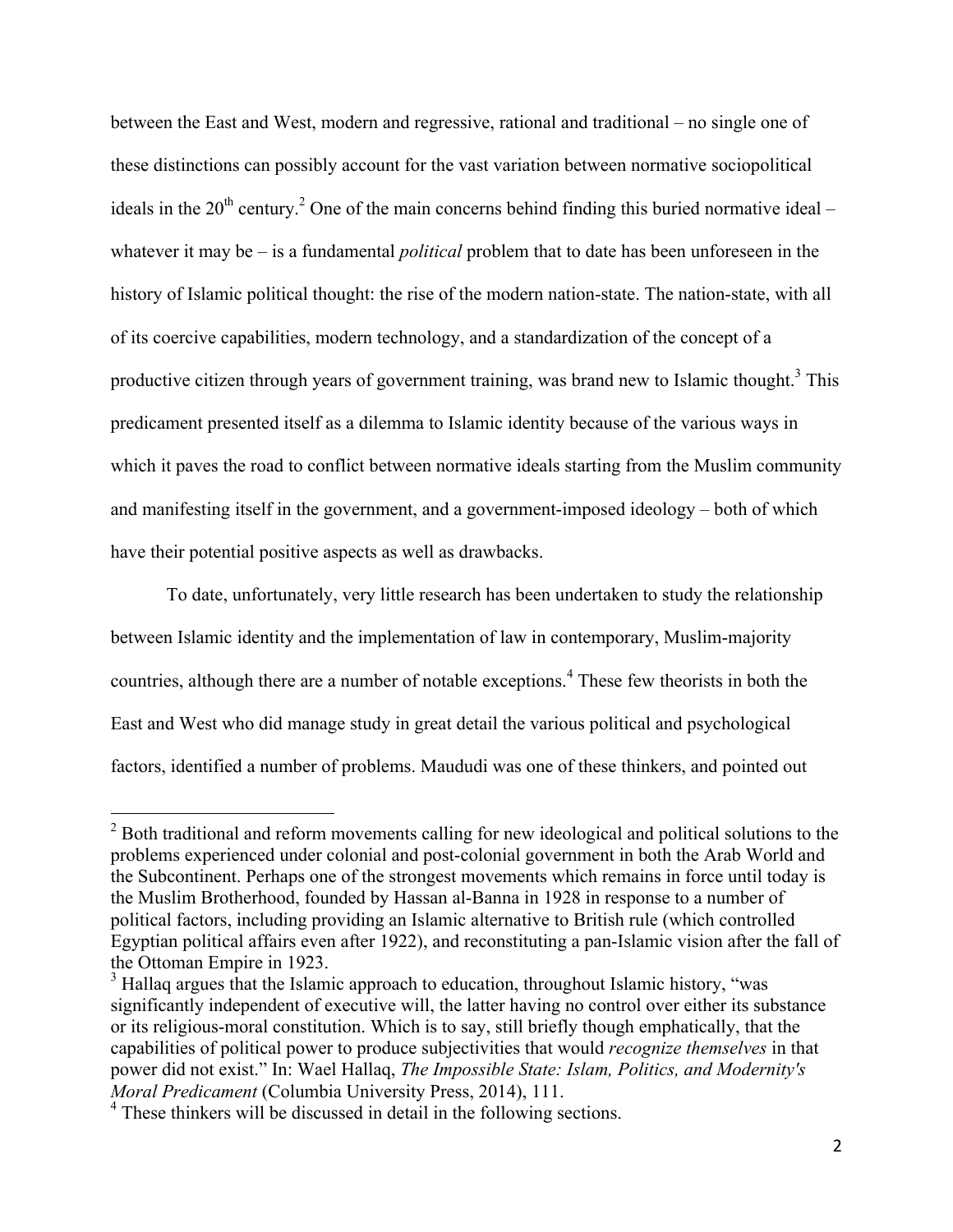between the East and West, modern and regressive, rational and traditional – no single one of these distinctions can possibly account for the vast variation between normative sociopolitical ideals in the 20th century.[2] One of the main concerns behind finding this buried normative ideal – whatever it may be – is a fundamental *political* problem that to date has been unforeseen in the history of Islamic political thought: the rise of the modern nation-state. The nation-state, with all of its coercive capabilities, modern technology, and a standardization of the concept of a productive citizen through years of government training, was brand new to Islamic thought.[3] This predicament presented itself as a dilemma to Islamic identity because of the various ways in which it paves the road to conflict between normative ideals starting from the Muslim community and manifesting itself in the government, and a government-imposed ideology – both of which have their potential positive aspects as well as drawbacks.

To date, unfortunately, very little research has been undertaken to study the relationship between Islamic identity and the implementation of law in contemporary, Muslim-majority countries, although there are a number of notable exceptions.[4] These few theorists in both the East and West who did manage study in great detail the various political and psychological factors, identified a number of problems. Maududi was one of these thinkers, and pointed out

---

[2] Both traditional and reform movements calling for new ideological and political solutions to the problems experienced under colonial and post-colonial government in both the Arab World and the Subcontinent. Perhaps one of the strongest movements which remains in force until today is the Muslim Brotherhood, founded by Hassan al-Banna in 1928 in response to a number of political factors, including providing an Islamic alternative to British rule (which controlled Egyptian political affairs even after 1922), and reconstituting a pan-Islamic vision after the fall of the Ottoman Empire in 1923.

[3] Hallaq argues that the Islamic approach to education, throughout Islamic history, "was significantly independent of executive will, the latter having no control over either its substance or its religious-moral constitution. Which is to say, still briefly though emphatically, that the capabilities of political power to produce subjectivities that would *recognize themselves* in that power did not exist." In: Wael Hallaq, *The Impossible State: Islam, Politics, and Modernity's Moral Predicament* (Columbia University Press, 2014), 111.

[4] These thinkers will be discussed in detail in the following sections.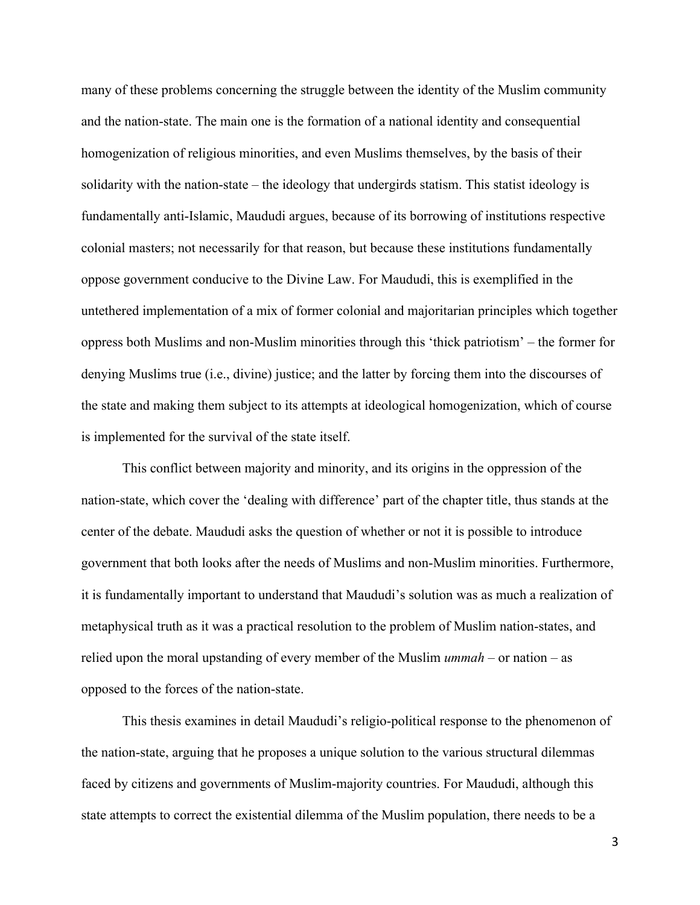many of these problems concerning the struggle between the identity of the Muslim community and the nation-state. The main one is the formation of a national identity and consequential homogenization of religious minorities, and even Muslims themselves, by the basis of their solidarity with the nation-state – the ideology that undergirds statism. This statist ideology is fundamentally anti-Islamic, Maududi argues, because of its borrowing of institutions respective colonial masters; not necessarily for that reason, but because these institutions fundamentally oppose government conducive to the Divine Law. For Maududi, this is exemplified in the untethered implementation of a mix of former colonial and majoritarian principles which together oppress both Muslims and non-Muslim minorities through this 'thick patriotism' – the former for denying Muslims true (i.e., divine) justice; and the latter by forcing them into the discourses of the state and making them subject to its attempts at ideological homogenization, which of course is implemented for the survival of the state itself.

This conflict between majority and minority, and its origins in the oppression of the nation-state, which cover the 'dealing with difference' part of the chapter title, thus stands at the center of the debate. Maududi asks the question of whether or not it is possible to introduce government that both looks after the needs of Muslims and non-Muslim minorities. Furthermore, it is fundamentally important to understand that Maududi's solution was as much a realization of metaphysical truth as it was a practical resolution to the problem of Muslim nation-states, and relied upon the moral upstanding of every member of the Muslim *ummah* – or nation – as opposed to the forces of the nation-state.

This thesis examines in detail Maududi's religio-political response to the phenomenon of the nation-state, arguing that he proposes a unique solution to the various structural dilemmas faced by citizens and governments of Muslim-majority countries. For Maududi, although this state attempts to correct the existential dilemma of the Muslim population, there needs to be a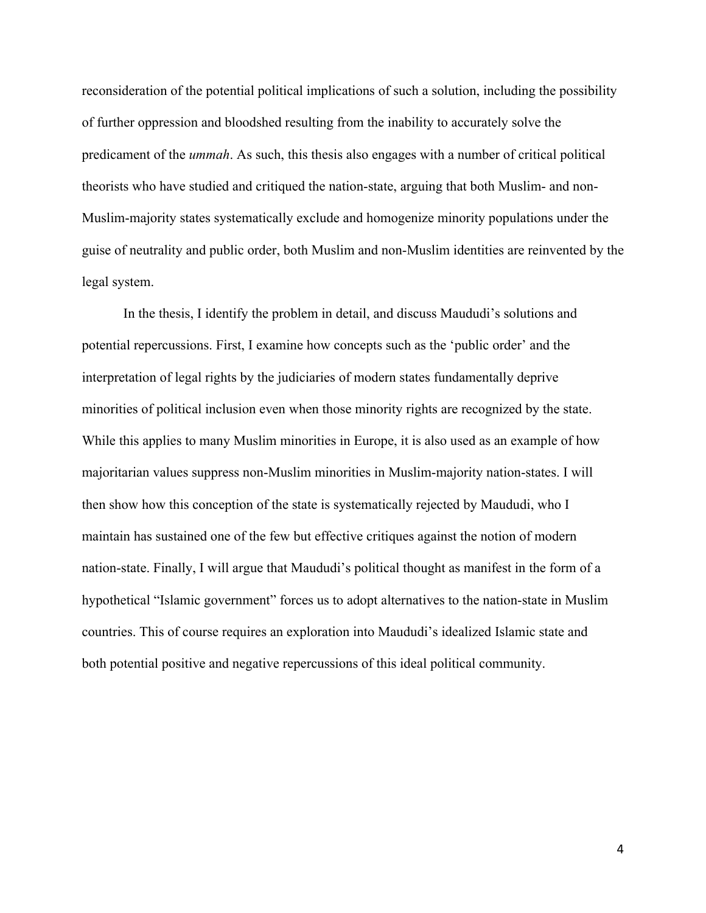reconsideration of the potential political implications of such a solution, including the possibility of further oppression and bloodshed resulting from the inability to accurately solve the predicament of the *ummah*. As such, this thesis also engages with a number of critical political theorists who have studied and critiqued the nation-state, arguing that both Muslim- and non-Muslim-majority states systematically exclude and homogenize minority populations under the guise of neutrality and public order, both Muslim and non-Muslim identities are reinvented by the legal system.

In the thesis, I identify the problem in detail, and discuss Maududi's solutions and potential repercussions. First, I examine how concepts such as the 'public order' and the interpretation of legal rights by the judiciaries of modern states fundamentally deprive minorities of political inclusion even when those minority rights are recognized by the state. While this applies to many Muslim minorities in Europe, it is also used as an example of how majoritarian values suppress non-Muslim minorities in Muslim-majority nation-states. I will then show how this conception of the state is systematically rejected by Maududi, who I maintain has sustained one of the few but effective critiques against the notion of modern nation-state. Finally, I will argue that Maududi's political thought as manifest in the form of a hypothetical "Islamic government" forces us to adopt alternatives to the nation-state in Muslim countries. This of course requires an exploration into Maududi's idealized Islamic state and both potential positive and negative repercussions of this ideal political community.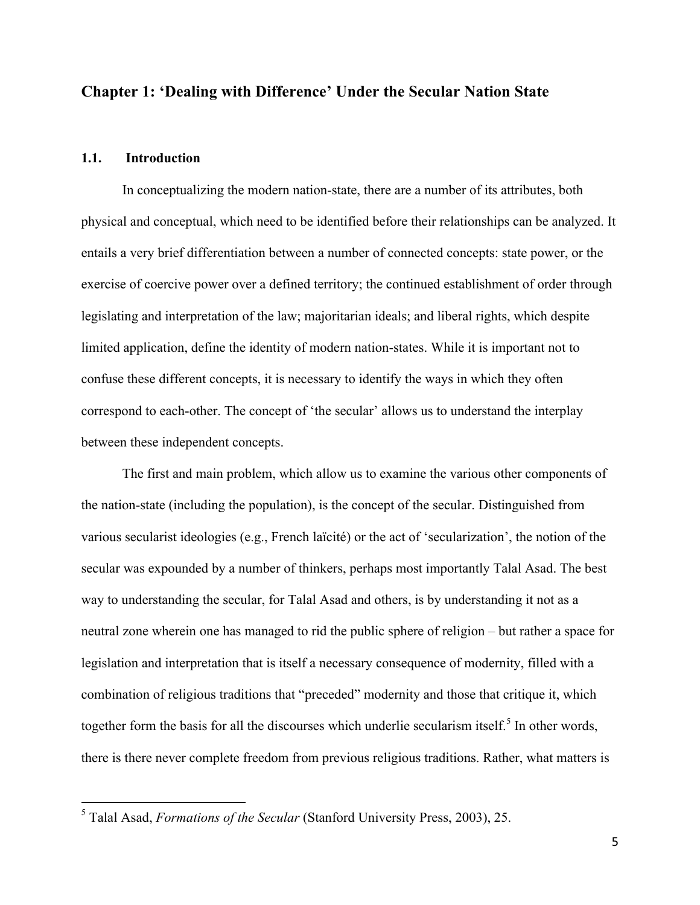## Chapter 1: 'Dealing with Difference' Under the Secular Nation State

### 1.1. Introduction

In conceptualizing the modern nation-state, there are a number of its attributes, both physical and conceptual, which need to be identified before their relationships can be analyzed. It entails a very brief differentiation between a number of connected concepts: state power, or the exercise of coercive power over a defined territory; the continued establishment of order through legislating and interpretation of the law; majoritarian ideals; and liberal rights, which despite limited application, define the identity of modern nation-states. While it is important not to confuse these different concepts, it is necessary to identify the ways in which they often correspond to each-other. The concept of 'the secular' allows us to understand the interplay between these independent concepts.

The first and main problem, which allow us to examine the various other components of the nation-state (including the population), is the concept of the secular. Distinguished from various secularist ideologies (e.g., French laïcité) or the act of 'secularization', the notion of the secular was expounded by a number of thinkers, perhaps most importantly Talal Asad. The best way to understanding the secular, for Talal Asad and others, is by understanding it not as a neutral zone wherein one has managed to rid the public sphere of religion – but rather a space for legislation and interpretation that is itself a necessary consequence of modernity, filled with a combination of religious traditions that "preceded" modernity and those that critique it, which together form the basis for all the discourses which underlie secularism itself.[5] In other words, there is there never complete freedom from previous religious traditions. Rather, what matters is

[5] Talal Asad, *Formations of the Secular* (Stanford University Press, 2003), 25.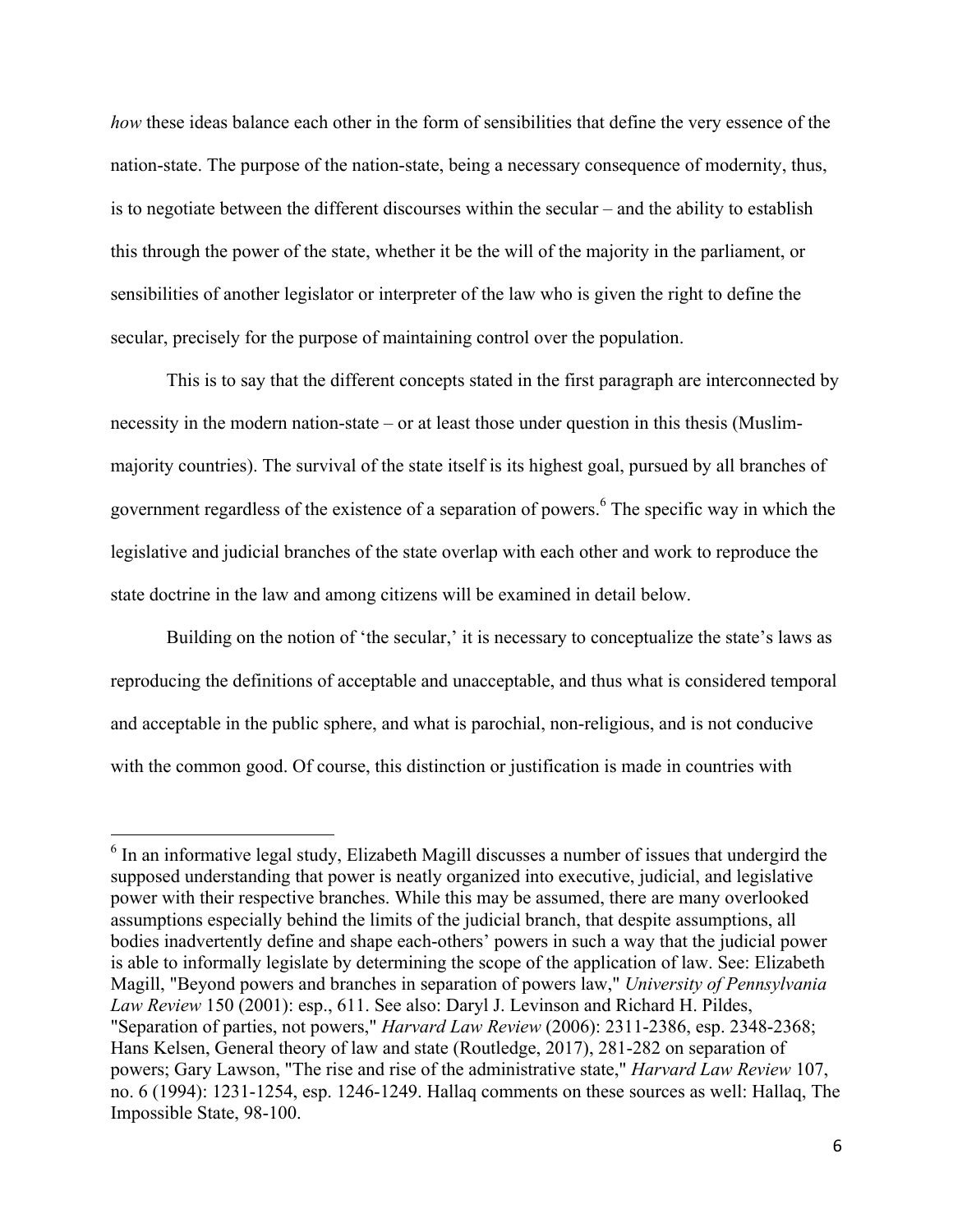*how* these ideas balance each other in the form of sensibilities that define the very essence of the nation-state. The purpose of the nation-state, being a necessary consequence of modernity, thus, is to negotiate between the different discourses within the secular – and the ability to establish this through the power of the state, whether it be the will of the majority in the parliament, or sensibilities of another legislator or interpreter of the law who is given the right to define the secular, precisely for the purpose of maintaining control over the population.

This is to say that the different concepts stated in the first paragraph are interconnected by necessity in the modern nation-state – or at least those under question in this thesis (Muslim-majority countries). The survival of the state itself is its highest goal, pursued by all branches of government regardless of the existence of a separation of powers.[6] The specific way in which the legislative and judicial branches of the state overlap with each other and work to reproduce the state doctrine in the law and among citizens will be examined in detail below.

Building on the notion of 'the secular,' it is necessary to conceptualize the state's laws as reproducing the definitions of acceptable and unacceptable, and thus what is considered temporal and acceptable in the public sphere, and what is parochial, non-religious, and is not conducive with the common good. Of course, this distinction or justification is made in countries with

---

[6] In an informative legal study, Elizabeth Magill discusses a number of issues that undergird the supposed understanding that power is neatly organized into executive, judicial, and legislative power with their respective branches. While this may be assumed, there are many overlooked assumptions especially behind the limits of the judicial branch, that despite assumptions, all bodies inadvertently define and shape each-others' powers in such a way that the judicial power is able to informally legislate by determining the scope of the application of law. See: Elizabeth Magill, "Beyond powers and branches in separation of powers law," *University of Pennsylvania Law Review* 150 (2001): esp., 611. See also: Daryl J. Levinson and Richard H. Pildes, "Separation of parties, not powers," *Harvard Law Review* (2006): 2311-2386, esp. 2348-2368; Hans Kelsen, General theory of law and state (Routledge, 2017), 281-282 on separation of powers; Gary Lawson, "The rise and rise of the administrative state," *Harvard Law Review* 107, no. 6 (1994): 1231-1254, esp. 1246-1249. Hallaq comments on these sources as well: Hallaq, The Impossible State, 98-100.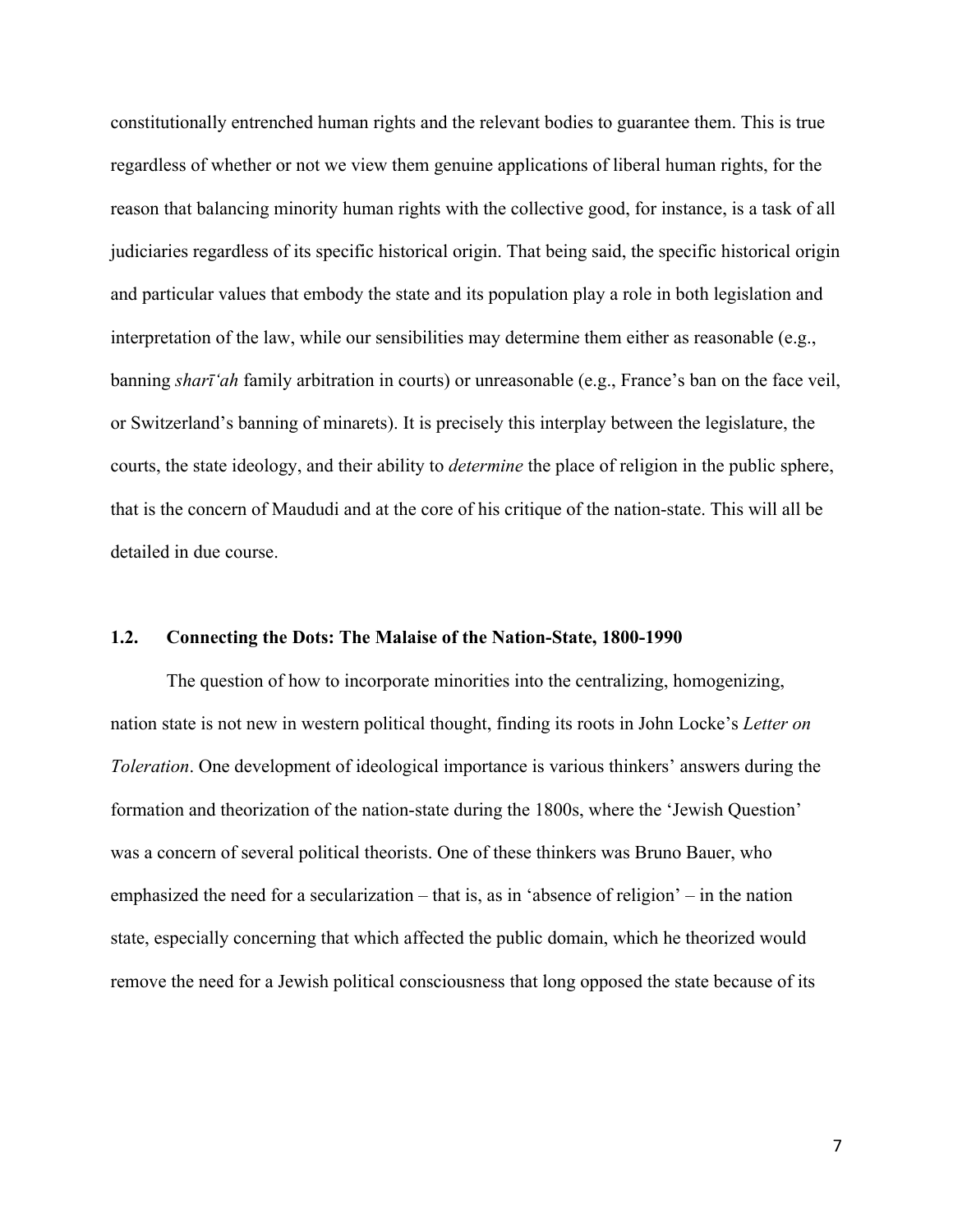constitutionally entrenched human rights and the relevant bodies to guarantee them. This is true regardless of whether or not we view them genuine applications of liberal human rights, for the reason that balancing minority human rights with the collective good, for instance, is a task of all judiciaries regardless of its specific historical origin. That being said, the specific historical origin and particular values that embody the state and its population play a role in both legislation and interpretation of the law, while our sensibilities may determine them either as reasonable (e.g., banning *sharī'ah* family arbitration in courts) or unreasonable (e.g., France's ban on the face veil, or Switzerland's banning of minarets). It is precisely this interplay between the legislature, the courts, the state ideology, and their ability to *determine* the place of religion in the public sphere, that is the concern of Maududi and at the core of his critique of the nation-state. This will all be detailed in due course.

### 1.2. Connecting the Dots: The Malaise of the Nation-State, 1800-1990

The question of how to incorporate minorities into the centralizing, homogenizing, nation state is not new in western political thought, finding its roots in John Locke's *Letter on Toleration*. One development of ideological importance is various thinkers' answers during the formation and theorization of the nation-state during the 1800s, where the 'Jewish Question' was a concern of several political theorists. One of these thinkers was Bruno Bauer, who emphasized the need for a secularization – that is, as in 'absence of religion' – in the nation state, especially concerning that which affected the public domain, which he theorized would remove the need for a Jewish political consciousness that long opposed the state because of its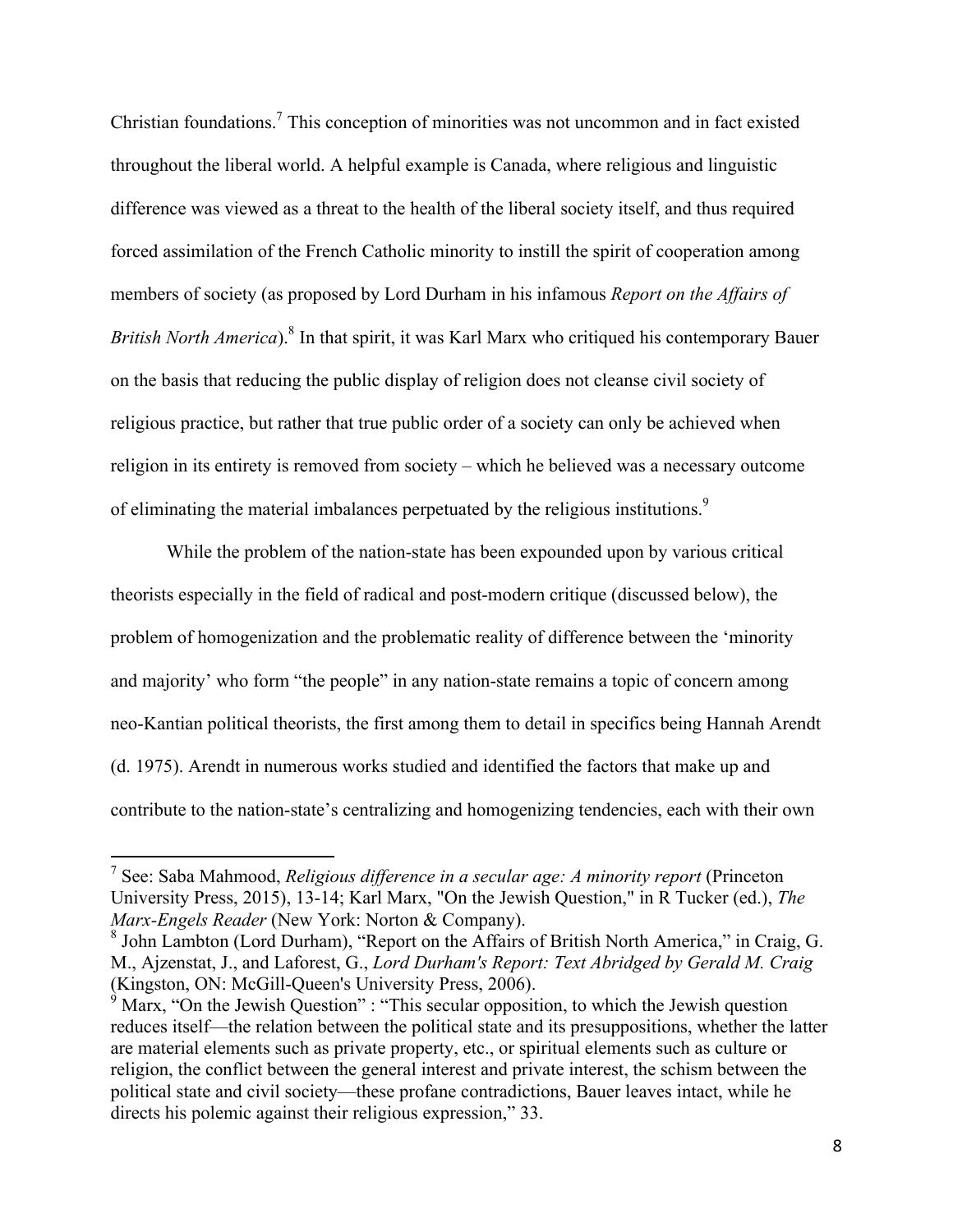Christian foundations.[7] This conception of minorities was not uncommon and in fact existed throughout the liberal world. A helpful example is Canada, where religious and linguistic difference was viewed as a threat to the health of the liberal society itself, and thus required forced assimilation of the French Catholic minority to instill the spirit of cooperation among members of society (as proposed by Lord Durham in his infamous *Report on the Affairs of British North America*).[8] In that spirit, it was Karl Marx who critiqued his contemporary Bauer on the basis that reducing the public display of religion does not cleanse civil society of religious practice, but rather that true public order of a society can only be achieved when religion in its entirety is removed from society – which he believed was a necessary outcome of eliminating the material imbalances perpetuated by the religious institutions.[9]

While the problem of the nation-state has been expounded upon by various critical theorists especially in the field of radical and post-modern critique (discussed below), the problem of homogenization and the problematic reality of difference between the 'minority and majority' who form "the people" in any nation-state remains a topic of concern among neo-Kantian political theorists, the first among them to detail in specifics being Hannah Arendt (d. 1975). Arendt in numerous works studied and identified the factors that make up and contribute to the nation-state's centralizing and homogenizing tendencies, each with their own

---

[7] See: Saba Mahmood, *Religious difference in a secular age: A minority report* (Princeton University Press, 2015), 13-14; Karl Marx, "On the Jewish Question," in R Tucker (ed.), *The Marx-Engels Reader* (New York: Norton & Company).

[8] John Lambton (Lord Durham), "Report on the Affairs of British North America," in Craig, G. M., Ajzenstat, J., and Laforest, G., *Lord Durham's Report: Text Abridged by Gerald M. Craig* (Kingston, ON: McGill-Queen's University Press, 2006).

[9] Marx, "On the Jewish Question" : "This secular opposition, to which the Jewish question reduces itself—the relation between the political state and its presuppositions, whether the latter are material elements such as private property, etc., or spiritual elements such as culture or religion, the conflict between the general interest and private interest, the schism between the political state and civil society—these profane contradictions, Bauer leaves intact, while he directs his polemic against their religious expression," 33.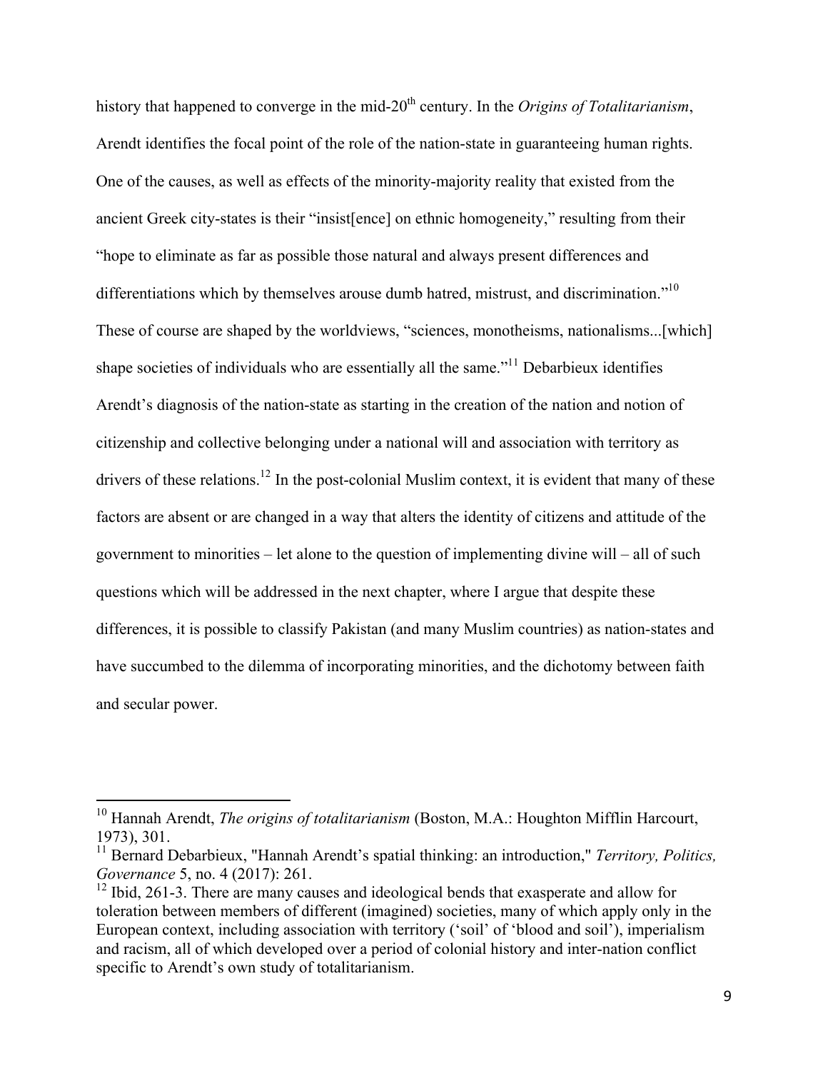history that happened to converge in the mid-20th century. In the *Origins of Totalitarianism*, Arendt identifies the focal point of the role of the nation-state in guaranteeing human rights. One of the causes, as well as effects of the minority-majority reality that existed from the ancient Greek city-states is their "insist[ence] on ethnic homogeneity," resulting from their "hope to eliminate as far as possible those natural and always present differences and differentiations which by themselves arouse dumb hatred, mistrust, and discrimination."[10] These of course are shaped by the worldviews, "sciences, monotheisms, nationalisms...[which] shape societies of individuals who are essentially all the same."[11] Debarbieux identifies Arendt's diagnosis of the nation-state as starting in the creation of the nation and notion of citizenship and collective belonging under a national will and association with territory as drivers of these relations.[12] In the post-colonial Muslim context, it is evident that many of these factors are absent or are changed in a way that alters the identity of citizens and attitude of the government to minorities – let alone to the question of implementing divine will – all of such questions which will be addressed in the next chapter, where I argue that despite these differences, it is possible to classify Pakistan (and many Muslim countries) as nation-states and have succumbed to the dilemma of incorporating minorities, and the dichotomy between faith and secular power.

---

[10] Hannah Arendt, *The origins of totalitarianism* (Boston, M.A.: Houghton Mifflin Harcourt, 1973), 301.

[11] Bernard Debarbieux, "Hannah Arendt's spatial thinking: an introduction," *Territory, Politics, Governance* 5, no. 4 (2017): 261.

[12] Ibid, 261-3. There are many causes and ideological bends that exasperate and allow for toleration between members of different (imagined) societies, many of which apply only in the European context, including association with territory ('soil' of 'blood and soil'), imperialism and racism, all of which developed over a period of colonial history and inter-nation conflict specific to Arendt's own study of totalitarianism.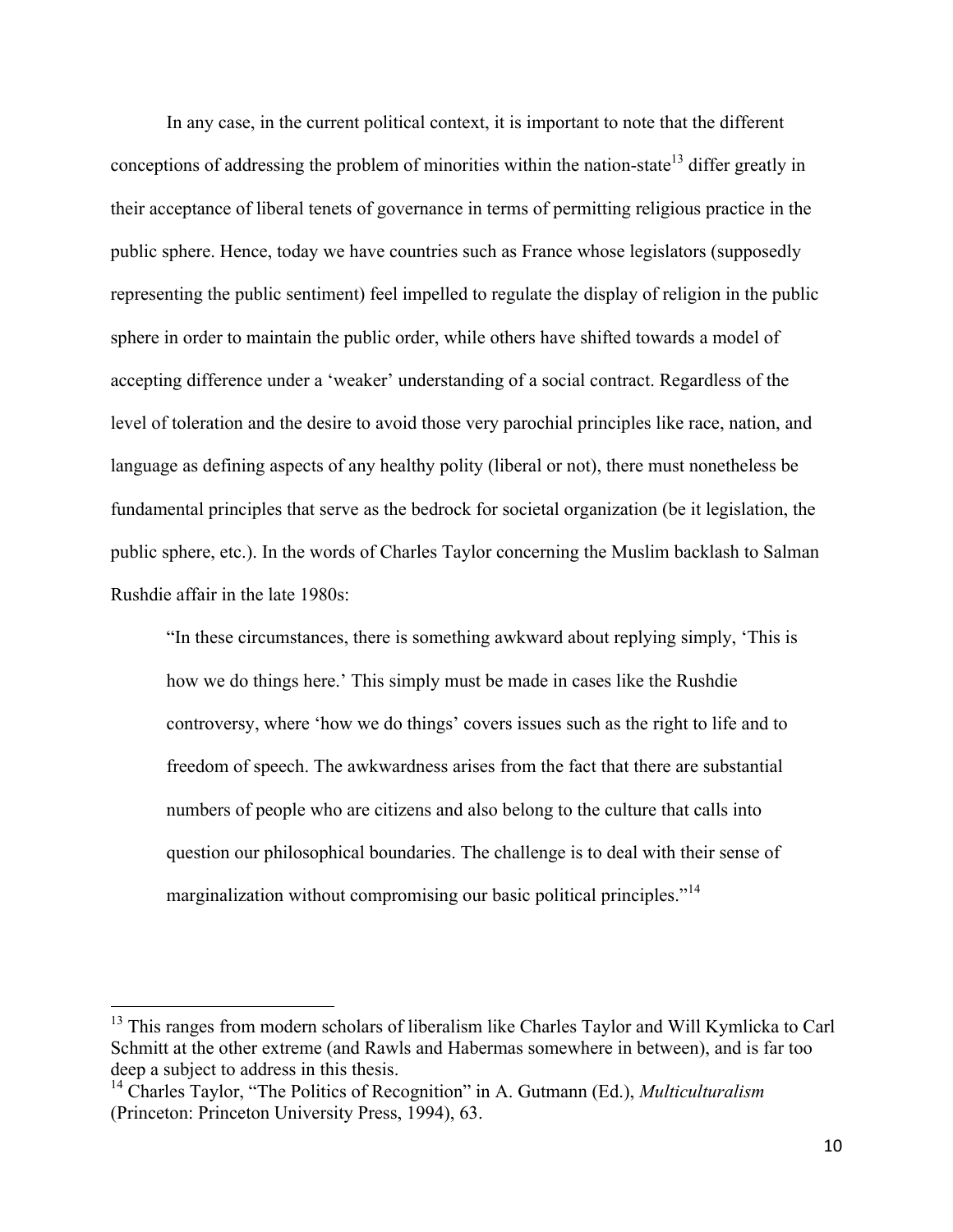In any case, in the current political context, it is important to note that the different conceptions of addressing the problem of minorities within the nation-state[13] differ greatly in their acceptance of liberal tenets of governance in terms of permitting religious practice in the public sphere. Hence, today we have countries such as France whose legislators (supposedly representing the public sentiment) feel impelled to regulate the display of religion in the public sphere in order to maintain the public order, while others have shifted towards a model of accepting difference under a 'weaker' understanding of a social contract. Regardless of the level of toleration and the desire to avoid those very parochial principles like race, nation, and language as defining aspects of any healthy polity (liberal or not), there must nonetheless be fundamental principles that serve as the bedrock for societal organization (be it legislation, the public sphere, etc.). In the words of Charles Taylor concerning the Muslim backlash to Salman Rushdie affair in the late 1980s:

> "In these circumstances, there is something awkward about replying simply, 'This is how we do things here.' This simply must be made in cases like the Rushdie controversy, where 'how we do things' covers issues such as the right to life and to freedom of speech. The awkwardness arises from the fact that there are substantial numbers of people who are citizens and also belong to the culture that calls into question our philosophical boundaries. The challenge is to deal with their sense of marginalization without compromising our basic political principles."[14]

---

[13] This ranges from modern scholars of liberalism like Charles Taylor and Will Kymlicka to Carl Schmitt at the other extreme (and Rawls and Habermas somewhere in between), and is far too deep a subject to address in this thesis.

[14] Charles Taylor, "The Politics of Recognition" in A. Gutmann (Ed.), *Multiculturalism* (Princeton: Princeton University Press, 1994), 63.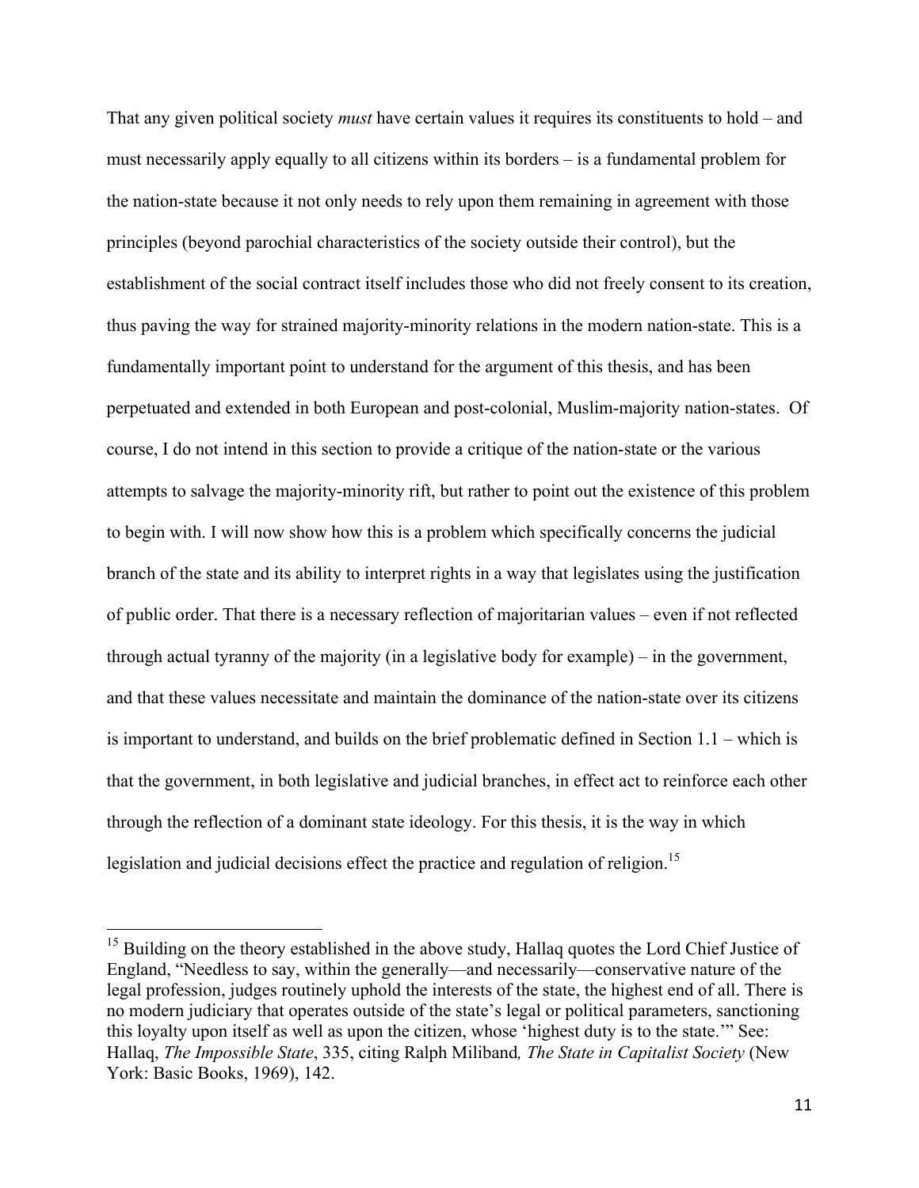That any given political society *must* have certain values it requires its constituents to hold – and must necessarily apply equally to all citizens within its borders – is a fundamental problem for the nation-state because it not only needs to rely upon them remaining in agreement with those principles (beyond parochial characteristics of the society outside their control), but the establishment of the social contract itself includes those who did not freely consent to its creation, thus paving the way for strained majority-minority relations in the modern nation-state. This is a fundamentally important point to understand for the argument of this thesis, and has been perpetuated and extended in both European and post-colonial, Muslim-majority nation-states. Of course, I do not intend in this section to provide a critique of the nation-state or the various attempts to salvage the majority-minority rift, but rather to point out the existence of this problem to begin with. I will now show how this is a problem which specifically concerns the judicial branch of the state and its ability to interpret rights in a way that legislates using the justification of public order. That there is a necessary reflection of majoritarian values – even if not reflected through actual tyranny of the majority (in a legislative body for example) – in the government, and that these values necessitate and maintain the dominance of the nation-state over its citizens is important to understand, and builds on the brief problematic defined in Section 1.1 – which is that the government, in both legislative and judicial branches, in effect act to reinforce each other through the reflection of a dominant state ideology. For this thesis, it is the way in which legislation and judicial decisions effect the practice and regulation of religion.[15]

---

[15] Building on the theory established in the above study, Hallaq quotes the Lord Chief Justice of England, "Needless to say, within the generally—and necessarily—conservative nature of the legal profession, judges routinely uphold the interests of the state, the highest end of all. There is no modern judiciary that operates outside of the state's legal or political parameters, sanctioning this loyalty upon itself as well as upon the citizen, whose 'highest duty is to the state.'" See: Hallaq, *The Impossible State*, 335, citing Ralph Miliband*, The State in Capitalist Society* (New York: Basic Books, 1969), 142.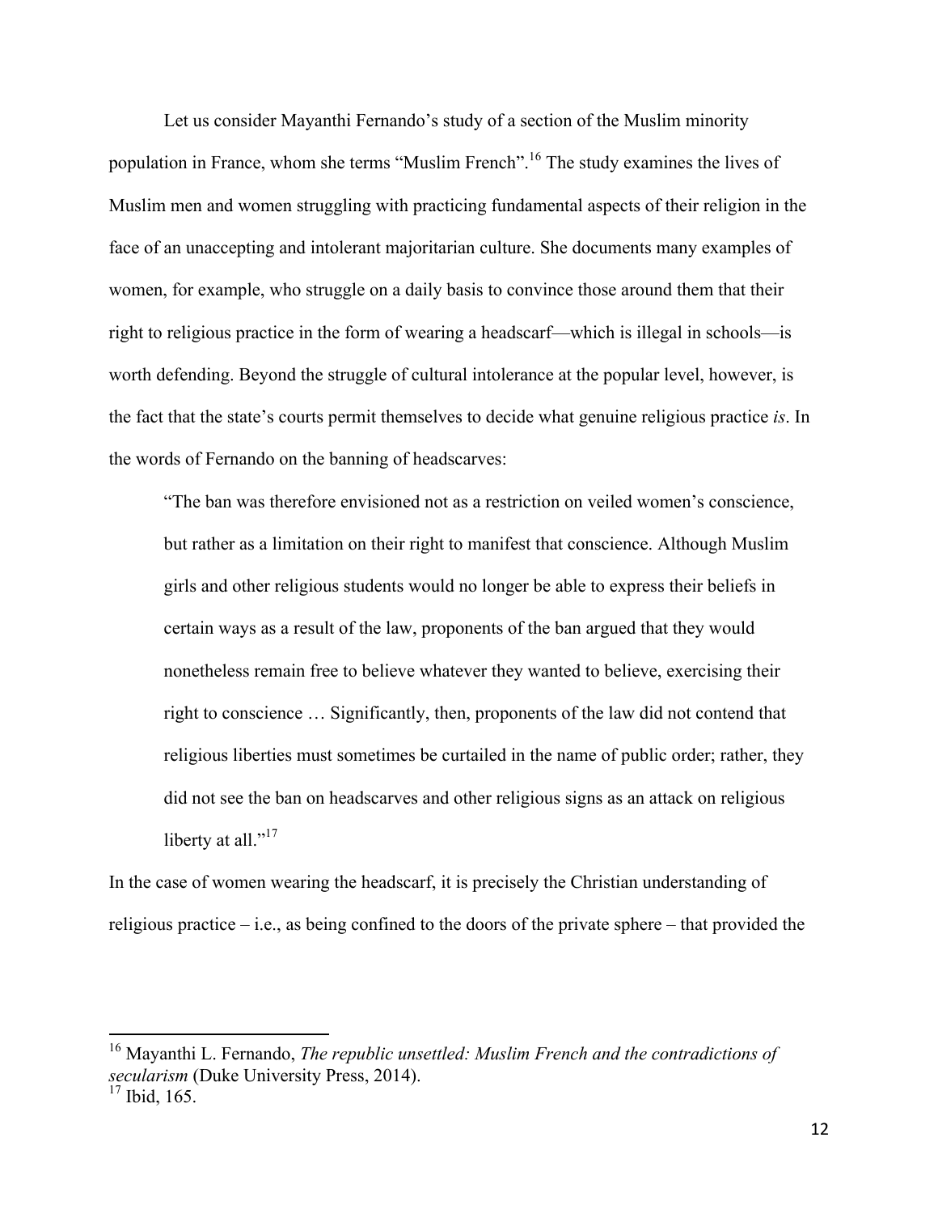Let us consider Mayanthi Fernando's study of a section of the Muslim minority population in France, whom she terms "Muslim French".[16] The study examines the lives of Muslim men and women struggling with practicing fundamental aspects of their religion in the face of an unaccepting and intolerant majoritarian culture. She documents many examples of women, for example, who struggle on a daily basis to convince those around them that their right to religious practice in the form of wearing a headscarf—which is illegal in schools—is worth defending. Beyond the struggle of cultural intolerance at the popular level, however, is the fact that the state's courts permit themselves to decide what genuine religious practice *is*. In the words of Fernando on the banning of headscarves:

> "The ban was therefore envisioned not as a restriction on veiled women's conscience, but rather as a limitation on their right to manifest that conscience. Although Muslim girls and other religious students would no longer be able to express their beliefs in certain ways as a result of the law, proponents of the ban argued that they would nonetheless remain free to believe whatever they wanted to believe, exercising their right to conscience … Significantly, then, proponents of the law did not contend that religious liberties must sometimes be curtailed in the name of public order; rather, they did not see the ban on headscarves and other religious signs as an attack on religious liberty at all."[17]

In the case of women wearing the headscarf, it is precisely the Christian understanding of religious practice – i.e., as being confined to the doors of the private sphere – that provided the

---

[16] Mayanthi L. Fernando, *The republic unsettled: Muslim French and the contradictions of secularism* (Duke University Press, 2014).

[17] Ibid, 165.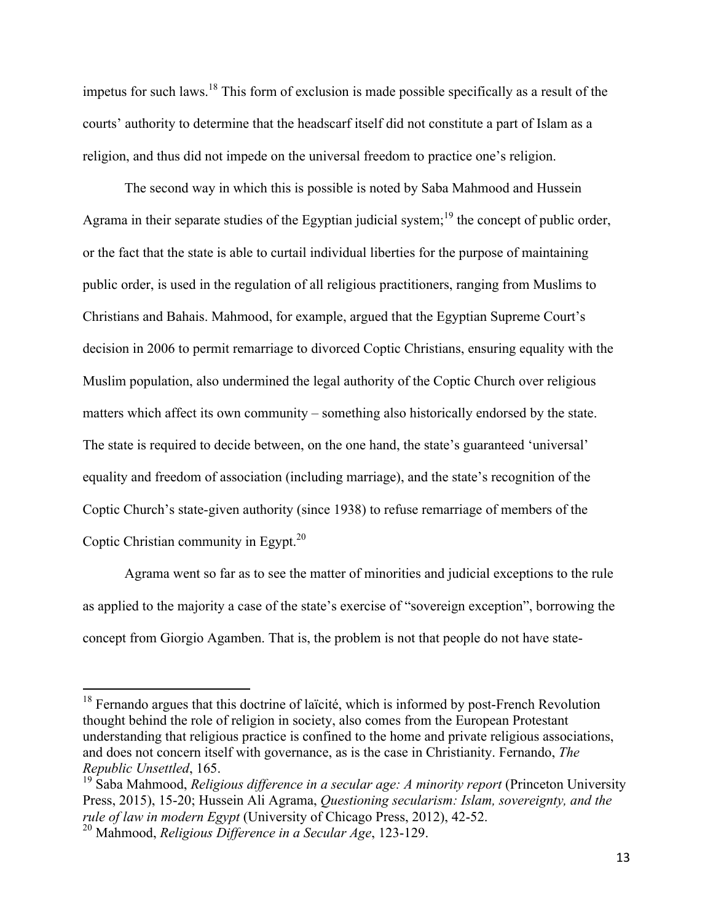impetus for such laws.[18] This form of exclusion is made possible specifically as a result of the courts' authority to determine that the headscarf itself did not constitute a part of Islam as a religion, and thus did not impede on the universal freedom to practice one's religion.

The second way in which this is possible is noted by Saba Mahmood and Hussein Agrama in their separate studies of the Egyptian judicial system;[19] the concept of public order, or the fact that the state is able to curtail individual liberties for the purpose of maintaining public order, is used in the regulation of all religious practitioners, ranging from Muslims to Christians and Bahais. Mahmood, for example, argued that the Egyptian Supreme Court's decision in 2006 to permit remarriage to divorced Coptic Christians, ensuring equality with the Muslim population, also undermined the legal authority of the Coptic Church over religious matters which affect its own community – something also historically endorsed by the state. The state is required to decide between, on the one hand, the state's guaranteed 'universal' equality and freedom of association (including marriage), and the state's recognition of the Coptic Church's state-given authority (since 1938) to refuse remarriage of members of the Coptic Christian community in Egypt.[20]

Agrama went so far as to see the matter of minorities and judicial exceptions to the rule as applied to the majority a case of the state's exercise of "sovereign exception", borrowing the concept from Giorgio Agamben. That is, the problem is not that people do not have state-

---

[18] Fernando argues that this doctrine of laïcité, which is informed by post-French Revolution thought behind the role of religion in society, also comes from the European Protestant understanding that religious practice is confined to the home and private religious associations, and does not concern itself with governance, as is the case in Christianity. Fernando, *The Republic Unsettled*, 165.

[19] Saba Mahmood, *Religious difference in a secular age: A minority report* (Princeton University Press, 2015), 15-20; Hussein Ali Agrama, *Questioning secularism: Islam, sovereignty, and the rule of law in modern Egypt* (University of Chicago Press, 2012), 42-52.

[20] Mahmood, *Religious Difference in a Secular Age*, 123-129.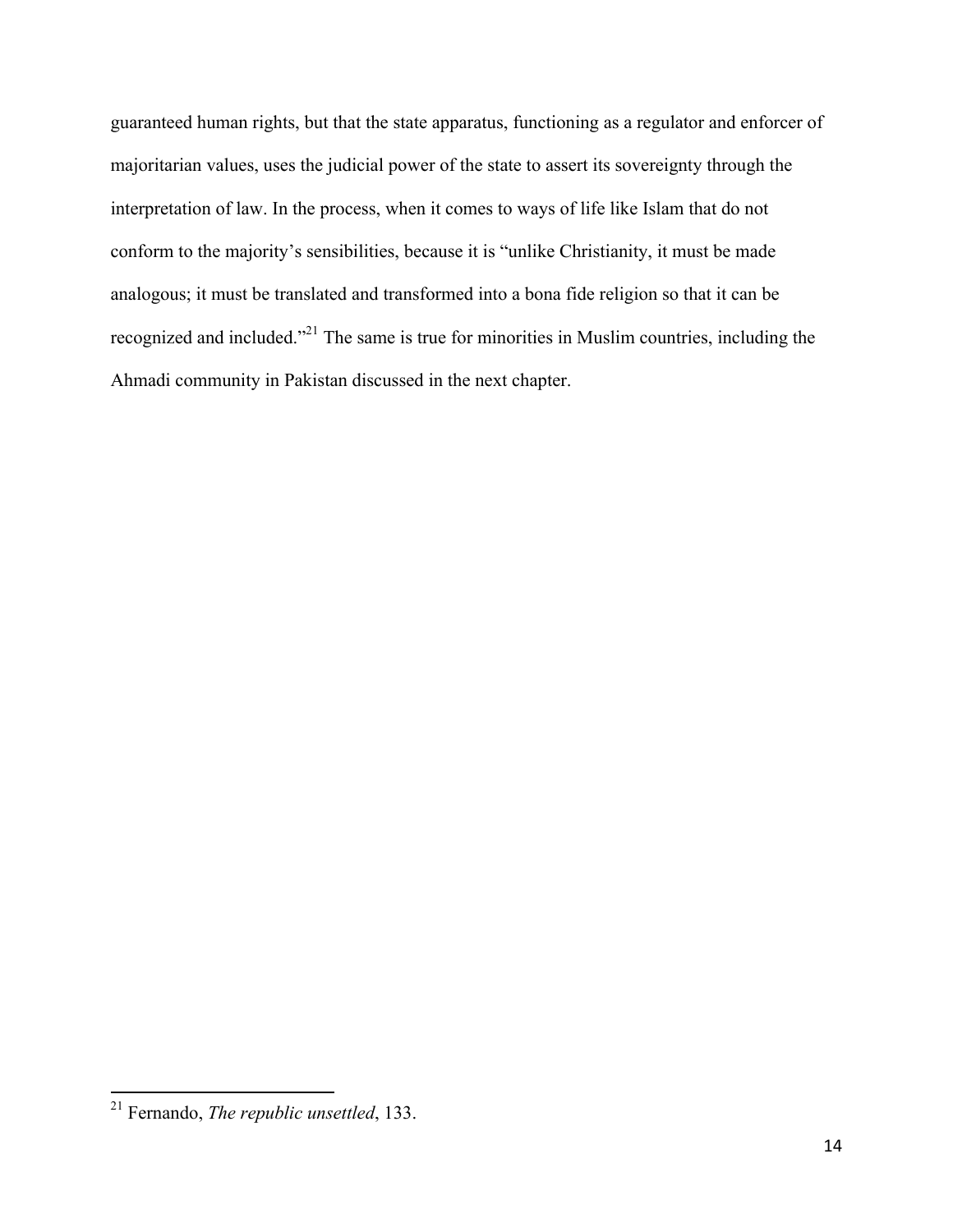guaranteed human rights, but that the state apparatus, functioning as a regulator and enforcer of majoritarian values, uses the judicial power of the state to assert its sovereignty through the interpretation of law. In the process, when it comes to ways of life like Islam that do not conform to the majority's sensibilities, because it is "unlike Christianity, it must be made analogous; it must be translated and transformed into a bona fide religion so that it can be recognized and included."[21] The same is true for minorities in Muslim countries, including the Ahmadi community in Pakistan discussed in the next chapter.

[21] Fernando, *The republic unsettled*, 133.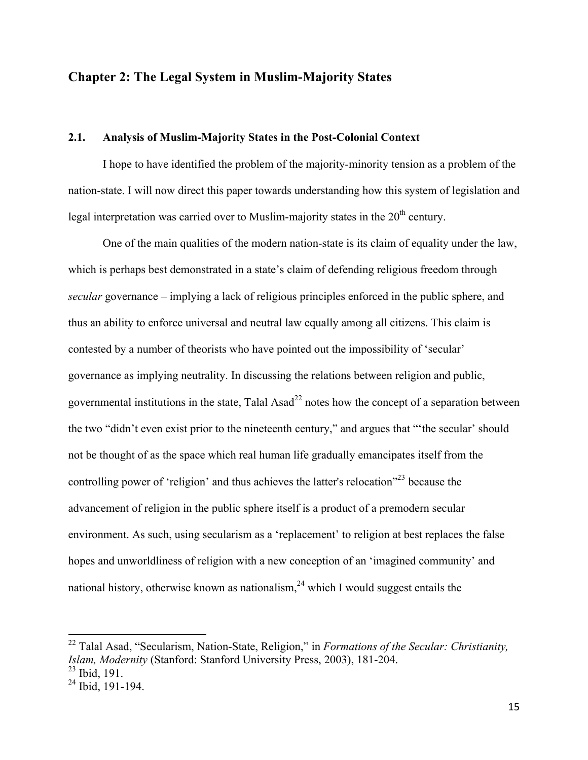## Chapter 2: The Legal System in Muslim-Majority States

### 2.1. Analysis of Muslim-Majority States in the Post-Colonial Context

I hope to have identified the problem of the majority-minority tension as a problem of the nation-state. I will now direct this paper towards understanding how this system of legislation and legal interpretation was carried over to Muslim-majority states in the 20th century.

One of the main qualities of the modern nation-state is its claim of equality under the law, which is perhaps best demonstrated in a state's claim of defending religious freedom through *secular* governance – implying a lack of religious principles enforced in the public sphere, and thus an ability to enforce universal and neutral law equally among all citizens. This claim is contested by a number of theorists who have pointed out the impossibility of 'secular' governance as implying neutrality. In discussing the relations between religion and public, governmental institutions in the state, Talal Asad[22] notes how the concept of a separation between the two "didn't even exist prior to the nineteenth century," and argues that "'the secular' should not be thought of as the space which real human life gradually emancipates itself from the controlling power of 'religion' and thus achieves the latter's relocation"[23] because the advancement of religion in the public sphere itself is a product of a premodern secular environment. As such, using secularism as a 'replacement' to religion at best replaces the false hopes and unworldliness of religion with a new conception of an 'imagined community' and national history, otherwise known as nationalism,[24] which I would suggest entails the

---

[22] Talal Asad, "Secularism, Nation-State, Religion," in *Formations of the Secular: Christianity, Islam, Modernity* (Stanford: Stanford University Press, 2003), 181-204.

[23] Ibid, 191.

[24] Ibid, 191-194.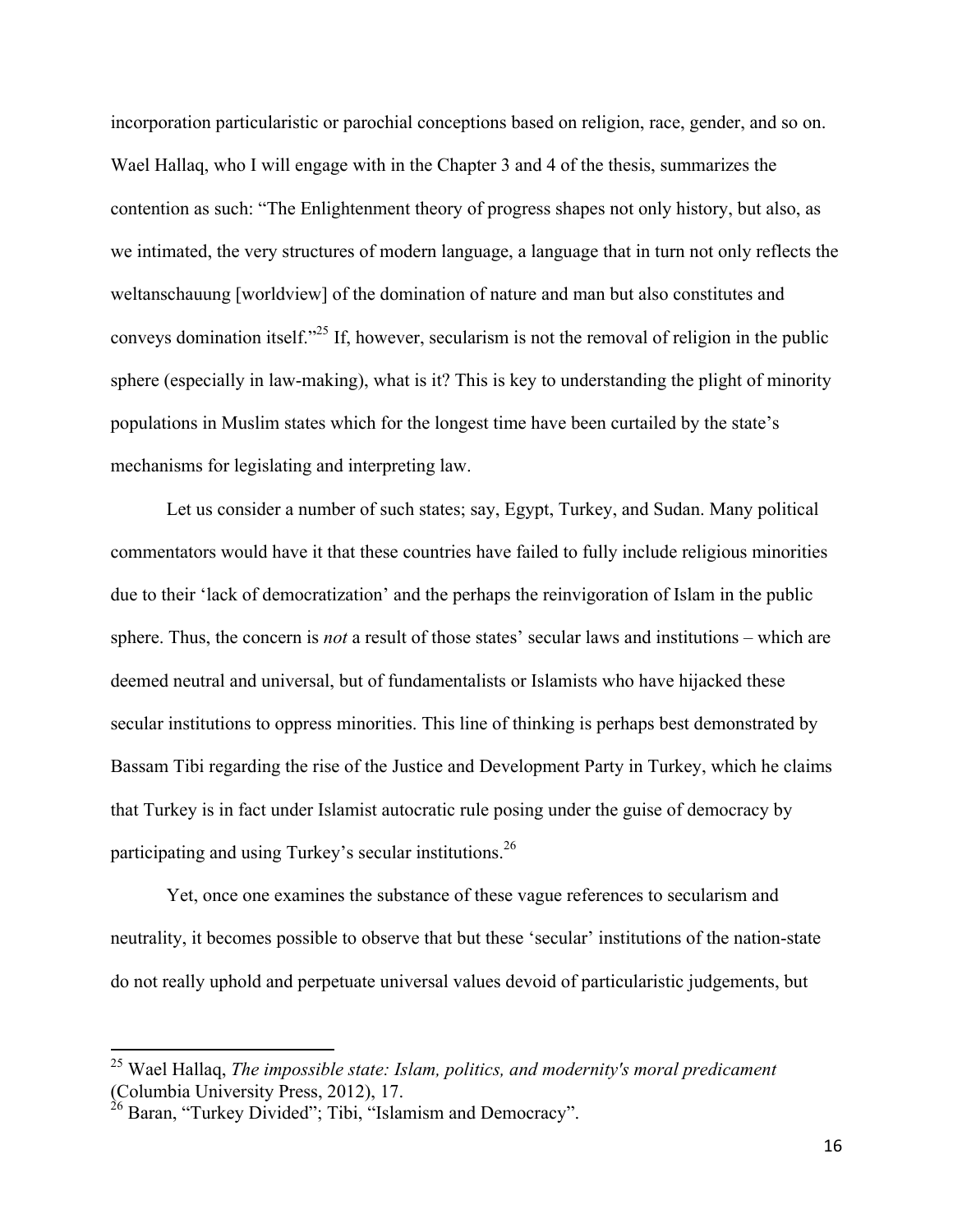incorporation particularistic or parochial conceptions based on religion, race, gender, and so on. Wael Hallaq, who I will engage with in the Chapter 3 and 4 of the thesis, summarizes the contention as such: "The Enlightenment theory of progress shapes not only history, but also, as we intimated, the very structures of modern language, a language that in turn not only reflects the weltanschauung [worldview] of the domination of nature and man but also constitutes and conveys domination itself."[25] If, however, secularism is not the removal of religion in the public sphere (especially in law-making), what is it? This is key to understanding the plight of minority populations in Muslim states which for the longest time have been curtailed by the state's mechanisms for legislating and interpreting law.

Let us consider a number of such states; say, Egypt, Turkey, and Sudan. Many political commentators would have it that these countries have failed to fully include religious minorities due to their 'lack of democratization' and the perhaps the reinvigoration of Islam in the public sphere. Thus, the concern is *not* a result of those states' secular laws and institutions – which are deemed neutral and universal, but of fundamentalists or Islamists who have hijacked these secular institutions to oppress minorities. This line of thinking is perhaps best demonstrated by Bassam Tibi regarding the rise of the Justice and Development Party in Turkey, which he claims that Turkey is in fact under Islamist autocratic rule posing under the guise of democracy by participating and using Turkey's secular institutions.[26]

Yet, once one examines the substance of these vague references to secularism and neutrality, it becomes possible to observe that but these 'secular' institutions of the nation-state do not really uphold and perpetuate universal values devoid of particularistic judgements, but

---

[25] Wael Hallaq, *The impossible state: Islam, politics, and modernity's moral predicament* (Columbia University Press, 2012), 17.

[26] Baran, "Turkey Divided"; Tibi, "Islamism and Democracy".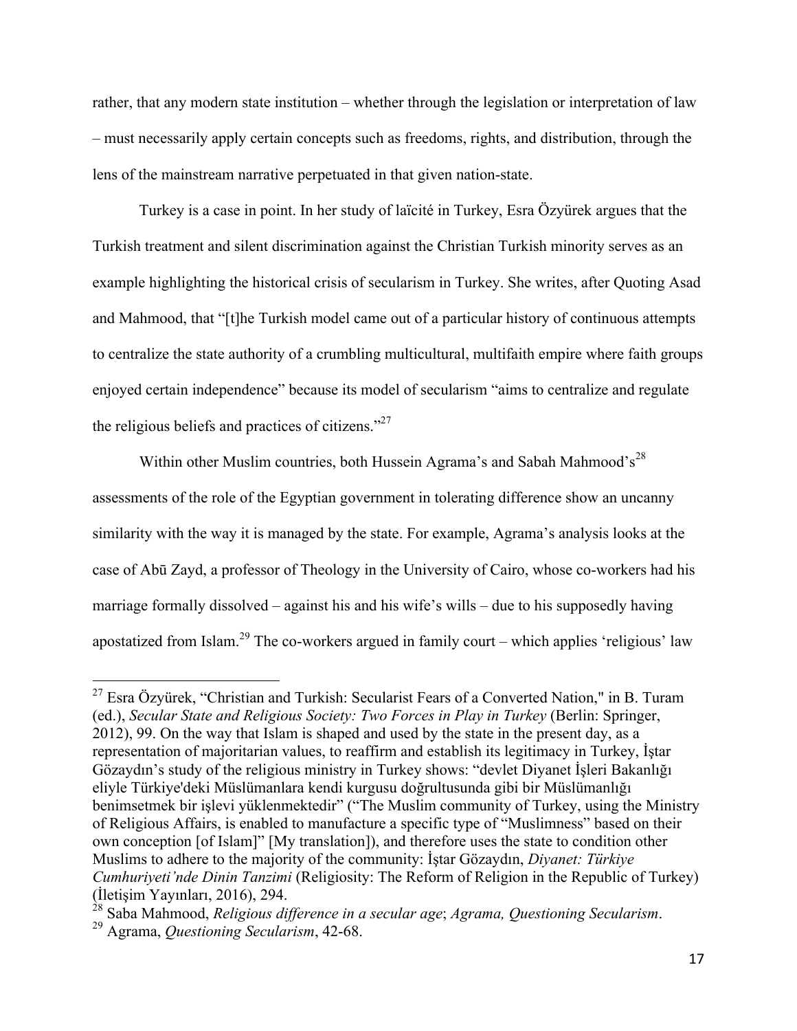rather, that any modern state institution – whether through the legislation or interpretation of law – must necessarily apply certain concepts such as freedoms, rights, and distribution, through the lens of the mainstream narrative perpetuated in that given nation-state.

Turkey is a case in point. In her study of laïcité in Turkey, Esra Özyürek argues that the Turkish treatment and silent discrimination against the Christian Turkish minority serves as an example highlighting the historical crisis of secularism in Turkey. She writes, after Quoting Asad and Mahmood, that "[t]he Turkish model came out of a particular history of continuous attempts to centralize the state authority of a crumbling multicultural, multifaith empire where faith groups enjoyed certain independence" because its model of secularism "aims to centralize and regulate the religious beliefs and practices of citizens."[27]

Within other Muslim countries, both Hussein Agrama's and Sabah Mahmood's[28] assessments of the role of the Egyptian government in tolerating difference show an uncanny similarity with the way it is managed by the state. For example, Agrama's analysis looks at the case of Abū Zayd, a professor of Theology in the University of Cairo, whose co-workers had his marriage formally dissolved – against his and his wife's wills – due to his supposedly having apostatized from Islam.[29] The co-workers argued in family court – which applies 'religious' law

---

[27] Esra Özyürek, "Christian and Turkish: Secularist Fears of a Converted Nation," in B. Turam (ed.), *Secular State and Religious Society: Two Forces in Play in Turkey* (Berlin: Springer, 2012), 99. On the way that Islam is shaped and used by the state in the present day, as a representation of majoritarian values, to reaffirm and establish its legitimacy in Turkey, İştar Gözaydın's study of the religious ministry in Turkey shows: "devlet Diyanet İşleri Bakanlığı eliyle Türkiye'deki Müslümanlara kendi kurgusu doğrultusunda gibi bir Müslümanlığı benimsetmek bir işlevi yüklenmektedir" ("The Muslim community of Turkey, using the Ministry of Religious Affairs, is enabled to manufacture a specific type of "Muslimness" based on their own conception [of Islam]" [My translation]), and therefore uses the state to condition other Muslims to adhere to the majority of the community: İştar Gözaydın, *Diyanet: Türkiye Cumhuriyeti'nde Dinin Tanzimi* (Religiosity: The Reform of Religion in the Republic of Turkey) (İletişim Yayınları, 2016), 294.

[28] Saba Mahmood, *Religious difference in a secular age*; *Agrama, Questioning Secularism*.

[29] Agrama, *Questioning Secularism*, 42-68.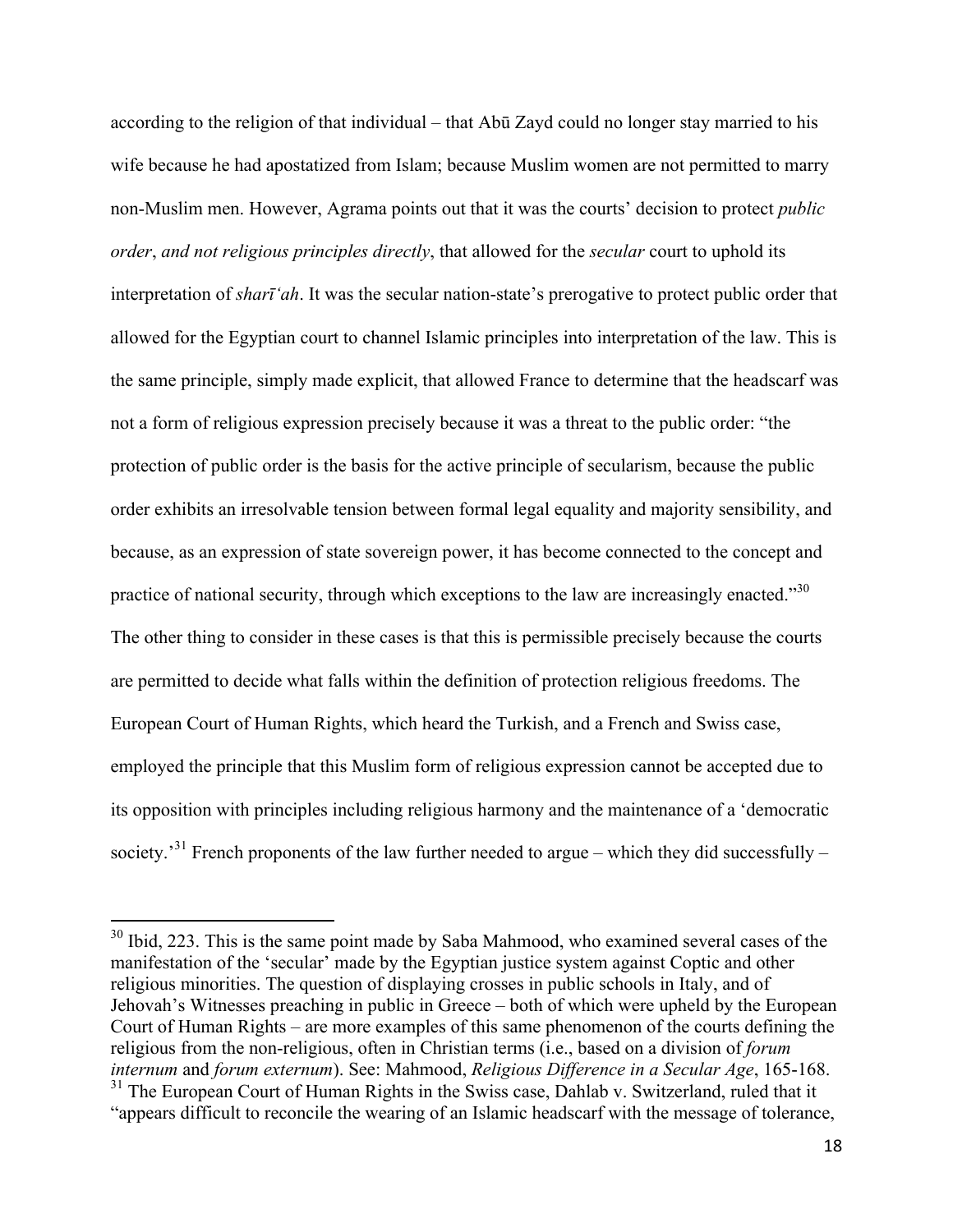according to the religion of that individual – that Abū Zayd could no longer stay married to his wife because he had apostatized from Islam; because Muslim women are not permitted to marry non-Muslim men. However, Agrama points out that it was the courts' decision to protect *public order*, *and not religious principles directly*, that allowed for the *secular* court to uphold its interpretation of *sharī'ah*. It was the secular nation-state's prerogative to protect public order that allowed for the Egyptian court to channel Islamic principles into interpretation of the law. This is the same principle, simply made explicit, that allowed France to determine that the headscarf was not a form of religious expression precisely because it was a threat to the public order: "the protection of public order is the basis for the active principle of secularism, because the public order exhibits an irresolvable tension between formal legal equality and majority sensibility, and because, as an expression of state sovereign power, it has become connected to the concept and practice of national security, through which exceptions to the law are increasingly enacted."[30] The other thing to consider in these cases is that this is permissible precisely because the courts are permitted to decide what falls within the definition of protection religious freedoms. The European Court of Human Rights, which heard the Turkish, and a French and Swiss case, employed the principle that this Muslim form of religious expression cannot be accepted due to its opposition with principles including religious harmony and the maintenance of a 'democratic society.'[31] French proponents of the law further needed to argue – which they did successfully –

---

[30] Ibid, 223. This is the same point made by Saba Mahmood, who examined several cases of the manifestation of the 'secular' made by the Egyptian justice system against Coptic and other religious minorities. The question of displaying crosses in public schools in Italy, and of Jehovah's Witnesses preaching in public in Greece – both of which were upheld by the European Court of Human Rights – are more examples of this same phenomenon of the courts defining the religious from the non-religious, often in Christian terms (i.e., based on a division of *forum internum* and *forum externum*). See: Mahmood, *Religious Difference in a Secular Age*, 165-168.

[31] The European Court of Human Rights in the Swiss case, Dahlab v. Switzerland, ruled that it "appears difficult to reconcile the wearing of an Islamic headscarf with the message of tolerance,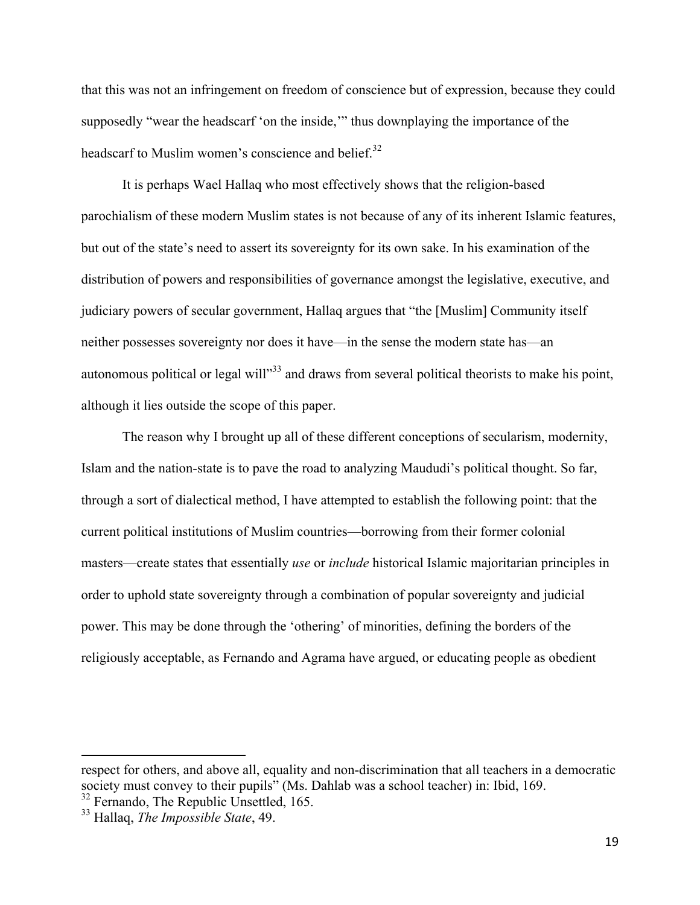that this was not an infringement on freedom of conscience but of expression, because they could supposedly "wear the headscarf 'on the inside,'" thus downplaying the importance of the headscarf to Muslim women's conscience and belief.[32]

It is perhaps Wael Hallaq who most effectively shows that the religion-based parochialism of these modern Muslim states is not because of any of its inherent Islamic features, but out of the state's need to assert its sovereignty for its own sake. In his examination of the distribution of powers and responsibilities of governance amongst the legislative, executive, and judiciary powers of secular government, Hallaq argues that "the [Muslim] Community itself neither possesses sovereignty nor does it have—in the sense the modern state has—an autonomous political or legal will"[33] and draws from several political theorists to make his point, although it lies outside the scope of this paper.

The reason why I brought up all of these different conceptions of secularism, modernity, Islam and the nation-state is to pave the road to analyzing Maududi's political thought. So far, through a sort of dialectical method, I have attempted to establish the following point: that the current political institutions of Muslim countries—borrowing from their former colonial masters—create states that essentially *use* or *include* historical Islamic majoritarian principles in order to uphold state sovereignty through a combination of popular sovereignty and judicial power. This may be done through the 'othering' of minorities, defining the borders of the religiously acceptable, as Fernando and Agrama have argued, or educating people as obedient

---

respect for others, and above all, equality and non-discrimination that all teachers in a democratic society must convey to their pupils" (Ms. Dahlab was a school teacher) in: Ibid, 169.

[32] Fernando, The Republic Unsettled, 165.

[33] Hallaq, *The Impossible State*, 49.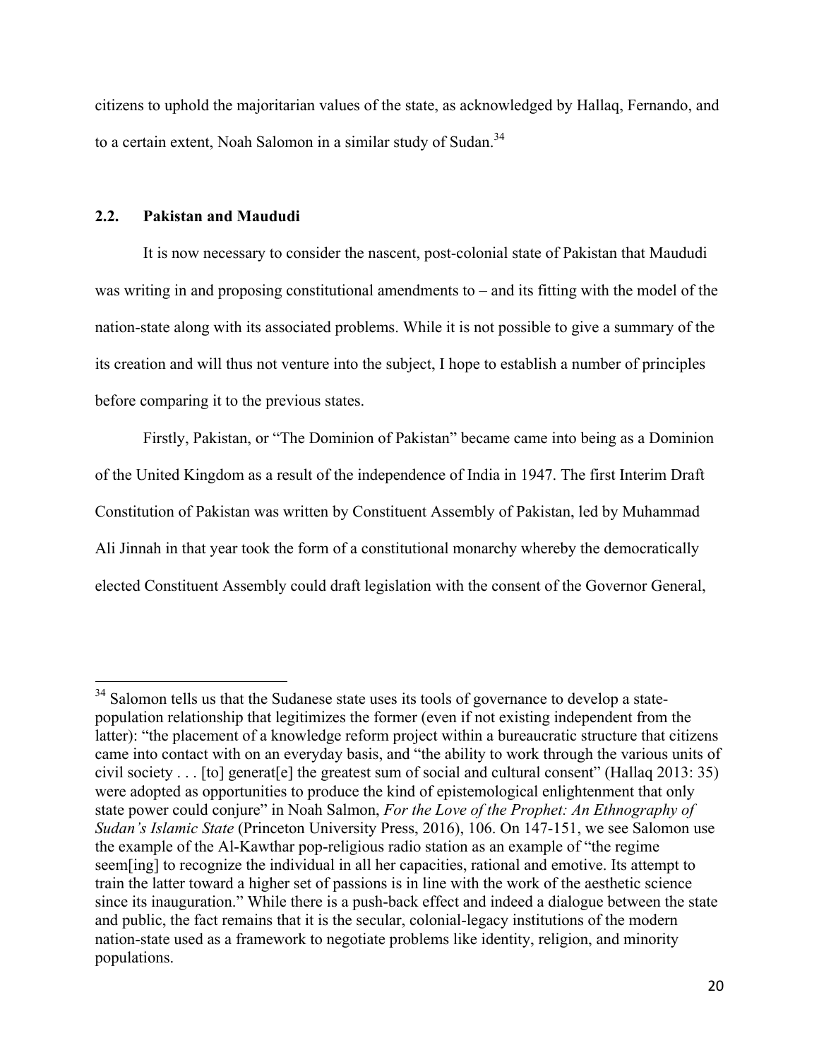citizens to uphold the majoritarian values of the state, as acknowledged by Hallaq, Fernando, and to a certain extent, Noah Salomon in a similar study of Sudan.[34]

## 2.2. Pakistan and Maududi

It is now necessary to consider the nascent, post-colonial state of Pakistan that Maududi was writing in and proposing constitutional amendments to – and its fitting with the model of the nation-state along with its associated problems. While it is not possible to give a summary of the its creation and will thus not venture into the subject, I hope to establish a number of principles before comparing it to the previous states.

Firstly, Pakistan, or "The Dominion of Pakistan" became came into being as a Dominion of the United Kingdom as a result of the independence of India in 1947. The first Interim Draft Constitution of Pakistan was written by Constituent Assembly of Pakistan, led by Muhammad Ali Jinnah in that year took the form of a constitutional monarchy whereby the democratically elected Constituent Assembly could draft legislation with the consent of the Governor General,

---

[34] Salomon tells us that the Sudanese state uses its tools of governance to develop a state-population relationship that legitimizes the former (even if not existing independent from the latter): "the placement of a knowledge reform project within a bureaucratic structure that citizens came into contact with on an everyday basis, and "the ability to work through the various units of civil society . . . [to] generat[e] the greatest sum of social and cultural consent" (Hallaq 2013: 35) were adopted as opportunities to produce the kind of epistemological enlightenment that only state power could conjure" in Noah Salmon, *For the Love of the Prophet: An Ethnography of Sudan's Islamic State* (Princeton University Press, 2016), 106. On 147-151, we see Salomon use the example of the Al-Kawthar pop-religious radio station as an example of "the regime seem[ing] to recognize the individual in all her capacities, rational and emotive. Its attempt to train the latter toward a higher set of passions is in line with the work of the aesthetic science since its inauguration." While there is a push-back effect and indeed a dialogue between the state and public, the fact remains that it is the secular, colonial-legacy institutions of the modern nation-state used as a framework to negotiate problems like identity, religion, and minority populations.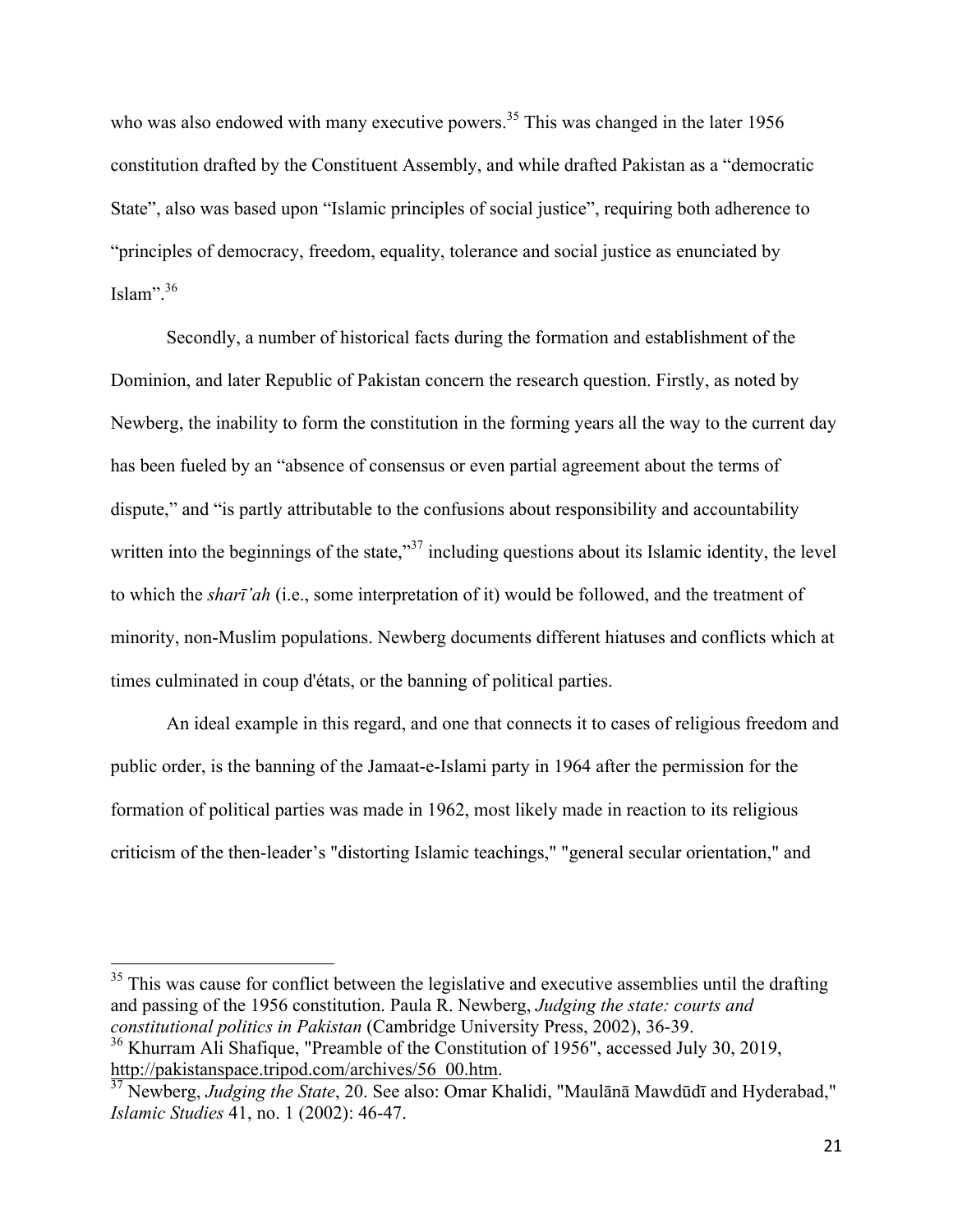who was also endowed with many executive powers.[35] This was changed in the later 1956 constitution drafted by the Constituent Assembly, and while drafted Pakistan as a "democratic State", also was based upon "Islamic principles of social justice", requiring both adherence to "principles of democracy, freedom, equality, tolerance and social justice as enunciated by Islam".[36]

Secondly, a number of historical facts during the formation and establishment of the Dominion, and later Republic of Pakistan concern the research question. Firstly, as noted by Newberg, the inability to form the constitution in the forming years all the way to the current day has been fueled by an "absence of consensus or even partial agreement about the terms of dispute," and "is partly attributable to the confusions about responsibility and accountability written into the beginnings of the state,"[37] including questions about its Islamic identity, the level to which the *sharī'ah* (i.e., some interpretation of it) would be followed, and the treatment of minority, non-Muslim populations. Newberg documents different hiatuses and conflicts which at times culminated in coup d'états, or the banning of political parties.

An ideal example in this regard, and one that connects it to cases of religious freedom and public order, is the banning of the Jamaat-e-Islami party in 1964 after the permission for the formation of political parties was made in 1962, most likely made in reaction to its religious criticism of the then-leader's "distorting Islamic teachings," "general secular orientation," and

---

[35] This was cause for conflict between the legislative and executive assemblies until the drafting and passing of the 1956 constitution. Paula R. Newberg, *Judging the state: courts and constitutional politics in Pakistan* (Cambridge University Press, 2002), 36-39.

[36] Khurram Ali Shafique, "Preamble of the Constitution of 1956", accessed July 30, 2019, http://pakistanspace.tripod.com/archives/56_00.htm.

[37] Newberg, *Judging the State*, 20. See also: Omar Khalidi, "Maulānā Mawdūdī and Hyderabad," *Islamic Studies* 41, no. 1 (2002): 46-47.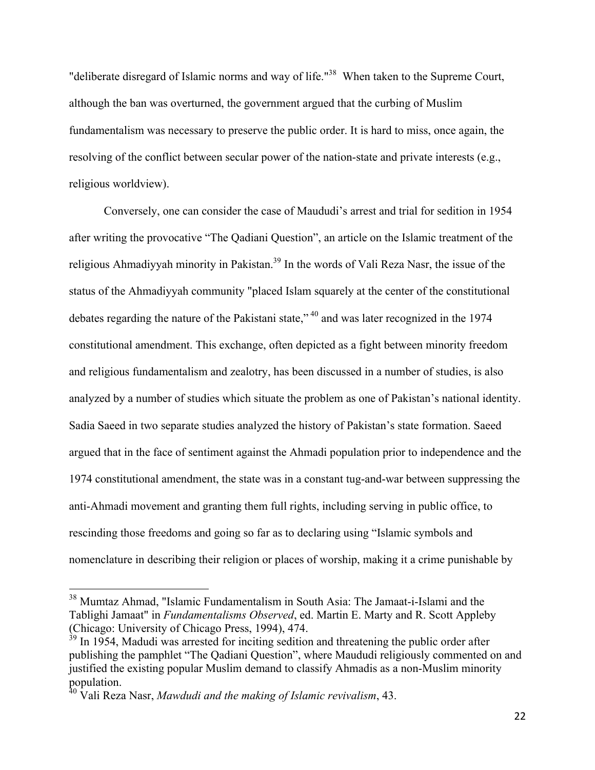"deliberate disregard of Islamic norms and way of life."[38] When taken to the Supreme Court, although the ban was overturned, the government argued that the curbing of Muslim fundamentalism was necessary to preserve the public order. It is hard to miss, once again, the resolving of the conflict between secular power of the nation-state and private interests (e.g., religious worldview).

Conversely, one can consider the case of Maududi's arrest and trial for sedition in 1954 after writing the provocative "The Qadiani Question", an article on the Islamic treatment of the religious Ahmadiyyah minority in Pakistan.[39] In the words of Vali Reza Nasr, the issue of the status of the Ahmadiyyah community "placed Islam squarely at the center of the constitutional debates regarding the nature of the Pakistani state,"[40] and was later recognized in the 1974 constitutional amendment. This exchange, often depicted as a fight between minority freedom and religious fundamentalism and zealotry, has been discussed in a number of studies, is also analyzed by a number of studies which situate the problem as one of Pakistan's national identity. Sadia Saeed in two separate studies analyzed the history of Pakistan's state formation. Saeed argued that in the face of sentiment against the Ahmadi population prior to independence and the 1974 constitutional amendment, the state was in a constant tug-and-war between suppressing the anti-Ahmadi movement and granting them full rights, including serving in public office, to rescinding those freedoms and going so far as to declaring using "Islamic symbols and nomenclature in describing their religion or places of worship, making it a crime punishable by

---

[38] Mumtaz Ahmad, "Islamic Fundamentalism in South Asia: The Jamaat-i-Islami and the Tablighi Jamaat" in *Fundamentalisms Observed*, ed. Martin E. Marty and R. Scott Appleby (Chicago: University of Chicago Press, 1994), 474.

[39] In 1954, Madudi was arrested for inciting sedition and threatening the public order after publishing the pamphlet "The Qadiani Question", where Maududi religiously commented on and justified the existing popular Muslim demand to classify Ahmadis as a non-Muslim minority population.

[40] Vali Reza Nasr, *Mawdudi and the making of Islamic revivalism*, 43.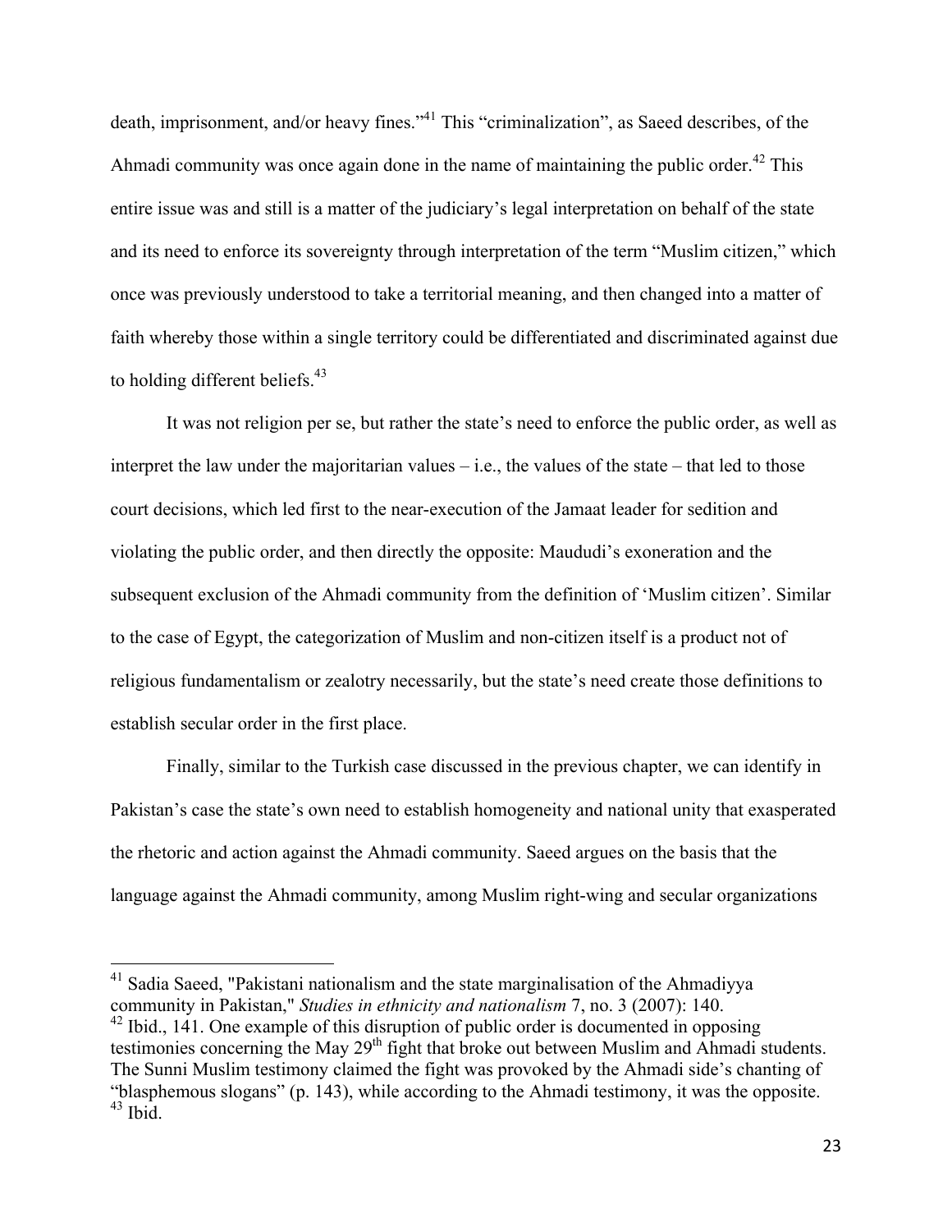death, imprisonment, and/or heavy fines."[41] This "criminalization", as Saeed describes, of the Ahmadi community was once again done in the name of maintaining the public order.[42] This entire issue was and still is a matter of the judiciary's legal interpretation on behalf of the state and its need to enforce its sovereignty through interpretation of the term "Muslim citizen," which once was previously understood to take a territorial meaning, and then changed into a matter of faith whereby those within a single territory could be differentiated and discriminated against due to holding different beliefs.[43]

It was not religion per se, but rather the state's need to enforce the public order, as well as interpret the law under the majoritarian values – i.e., the values of the state – that led to those court decisions, which led first to the near-execution of the Jamaat leader for sedition and violating the public order, and then directly the opposite: Maududi's exoneration and the subsequent exclusion of the Ahmadi community from the definition of 'Muslim citizen'. Similar to the case of Egypt, the categorization of Muslim and non-citizen itself is a product not of religious fundamentalism or zealotry necessarily, but the state's need create those definitions to establish secular order in the first place.

Finally, similar to the Turkish case discussed in the previous chapter, we can identify in Pakistan's case the state's own need to establish homogeneity and national unity that exasperated the rhetoric and action against the Ahmadi community. Saeed argues on the basis that the language against the Ahmadi community, among Muslim right-wing and secular organizations

---

[41] Sadia Saeed, "Pakistani nationalism and the state marginalisation of the Ahmadiyya community in Pakistan," *Studies in ethnicity and nationalism* 7, no. 3 (2007): 140.

[42] Ibid., 141. One example of this disruption of public order is documented in opposing testimonies concerning the May 29th fight that broke out between Muslim and Ahmadi students. The Sunni Muslim testimony claimed the fight was provoked by the Ahmadi side's chanting of "blasphemous slogans" (p. 143), while according to the Ahmadi testimony, it was the opposite.

[43] Ibid.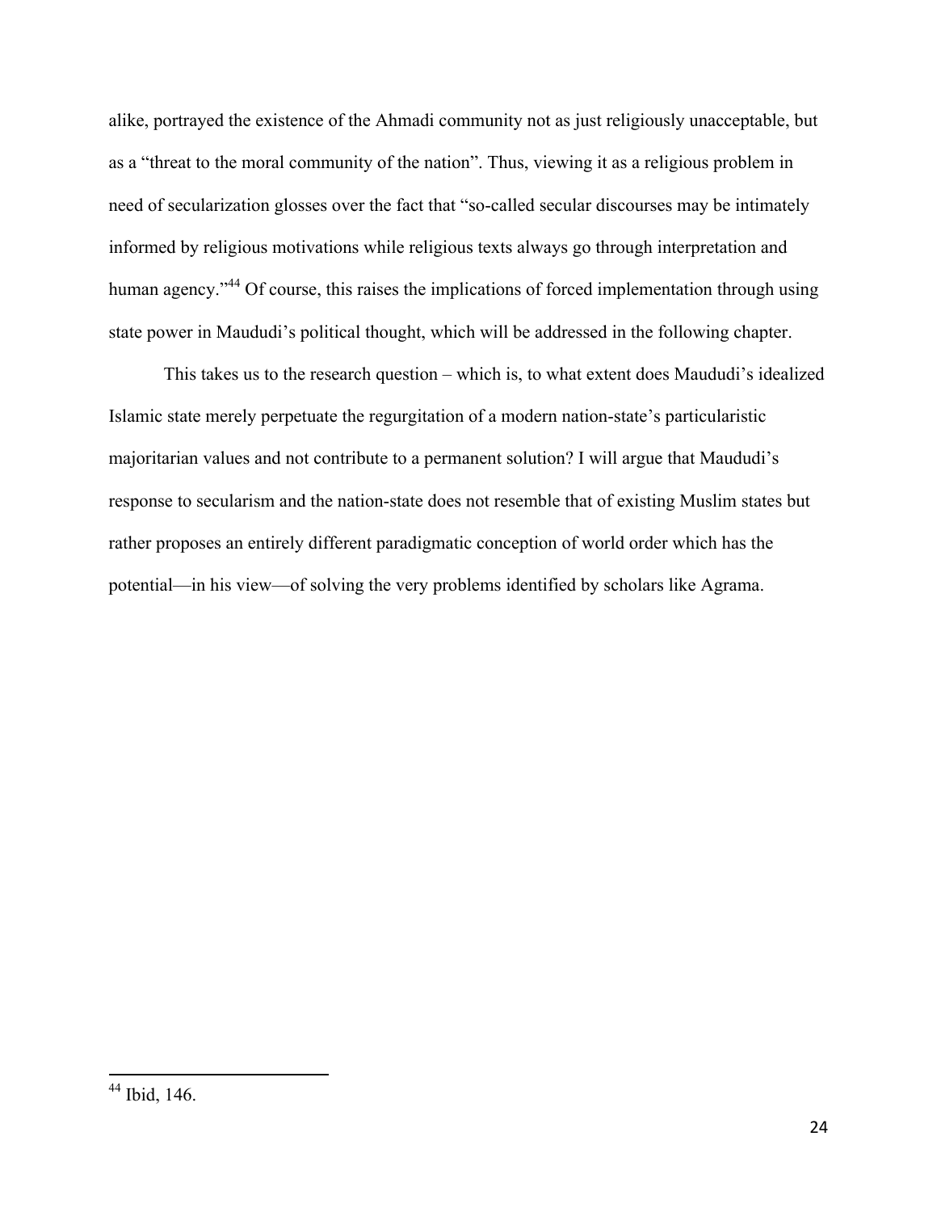alike, portrayed the existence of the Ahmadi community not as just religiously unacceptable, but as a "threat to the moral community of the nation". Thus, viewing it as a religious problem in need of secularization glosses over the fact that "so-called secular discourses may be intimately informed by religious motivations while religious texts always go through interpretation and human agency."[44] Of course, this raises the implications of forced implementation through using state power in Maududi's political thought, which will be addressed in the following chapter.

This takes us to the research question – which is, to what extent does Maududi's idealized Islamic state merely perpetuate the regurgitation of a modern nation-state's particularistic majoritarian values and not contribute to a permanent solution? I will argue that Maududi's response to secularism and the nation-state does not resemble that of existing Muslim states but rather proposes an entirely different paradigmatic conception of world order which has the potential—in his view—of solving the very problems identified by scholars like Agrama.

---

[44] Ibid, 146.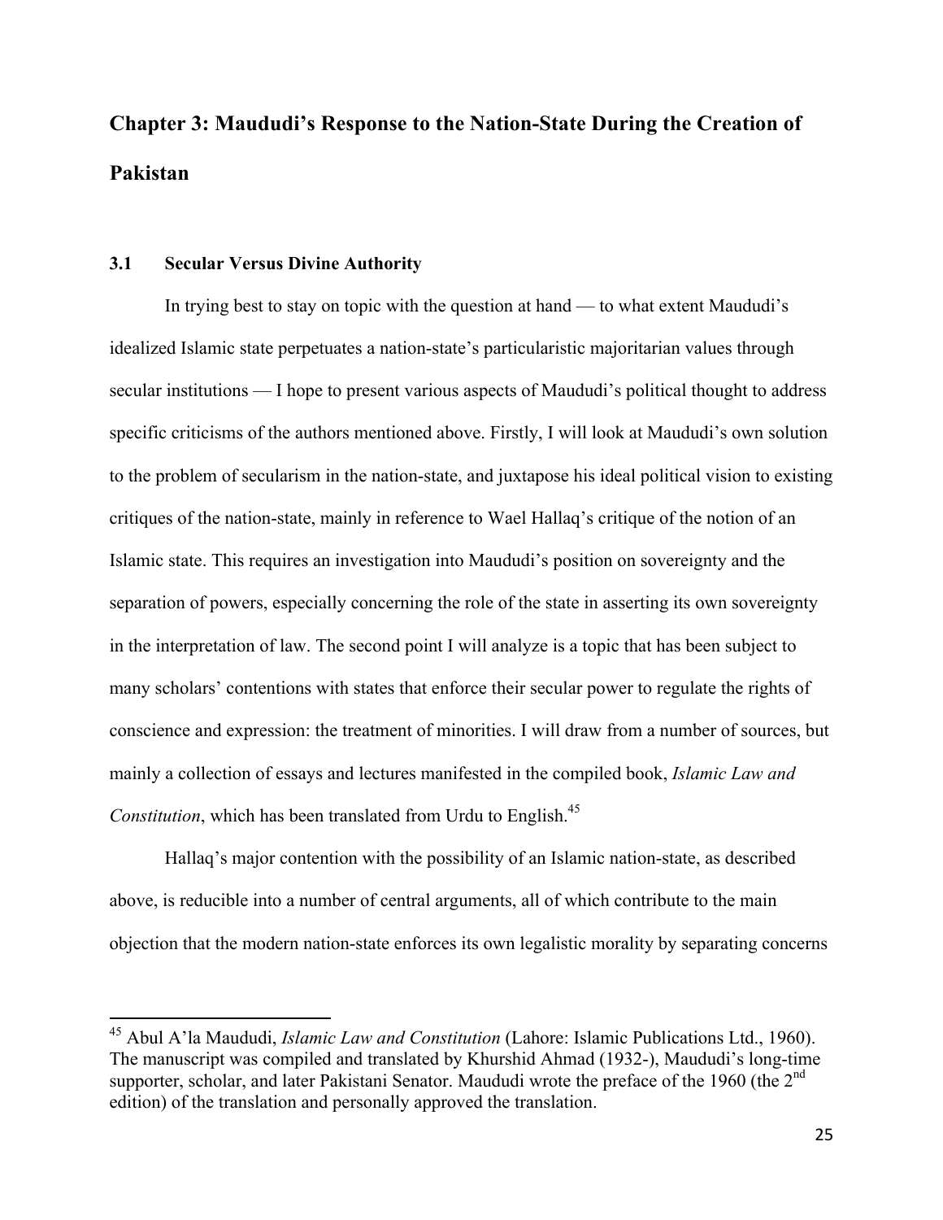# Chapter 3: Maududi's Response to the Nation-State During the Creation of Pakistan

## 3.1 Secular Versus Divine Authority

In trying best to stay on topic with the question at hand — to what extent Maududi's idealized Islamic state perpetuates a nation-state's particularistic majoritarian values through secular institutions — I hope to present various aspects of Maududi's political thought to address specific criticisms of the authors mentioned above. Firstly, I will look at Maududi's own solution to the problem of secularism in the nation-state, and juxtapose his ideal political vision to existing critiques of the nation-state, mainly in reference to Wael Hallaq's critique of the notion of an Islamic state. This requires an investigation into Maududi's position on sovereignty and the separation of powers, especially concerning the role of the state in asserting its own sovereignty in the interpretation of law. The second point I will analyze is a topic that has been subject to many scholars' contentions with states that enforce their secular power to regulate the rights of conscience and expression: the treatment of minorities. I will draw from a number of sources, but mainly a collection of essays and lectures manifested in the compiled book, *Islamic Law and Constitution*, which has been translated from Urdu to English.[45]

Hallaq's major contention with the possibility of an Islamic nation-state, as described above, is reducible into a number of central arguments, all of which contribute to the main objection that the modern nation-state enforces its own legalistic morality by separating concerns

---

[45] Abul A'la Maududi, *Islamic Law and Constitution* (Lahore: Islamic Publications Ltd., 1960). The manuscript was compiled and translated by Khurshid Ahmad (1932-), Maududi's long-time supporter, scholar, and later Pakistani Senator. Maududi wrote the preface of the 1960 (the 2nd edition) of the translation and personally approved the translation.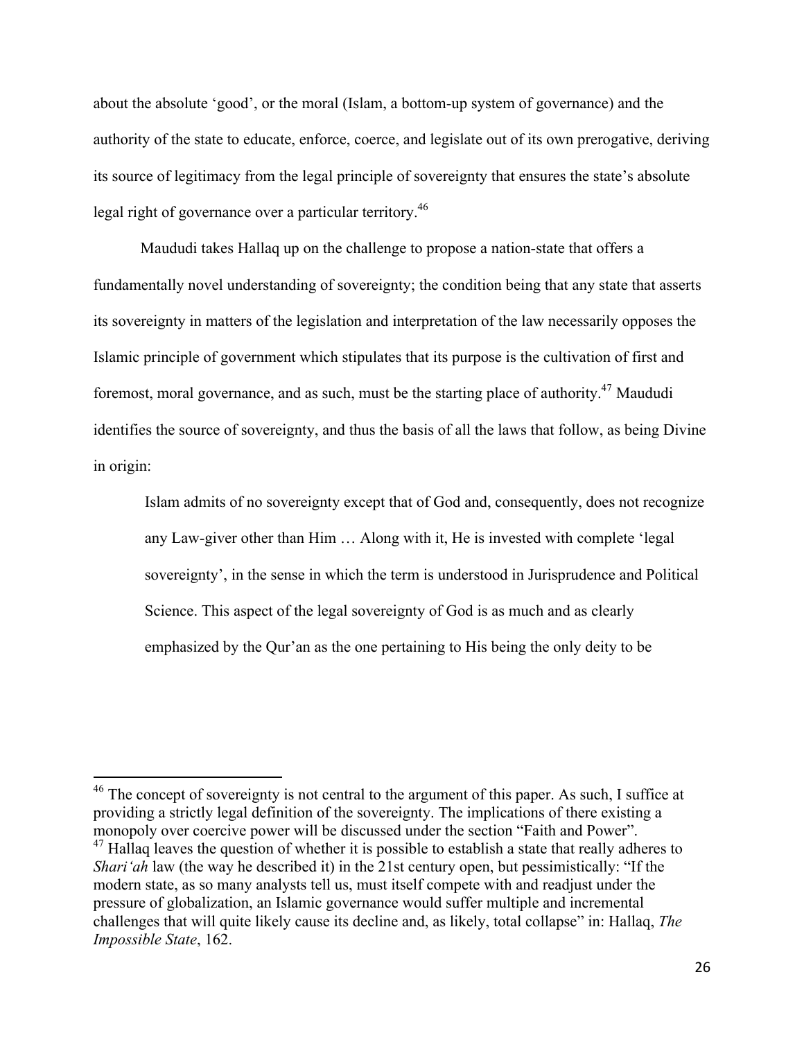about the absolute 'good', or the moral (Islam, a bottom-up system of governance) and the authority of the state to educate, enforce, coerce, and legislate out of its own prerogative, deriving its source of legitimacy from the legal principle of sovereignty that ensures the state's absolute legal right of governance over a particular territory.[46]

Maududi takes Hallaq up on the challenge to propose a nation-state that offers a fundamentally novel understanding of sovereignty; the condition being that any state that asserts its sovereignty in matters of the legislation and interpretation of the law necessarily opposes the Islamic principle of government which stipulates that its purpose is the cultivation of first and foremost, moral governance, and as such, must be the starting place of authority.[47] Maududi identifies the source of sovereignty, and thus the basis of all the laws that follow, as being Divine in origin:

> Islam admits of no sovereignty except that of God and, consequently, does not recognize any Law-giver other than Him … Along with it, He is invested with complete 'legal sovereignty', in the sense in which the term is understood in Jurisprudence and Political Science. This aspect of the legal sovereignty of God is as much and as clearly emphasized by the Qur'an as the one pertaining to His being the only deity to be

---

[46] The concept of sovereignty is not central to the argument of this paper. As such, I suffice at providing a strictly legal definition of the sovereignty. The implications of there existing a monopoly over coercive power will be discussed under the section "Faith and Power".

[47] Hallaq leaves the question of whether it is possible to establish a state that really adheres to *Shari'ah* law (the way he described it) in the 21st century open, but pessimistically: "If the modern state, as so many analysts tell us, must itself compete with and readjust under the pressure of globalization, an Islamic governance would suffer multiple and incremental challenges that will quite likely cause its decline and, as likely, total collapse" in: Hallaq, *The Impossible State*, 162.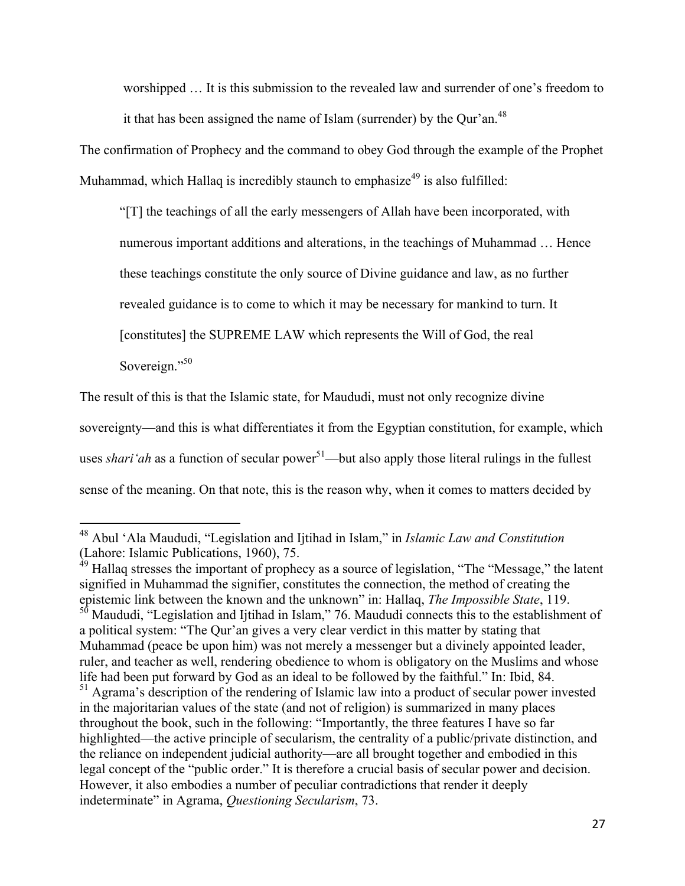> worshipped … It is this submission to the revealed law and surrender of one's freedom to it that has been assigned the name of Islam (surrender) by the Qur'an.[48]

The confirmation of Prophecy and the command to obey God through the example of the Prophet Muhammad, which Hallaq is incredibly staunch to emphasize[49] is also fulfilled:

> "[T] the teachings of all the early messengers of Allah have been incorporated, with numerous important additions and alterations, in the teachings of Muhammad … Hence these teachings constitute the only source of Divine guidance and law, as no further revealed guidance is to come to which it may be necessary for mankind to turn. It [constitutes] the SUPREME LAW which represents the Will of God, the real Sovereign."[50]

The result of this is that the Islamic state, for Maududi, must not only recognize divine sovereignty—and this is what differentiates it from the Egyptian constitution, for example, which uses *shari'ah* as a function of secular power[51]—but also apply those literal rulings in the fullest sense of the meaning. On that note, this is the reason why, when it comes to matters decided by

---

[48] Abul 'Ala Maududi, "Legislation and Ijtihad in Islam," in *Islamic Law and Constitution* (Lahore: Islamic Publications, 1960), 75.

[49] Hallaq stresses the important of prophecy as a source of legislation, "The "Message," the latent signified in Muhammad the signifier, constitutes the connection, the method of creating the epistemic link between the known and the unknown" in: Hallaq, *The Impossible State*, 119.

[50] Maududi, "Legislation and Ijtihad in Islam," 76. Maududi connects this to the establishment of a political system: "The Qur'an gives a very clear verdict in this matter by stating that Muhammad (peace be upon him) was not merely a messenger but a divinely appointed leader, ruler, and teacher as well, rendering obedience to whom is obligatory on the Muslims and whose life had been put forward by God as an ideal to be followed by the faithful." In: Ibid, 84.

[51] Agrama's description of the rendering of Islamic law into a product of secular power invested in the majoritarian values of the state (and not of religion) is summarized in many places throughout the book, such in the following: "Importantly, the three features I have so far highlighted—the active principle of secularism, the centrality of a public/private distinction, and the reliance on independent judicial authority—are all brought together and embodied in this legal concept of the "public order." It is therefore a crucial basis of secular power and decision. However, it also embodies a number of peculiar contradictions that render it deeply indeterminate" in Agrama, *Questioning Secularism*, 73.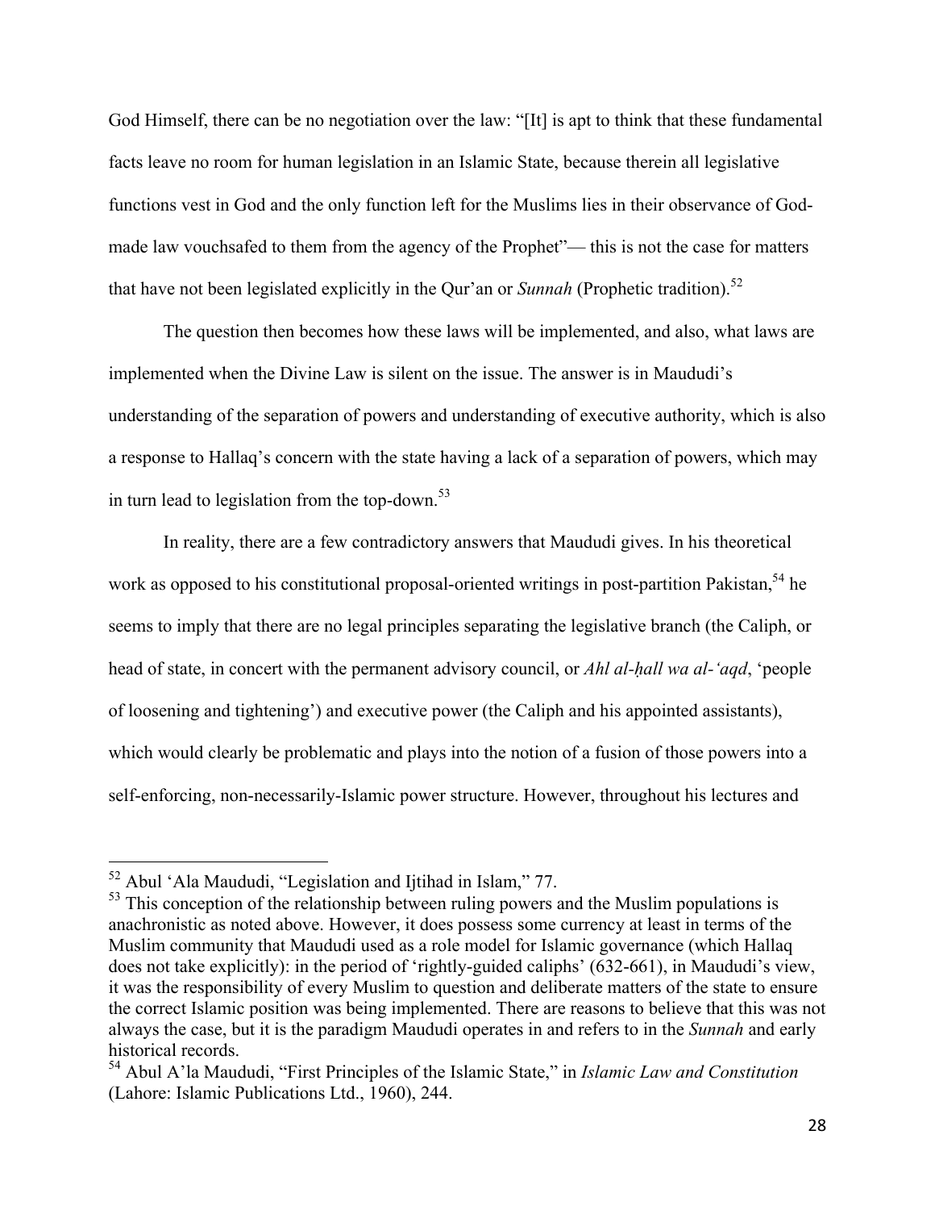God Himself, there can be no negotiation over the law: "[It] is apt to think that these fundamental facts leave no room for human legislation in an Islamic State, because therein all legislative functions vest in God and the only function left for the Muslims lies in their observance of God-made law vouchsafed to them from the agency of the Prophet"— this is not the case for matters that have not been legislated explicitly in the Qur'an or *Sunnah* (Prophetic tradition).[52]

The question then becomes how these laws will be implemented, and also, what laws are implemented when the Divine Law is silent on the issue. The answer is in Maududi's understanding of the separation of powers and understanding of executive authority, which is also a response to Hallaq's concern with the state having a lack of a separation of powers, which may in turn lead to legislation from the top-down.[53]

In reality, there are a few contradictory answers that Maududi gives. In his theoretical work as opposed to his constitutional proposal-oriented writings in post-partition Pakistan,[54] he seems to imply that there are no legal principles separating the legislative branch (the Caliph, or head of state, in concert with the permanent advisory council, or *Ahl al-ḥall wa al-'aqd*, 'people of loosening and tightening') and executive power (the Caliph and his appointed assistants), which would clearly be problematic and plays into the notion of a fusion of those powers into a self-enforcing, non-necessarily-Islamic power structure. However, throughout his lectures and

---

[52] Abul 'Ala Maududi, "Legislation and Ijtihad in Islam," 77.

[53] This conception of the relationship between ruling powers and the Muslim populations is anachronistic as noted above. However, it does possess some currency at least in terms of the Muslim community that Maududi used as a role model for Islamic governance (which Hallaq does not take explicitly): in the period of 'rightly-guided caliphs' (632-661), in Maududi's view, it was the responsibility of every Muslim to question and deliberate matters of the state to ensure the correct Islamic position was being implemented. There are reasons to believe that this was not always the case, but it is the paradigm Maududi operates in and refers to in the *Sunnah* and early historical records.

[54] Abul A'la Maududi, "First Principles of the Islamic State," in *Islamic Law and Constitution* (Lahore: Islamic Publications Ltd., 1960), 244.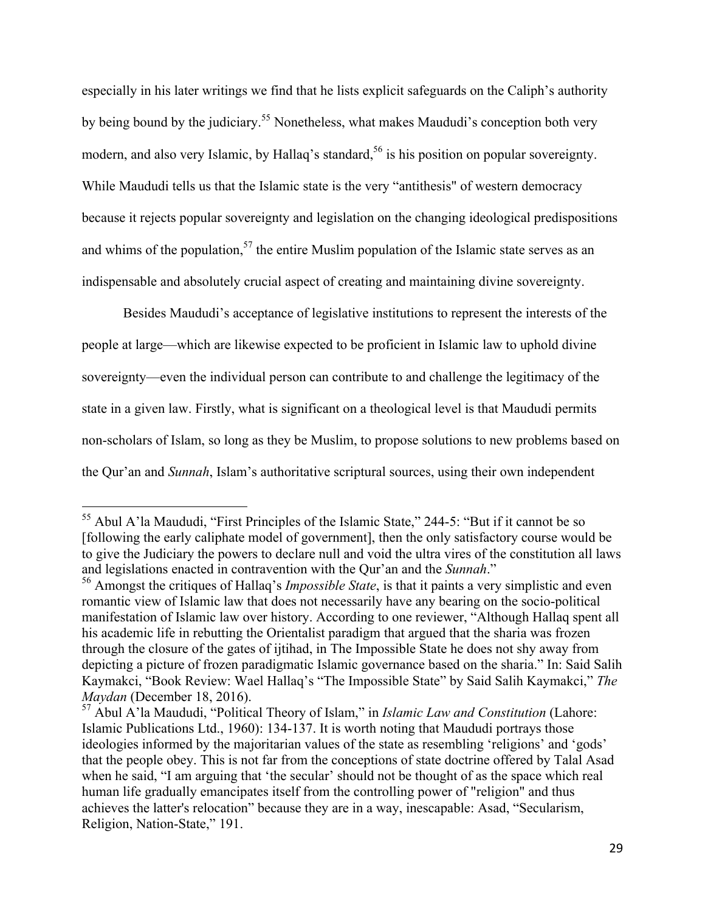especially in his later writings we find that he lists explicit safeguards on the Caliph's authority by being bound by the judiciary.[55] Nonetheless, what makes Maududi's conception both very modern, and also very Islamic, by Hallaq's standard,[56] is his position on popular sovereignty. While Maududi tells us that the Islamic state is the very "antithesis" of western democracy because it rejects popular sovereignty and legislation on the changing ideological predispositions and whims of the population,[57] the entire Muslim population of the Islamic state serves as an indispensable and absolutely crucial aspect of creating and maintaining divine sovereignty.

Besides Maududi's acceptance of legislative institutions to represent the interests of the people at large—which are likewise expected to be proficient in Islamic law to uphold divine sovereignty—even the individual person can contribute to and challenge the legitimacy of the state in a given law. Firstly, what is significant on a theological level is that Maududi permits non-scholars of Islam, so long as they be Muslim, to propose solutions to new problems based on the Qur'an and *Sunnah*, Islam's authoritative scriptural sources, using their own independent

---

[55] Abul A'la Maududi, "First Principles of the Islamic State," 244-5: "But if it cannot be so [following the early caliphate model of government], then the only satisfactory course would be to give the Judiciary the powers to declare null and void the ultra vires of the constitution all laws and legislations enacted in contravention with the Qur'an and the *Sunnah*."

[56] Amongst the critiques of Hallaq's *Impossible State*, is that it paints a very simplistic and even romantic view of Islamic law that does not necessarily have any bearing on the socio-political manifestation of Islamic law over history. According to one reviewer, "Although Hallaq spent all his academic life in rebutting the Orientalist paradigm that argued that the sharia was frozen through the closure of the gates of ijtihad, in The Impossible State he does not shy away from depicting a picture of frozen paradigmatic Islamic governance based on the sharia." In: Said Salih Kaymakci, "Book Review: Wael Hallaq's "The Impossible State" by Said Salih Kaymakci," *The Maydan* (December 18, 2016).

[57] Abul A'la Maududi, "Political Theory of Islam," in *Islamic Law and Constitution* (Lahore: Islamic Publications Ltd., 1960): 134-137. It is worth noting that Maududi portrays those ideologies informed by the majoritarian values of the state as resembling 'religions' and 'gods' that the people obey. This is not far from the conceptions of state doctrine offered by Talal Asad when he said, "I am arguing that 'the secular' should not be thought of as the space which real human life gradually emancipates itself from the controlling power of "religion" and thus achieves the latter's relocation" because they are in a way, inescapable: Asad, "Secularism, Religion, Nation-State," 191.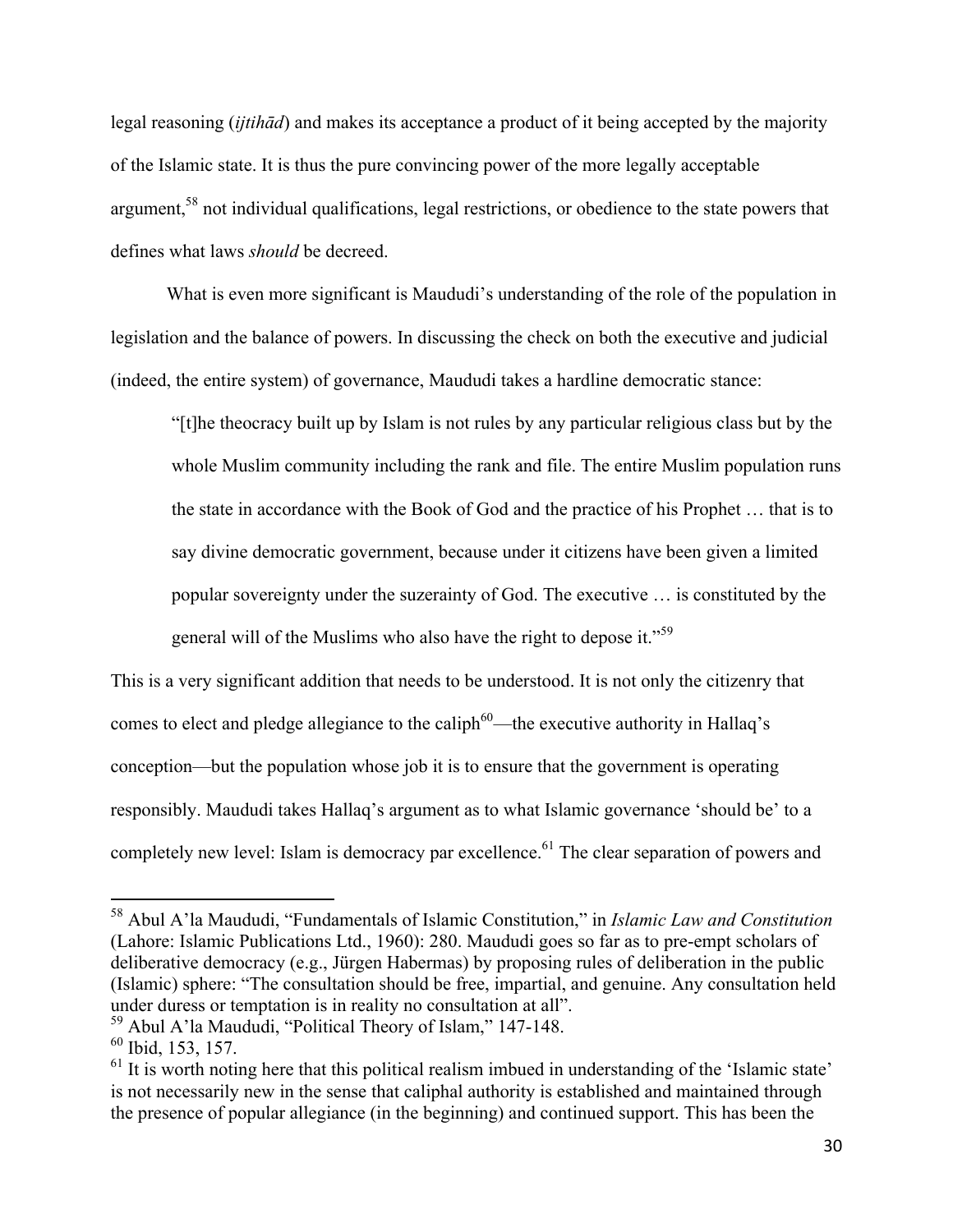legal reasoning (*ijtihād*) and makes its acceptance a product of it being accepted by the majority of the Islamic state. It is thus the pure convincing power of the more legally acceptable argument,[58] not individual qualifications, legal restrictions, or obedience to the state powers that defines what laws *should* be decreed.

What is even more significant is Maududi's understanding of the role of the population in legislation and the balance of powers. In discussing the check on both the executive and judicial (indeed, the entire system) of governance, Maududi takes a hardline democratic stance:

> "[t]he theocracy built up by Islam is not rules by any particular religious class but by the whole Muslim community including the rank and file. The entire Muslim population runs the state in accordance with the Book of God and the practice of his Prophet … that is to say divine democratic government, because under it citizens have been given a limited popular sovereignty under the suzerainty of God. The executive … is constituted by the general will of the Muslims who also have the right to depose it."[59]

This is a very significant addition that needs to be understood. It is not only the citizenry that comes to elect and pledge allegiance to the caliph[60]—the executive authority in Hallaq's conception—but the population whose job it is to ensure that the government is operating responsibly. Maududi takes Hallaq's argument as to what Islamic governance 'should be' to a completely new level: Islam is democracy par excellence.[61] The clear separation of powers and

---

[58] Abul A'la Maududi, "Fundamentals of Islamic Constitution," in *Islamic Law and Constitution* (Lahore: Islamic Publications Ltd., 1960): 280. Maududi goes so far as to pre-empt scholars of deliberative democracy (e.g., Jürgen Habermas) by proposing rules of deliberation in the public (Islamic) sphere: "The consultation should be free, impartial, and genuine. Any consultation held under duress or temptation is in reality no consultation at all".

[59] Abul A'la Maududi, "Political Theory of Islam," 147-148.

[60] Ibid, 153, 157.

[61] It is worth noting here that this political realism imbued in understanding of the 'Islamic state' is not necessarily new in the sense that caliphal authority is established and maintained through the presence of popular allegiance (in the beginning) and continued support. This has been the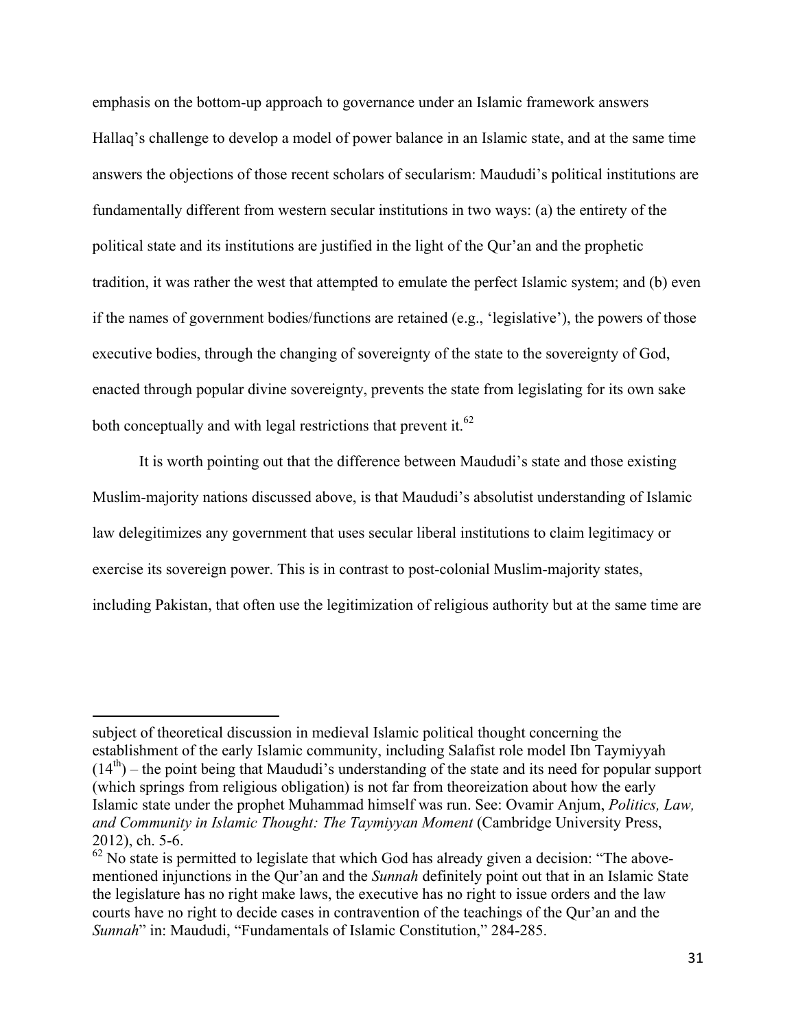emphasis on the bottom-up approach to governance under an Islamic framework answers Hallaq's challenge to develop a model of power balance in an Islamic state, and at the same time answers the objections of those recent scholars of secularism: Maududi's political institutions are fundamentally different from western secular institutions in two ways: (a) the entirety of the political state and its institutions are justified in the light of the Qur'an and the prophetic tradition, it was rather the west that attempted to emulate the perfect Islamic system; and (b) even if the names of government bodies/functions are retained (e.g., 'legislative'), the powers of those executive bodies, through the changing of sovereignty of the state to the sovereignty of God, enacted through popular divine sovereignty, prevents the state from legislating for its own sake both conceptually and with legal restrictions that prevent it.[62]

It is worth pointing out that the difference between Maududi's state and those existing Muslim-majority nations discussed above, is that Maududi's absolutist understanding of Islamic law delegitimizes any government that uses secular liberal institutions to claim legitimacy or exercise its sovereign power. This is in contrast to post-colonial Muslim-majority states, including Pakistan, that often use the legitimization of religious authority but at the same time are

---

subject of theoretical discussion in medieval Islamic political thought concerning the establishment of the early Islamic community, including Salafist role model Ibn Taymiyyah (14th) – the point being that Maududi's understanding of the state and its need for popular support (which springs from religious obligation) is not far from theoreization about how the early Islamic state under the prophet Muhammad himself was run. See: Ovamir Anjum, *Politics, Law, and Community in Islamic Thought: The Taymiyyan Moment* (Cambridge University Press, 2012), ch. 5-6.

[62] No state is permitted to legislate that which God has already given a decision: "The above-mentioned injunctions in the Qur'an and the *Sunnah* definitely point out that in an Islamic State the legislature has no right make laws, the executive has no right to issue orders and the law courts have no right to decide cases in contravention of the teachings of the Qur'an and the *Sunnah*" in: Maududi, "Fundamentals of Islamic Constitution," 284-285.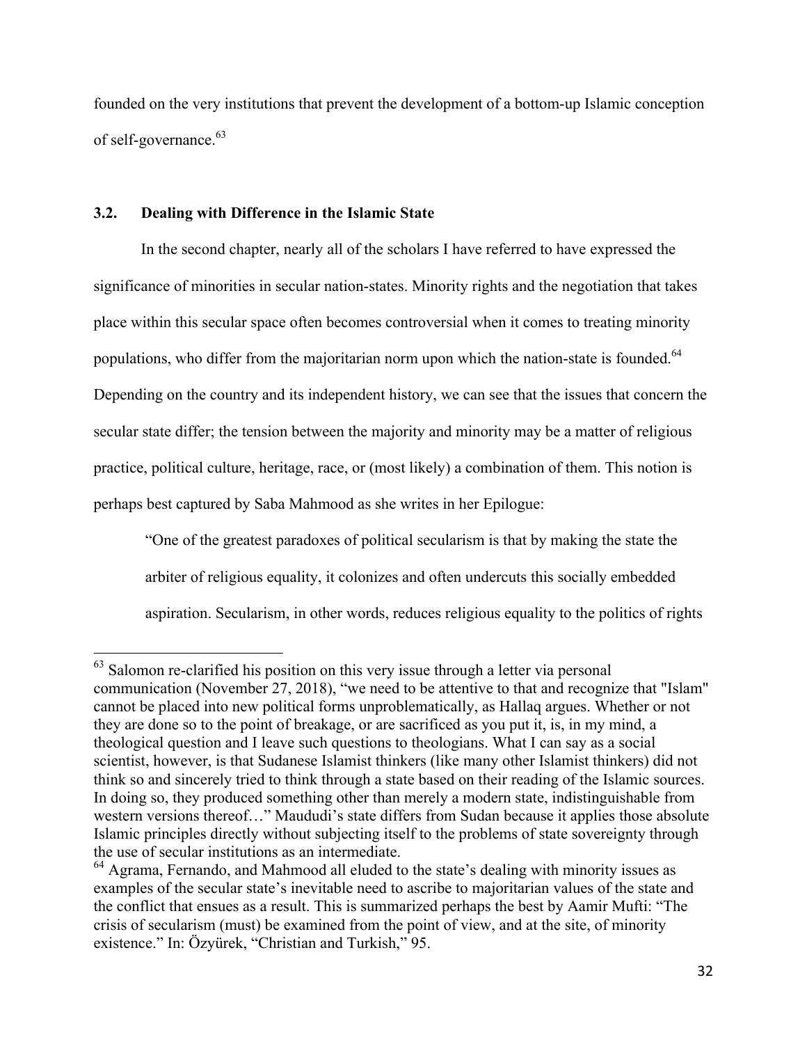founded on the very institutions that prevent the development of a bottom-up Islamic conception of self-governance.[63]

### 3.2. Dealing with Difference in the Islamic State

In the second chapter, nearly all of the scholars I have referred to have expressed the significance of minorities in secular nation-states. Minority rights and the negotiation that takes place within this secular space often becomes controversial when it comes to treating minority populations, who differ from the majoritarian norm upon which the nation-state is founded.[64] Depending on the country and its independent history, we can see that the issues that concern the secular state differ; the tension between the majority and minority may be a matter of religious practice, political culture, heritage, race, or (most likely) a combination of them. This notion is perhaps best captured by Saba Mahmood as she writes in her Epilogue:

> "One of the greatest paradoxes of political secularism is that by making the state the arbiter of religious equality, it colonizes and often undercuts this socially embedded aspiration. Secularism, in other words, reduces religious equality to the politics of rights

---

[63] Salomon re-clarified his position on this very issue through a letter via personal communication (November 27, 2018), "we need to be attentive to that and recognize that "Islam" cannot be placed into new political forms unproblematically, as Hallaq argues. Whether or not they are done so to the point of breakage, or are sacrificed as you put it, is, in my mind, a theological question and I leave such questions to theologians. What I can say as a social scientist, however, is that Sudanese Islamist thinkers (like many other Islamist thinkers) did not think so and sincerely tried to think through a state based on their reading of the Islamic sources. In doing so, they produced something other than merely a modern state, indistinguishable from western versions thereof…" Maududi's state differs from Sudan because it applies those absolute Islamic principles directly without subjecting itself to the problems of state sovereignty through the use of secular institutions as an intermediate.

[64] Agrama, Fernando, and Mahmood all eluded to the state's dealing with minority issues as examples of the secular state's inevitable need to ascribe to majoritarian values of the state and the conflict that ensues as a result. This is summarized perhaps the best by Aamir Mufti: "The crisis of secularism (must) be examined from the point of view, and at the site, of minority existence." In: Özyürek, "Christian and Turkish," 95.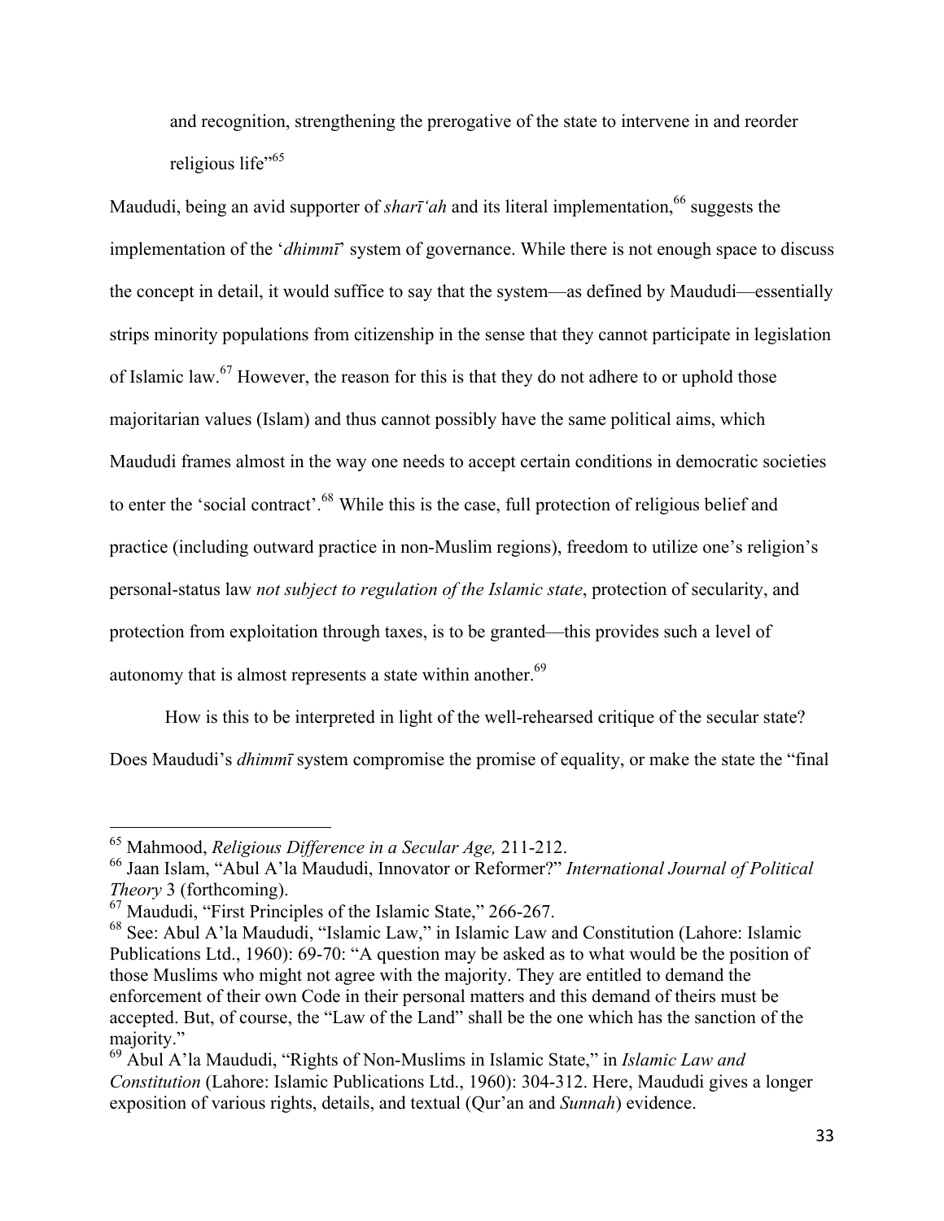and recognition, strengthening the prerogative of the state to intervene in and reorder religious life"[65]

Maududi, being an avid supporter of *sharī'ah* and its literal implementation,[66] suggests the implementation of the '*dhimmī*' system of governance. While there is not enough space to discuss the concept in detail, it would suffice to say that the system—as defined by Maududi—essentially strips minority populations from citizenship in the sense that they cannot participate in legislation of Islamic law.[67] However, the reason for this is that they do not adhere to or uphold those majoritarian values (Islam) and thus cannot possibly have the same political aims, which Maududi frames almost in the way one needs to accept certain conditions in democratic societies to enter the 'social contract'.[68] While this is the case, full protection of religious belief and practice (including outward practice in non-Muslim regions), freedom to utilize one's religion's personal-status law *not subject to regulation of the Islamic state*, protection of secularity, and protection from exploitation through taxes, is to be granted—this provides such a level of autonomy that is almost represents a state within another.[69]

How is this to be interpreted in light of the well-rehearsed critique of the secular state? Does Maududi's *dhimmī* system compromise the promise of equality, or make the state the "final

---

[65] Mahmood, *Religious Difference in a Secular Age,* 211-212.

[66] Jaan Islam, "Abul A'la Maududi, Innovator or Reformer?" *International Journal of Political Theory* 3 (forthcoming).

[67] Maududi, "First Principles of the Islamic State," 266-267.

[68] See: Abul A'la Maududi, "Islamic Law," in Islamic Law and Constitution (Lahore: Islamic Publications Ltd., 1960): 69-70: "A question may be asked as to what would be the position of those Muslims who might not agree with the majority. They are entitled to demand the enforcement of their own Code in their personal matters and this demand of theirs must be accepted. But, of course, the "Law of the Land" shall be the one which has the sanction of the majority."

[69] Abul A'la Maududi, "Rights of Non-Muslims in Islamic State," in *Islamic Law and Constitution* (Lahore: Islamic Publications Ltd., 1960): 304-312. Here, Maududi gives a longer exposition of various rights, details, and textual (Qur'an and *Sunnah*) evidence.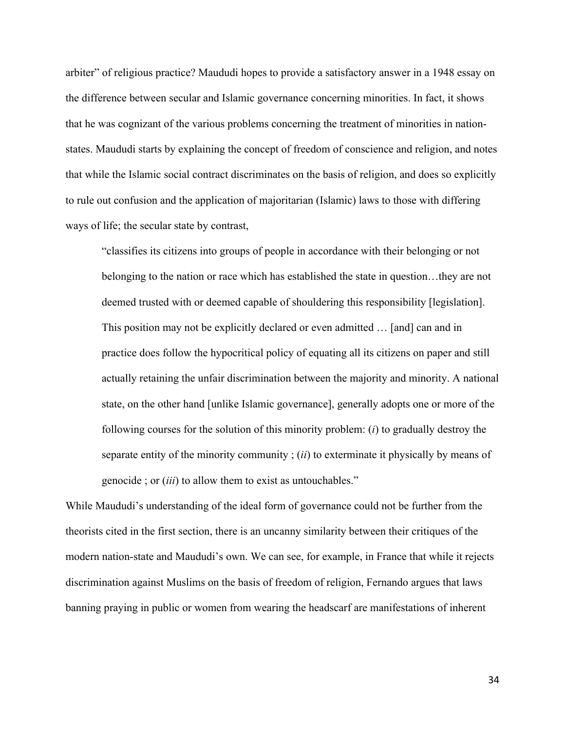arbiter" of religious practice? Maududi hopes to provide a satisfactory answer in a 1948 essay on the difference between secular and Islamic governance concerning minorities. In fact, it shows that he was cognizant of the various problems concerning the treatment of minorities in nation-states. Maududi starts by explaining the concept of freedom of conscience and religion, and notes that while the Islamic social contract discriminates on the basis of religion, and does so explicitly to rule out confusion and the application of majoritarian (Islamic) laws to those with differing ways of life; the secular state by contrast,

> "classifies its citizens into groups of people in accordance with their belonging or not belonging to the nation or race which has established the state in question…they are not deemed trusted with or deemed capable of shouldering this responsibility [legislation]. This position may not be explicitly declared or even admitted … [and] can and in practice does follow the hypocritical policy of equating all its citizens on paper and still actually retaining the unfair discrimination between the majority and minority. A national state, on the other hand [unlike Islamic governance], generally adopts one or more of the following courses for the solution of this minority problem: (*i*) to gradually destroy the separate entity of the minority community ; (*ii*) to exterminate it physically by means of genocide ; or (*iii*) to allow them to exist as untouchables."

While Maududi's understanding of the ideal form of governance could not be further from the theorists cited in the first section, there is an uncanny similarity between their critiques of the modern nation-state and Maududi's own. We can see, for example, in France that while it rejects discrimination against Muslims on the basis of freedom of religion, Fernando argues that laws banning praying in public or women from wearing the headscarf are manifestations of inherent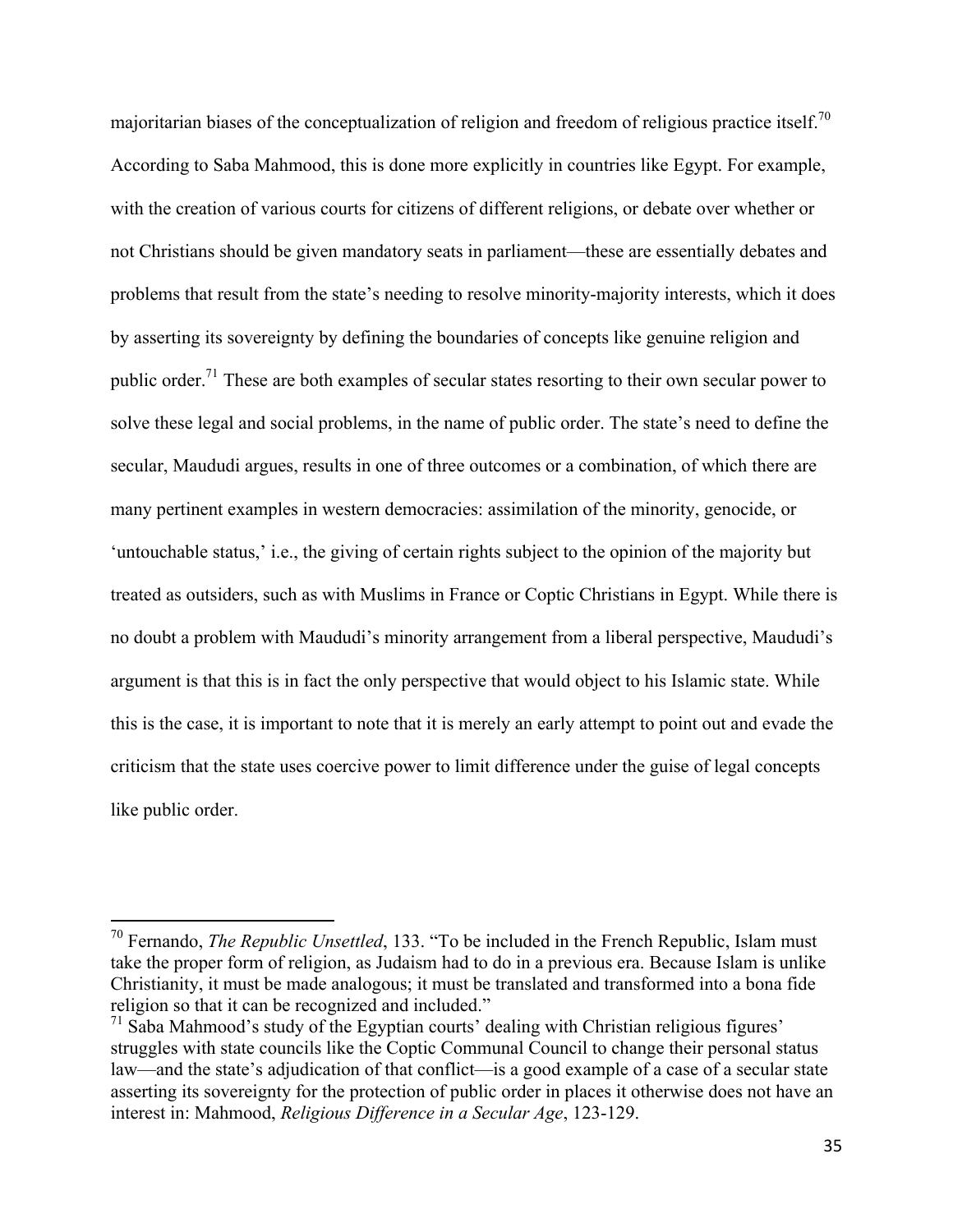majoritarian biases of the conceptualization of religion and freedom of religious practice itself.[70] According to Saba Mahmood, this is done more explicitly in countries like Egypt. For example, with the creation of various courts for citizens of different religions, or debate over whether or not Christians should be given mandatory seats in parliament—these are essentially debates and problems that result from the state's needing to resolve minority-majority interests, which it does by asserting its sovereignty by defining the boundaries of concepts like genuine religion and public order.[71] These are both examples of secular states resorting to their own secular power to solve these legal and social problems, in the name of public order. The state's need to define the secular, Maududi argues, results in one of three outcomes or a combination, of which there are many pertinent examples in western democracies: assimilation of the minority, genocide, or 'untouchable status,' i.e., the giving of certain rights subject to the opinion of the majority but treated as outsiders, such as with Muslims in France or Coptic Christians in Egypt. While there is no doubt a problem with Maududi's minority arrangement from a liberal perspective, Maududi's argument is that this is in fact the only perspective that would object to his Islamic state. While this is the case, it is important to note that it is merely an early attempt to point out and evade the criticism that the state uses coercive power to limit difference under the guise of legal concepts like public order.

---

[70] Fernando, *The Republic Unsettled*, 133. "To be included in the French Republic, Islam must take the proper form of religion, as Judaism had to do in a previous era. Because Islam is unlike Christianity, it must be made analogous; it must be translated and transformed into a bona fide religion so that it can be recognized and included."

[71] Saba Mahmood's study of the Egyptian courts' dealing with Christian religious figures' struggles with state councils like the Coptic Communal Council to change their personal status law—and the state's adjudication of that conflict—is a good example of a case of a secular state asserting its sovereignty for the protection of public order in places it otherwise does not have an interest in: Mahmood, *Religious Difference in a Secular Age*, 123-129.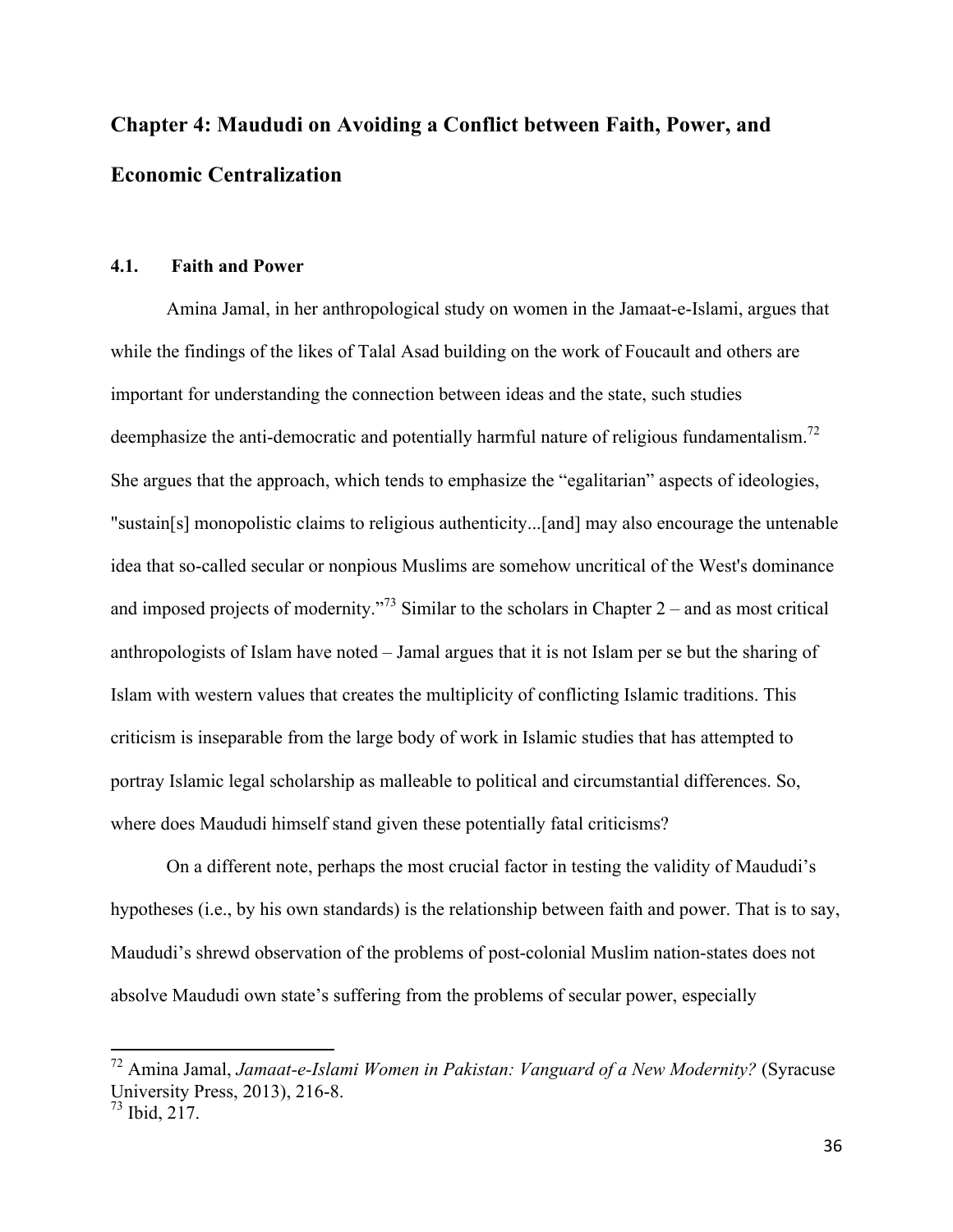# Chapter 4: Maududi on Avoiding a Conflict between Faith, Power, and Economic Centralization

## 4.1. Faith and Power

Amina Jamal, in her anthropological study on women in the Jamaat-e-Islami, argues that while the findings of the likes of Talal Asad building on the work of Foucault and others are important for understanding the connection between ideas and the state, such studies deemphasize the anti-democratic and potentially harmful nature of religious fundamentalism.[72] She argues that the approach, which tends to emphasize the "egalitarian" aspects of ideologies, "sustain[s] monopolistic claims to religious authenticity...[and] may also encourage the untenable idea that so-called secular or nonpious Muslims are somehow uncritical of the West's dominance and imposed projects of modernity."[73] Similar to the scholars in Chapter 2 – and as most critical anthropologists of Islam have noted – Jamal argues that it is not Islam per se but the sharing of Islam with western values that creates the multiplicity of conflicting Islamic traditions. This criticism is inseparable from the large body of work in Islamic studies that has attempted to portray Islamic legal scholarship as malleable to political and circumstantial differences. So, where does Maududi himself stand given these potentially fatal criticisms?

On a different note, perhaps the most crucial factor in testing the validity of Maududi's hypotheses (i.e., by his own standards) is the relationship between faith and power. That is to say, Maududi's shrewd observation of the problems of post-colonial Muslim nation-states does not absolve Maududi own state's suffering from the problems of secular power, especially

---

[72] Amina Jamal, *Jamaat-e-Islami Women in Pakistan: Vanguard of a New Modernity?* (Syracuse University Press, 2013), 216-8.

[73] Ibid, 217.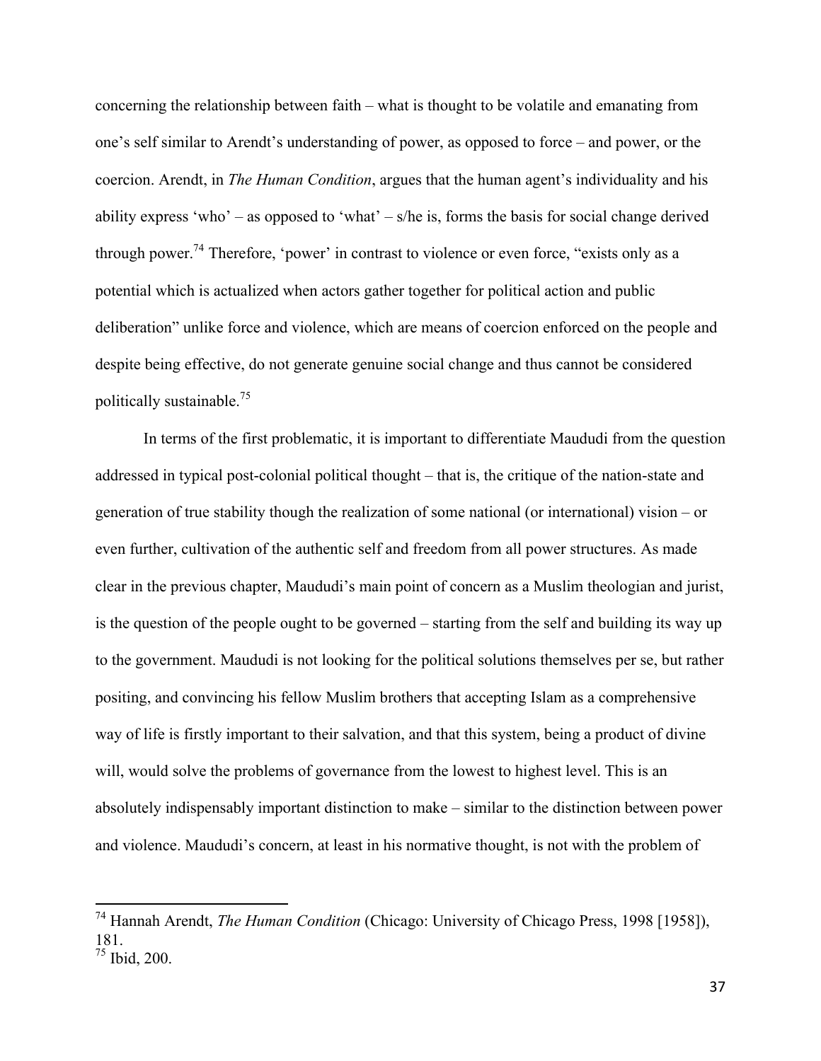concerning the relationship between faith – what is thought to be volatile and emanating from one's self similar to Arendt's understanding of power, as opposed to force – and power, or the coercion. Arendt, in *The Human Condition*, argues that the human agent's individuality and his ability express 'who' – as opposed to 'what' – s/he is, forms the basis for social change derived through power.[74] Therefore, 'power' in contrast to violence or even force, "exists only as a potential which is actualized when actors gather together for political action and public deliberation" unlike force and violence, which are means of coercion enforced on the people and despite being effective, do not generate genuine social change and thus cannot be considered politically sustainable.[75]

In terms of the first problematic, it is important to differentiate Maududi from the question addressed in typical post-colonial political thought – that is, the critique of the nation-state and generation of true stability though the realization of some national (or international) vision – or even further, cultivation of the authentic self and freedom from all power structures. As made clear in the previous chapter, Maududi's main point of concern as a Muslim theologian and jurist, is the question of the people ought to be governed – starting from the self and building its way up to the government. Maududi is not looking for the political solutions themselves per se, but rather positing, and convincing his fellow Muslim brothers that accepting Islam as a comprehensive way of life is firstly important to their salvation, and that this system, being a product of divine will, would solve the problems of governance from the lowest to highest level. This is an absolutely indispensably important distinction to make – similar to the distinction between power and violence. Maududi's concern, at least in his normative thought, is not with the problem of

---

[74] Hannah Arendt, *The Human Condition* (Chicago: University of Chicago Press, 1998 [1958]), 181.

[75] Ibid, 200.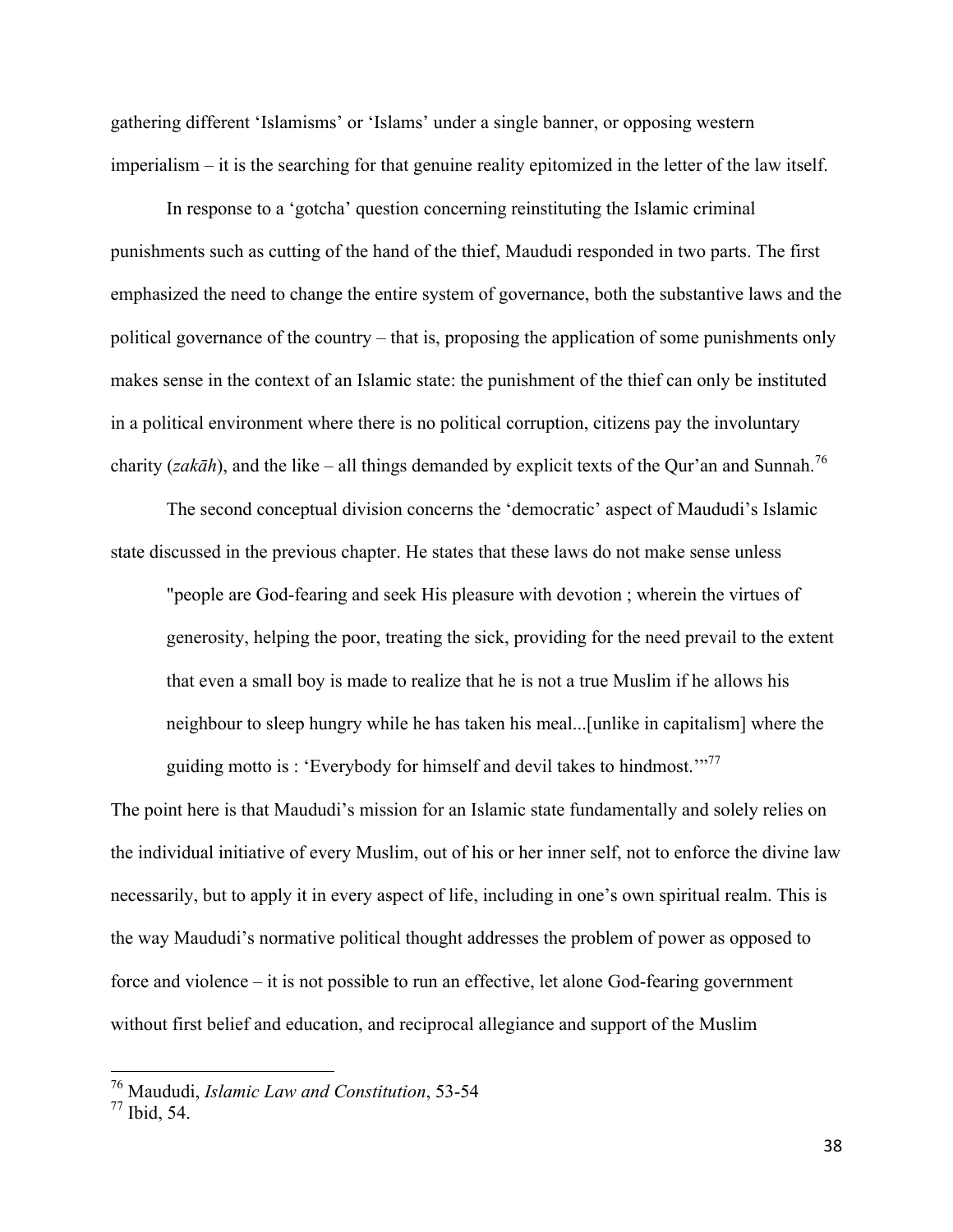gathering different 'Islamisms' or 'Islams' under a single banner, or opposing western imperialism – it is the searching for that genuine reality epitomized in the letter of the law itself.

In response to a 'gotcha' question concerning reinstituting the Islamic criminal punishments such as cutting of the hand of the thief, Maududi responded in two parts. The first emphasized the need to change the entire system of governance, both the substantive laws and the political governance of the country – that is, proposing the application of some punishments only makes sense in the context of an Islamic state: the punishment of the thief can only be instituted in a political environment where there is no political corruption, citizens pay the involuntary charity (*zakāh*), and the like – all things demanded by explicit texts of the Qur'an and Sunnah.[76]

The second conceptual division concerns the 'democratic' aspect of Maududi's Islamic state discussed in the previous chapter. He states that these laws do not make sense unless

> "people are God-fearing and seek His pleasure with devotion ; wherein the virtues of generosity, helping the poor, treating the sick, providing for the need prevail to the extent that even a small boy is made to realize that he is not a true Muslim if he allows his neighbour to sleep hungry while he has taken his meal...[unlike in capitalism] where the guiding motto is : 'Everybody for himself and devil takes to hindmost.'"[77]

The point here is that Maududi's mission for an Islamic state fundamentally and solely relies on the individual initiative of every Muslim, out of his or her inner self, not to enforce the divine law necessarily, but to apply it in every aspect of life, including in one's own spiritual realm. This is the way Maududi's normative political thought addresses the problem of power as opposed to force and violence – it is not possible to run an effective, let alone God-fearing government without first belief and education, and reciprocal allegiance and support of the Muslim

---

[76] Maududi, *Islamic Law and Constitution*, 53-54

[77] Ibid, 54.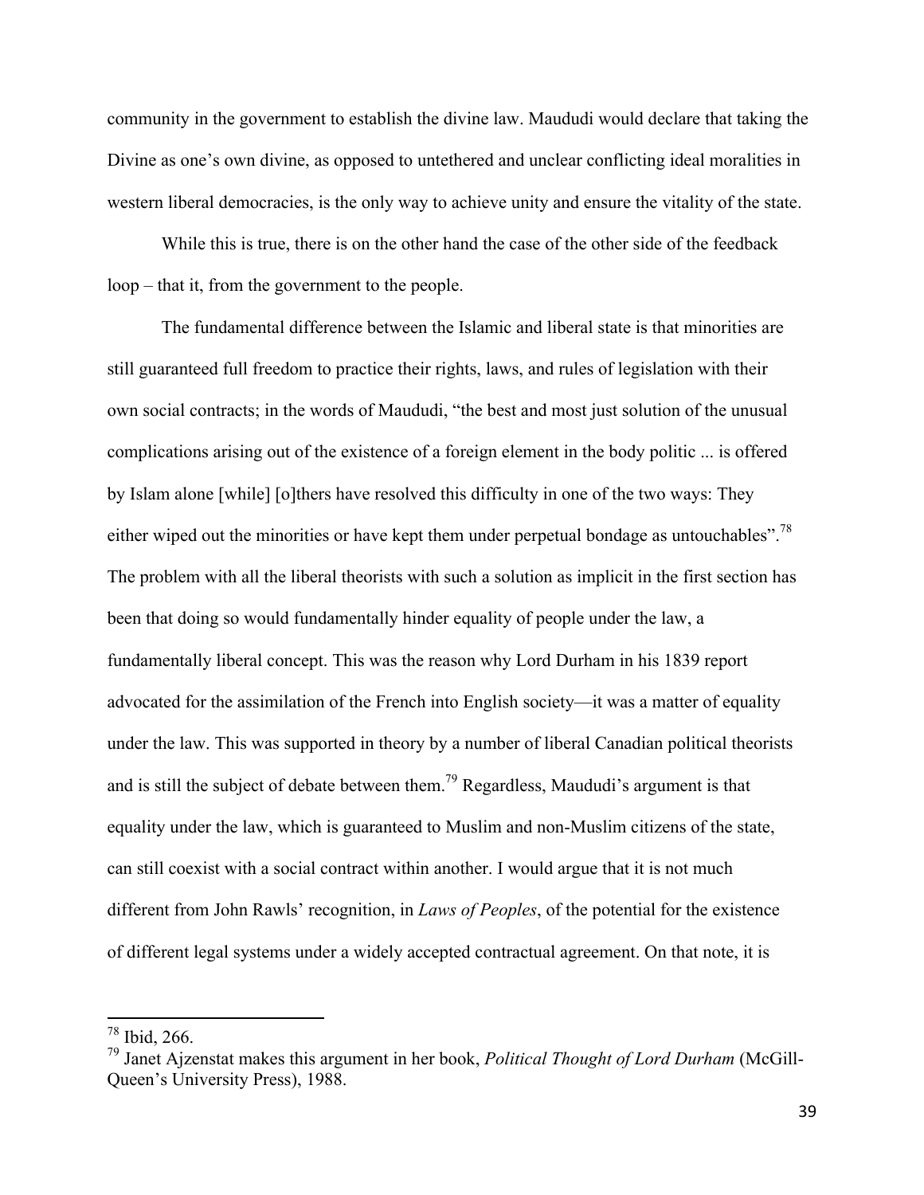community in the government to establish the divine law. Maududi would declare that taking the Divine as one's own divine, as opposed to untethered and unclear conflicting ideal moralities in western liberal democracies, is the only way to achieve unity and ensure the vitality of the state.

While this is true, there is on the other hand the case of the other side of the feedback loop – that it, from the government to the people.

The fundamental difference between the Islamic and liberal state is that minorities are still guaranteed full freedom to practice their rights, laws, and rules of legislation with their own social contracts; in the words of Maududi, "the best and most just solution of the unusual complications arising out of the existence of a foreign element in the body politic ... is offered by Islam alone [while] [o]thers have resolved this difficulty in one of the two ways: They either wiped out the minorities or have kept them under perpetual bondage as untouchables".[78] The problem with all the liberal theorists with such a solution as implicit in the first section has been that doing so would fundamentally hinder equality of people under the law, a fundamentally liberal concept. This was the reason why Lord Durham in his 1839 report advocated for the assimilation of the French into English society—it was a matter of equality under the law. This was supported in theory by a number of liberal Canadian political theorists and is still the subject of debate between them.[79] Regardless, Maududi's argument is that equality under the law, which is guaranteed to Muslim and non-Muslim citizens of the state, can still coexist with a social contract within another. I would argue that it is not much different from John Rawls' recognition, in *Laws of Peoples*, of the potential for the existence of different legal systems under a widely accepted contractual agreement. On that note, it is

---

[78] Ibid, 266.

[79] Janet Ajzenstat makes this argument in her book, *Political Thought of Lord Durham* (McGill-Queen's University Press), 1988.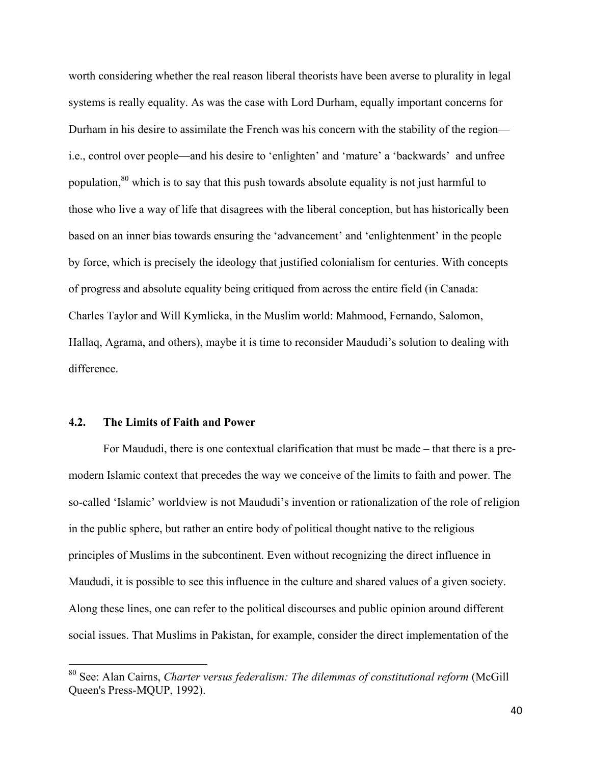worth considering whether the real reason liberal theorists have been averse to plurality in legal systems is really equality. As was the case with Lord Durham, equally important concerns for Durham in his desire to assimilate the French was his concern with the stability of the region—i.e., control over people—and his desire to 'enlighten' and 'mature' a 'backwards' and unfree population,[80] which is to say that this push towards absolute equality is not just harmful to those who live a way of life that disagrees with the liberal conception, but has historically been based on an inner bias towards ensuring the 'advancement' and 'enlightenment' in the people by force, which is precisely the ideology that justified colonialism for centuries. With concepts of progress and absolute equality being critiqued from across the entire field (in Canada: Charles Taylor and Will Kymlicka, in the Muslim world: Mahmood, Fernando, Salomon, Hallaq, Agrama, and others), maybe it is time to reconsider Maududi's solution to dealing with difference.

### 4.2. The Limits of Faith and Power

For Maududi, there is one contextual clarification that must be made – that there is a pre-modern Islamic context that precedes the way we conceive of the limits to faith and power. The so-called 'Islamic' worldview is not Maududi's invention or rationalization of the role of religion in the public sphere, but rather an entire body of political thought native to the religious principles of Muslims in the subcontinent. Even without recognizing the direct influence in Maududi, it is possible to see this influence in the culture and shared values of a given society. Along these lines, one can refer to the political discourses and public opinion around different social issues. That Muslims in Pakistan, for example, consider the direct implementation of the

---

[80] See: Alan Cairns, *Charter versus federalism: The dilemmas of constitutional reform* (McGill Queen's Press-MQUP, 1992).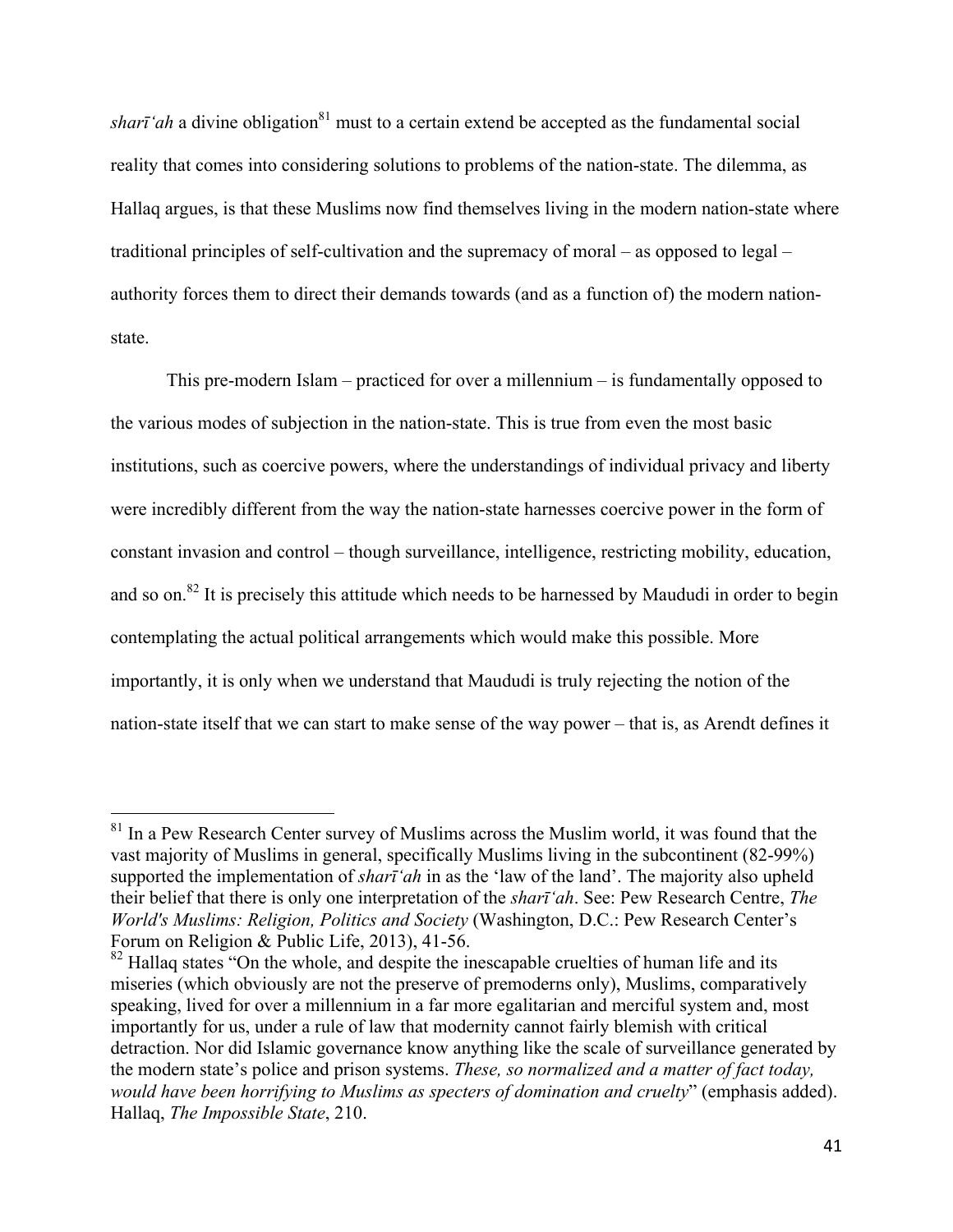*sharīʻah* a divine obligation[81] must to a certain extend be accepted as the fundamental social reality that comes into considering solutions to problems of the nation-state. The dilemma, as Hallaq argues, is that these Muslims now find themselves living in the modern nation-state where traditional principles of self-cultivation and the supremacy of moral – as opposed to legal – authority forces them to direct their demands towards (and as a function of) the modern nation-state.

This pre-modern Islam – practiced for over a millennium – is fundamentally opposed to the various modes of subjection in the nation-state. This is true from even the most basic institutions, such as coercive powers, where the understandings of individual privacy and liberty were incredibly different from the way the nation-state harnesses coercive power in the form of constant invasion and control – though surveillance, intelligence, restricting mobility, education, and so on.[82] It is precisely this attitude which needs to be harnessed by Maududi in order to begin contemplating the actual political arrangements which would make this possible. More importantly, it is only when we understand that Maududi is truly rejecting the notion of the nation-state itself that we can start to make sense of the way power – that is, as Arendt defines it

---

[81] In a Pew Research Center survey of Muslims across the Muslim world, it was found that the vast majority of Muslims in general, specifically Muslims living in the subcontinent (82-99%) supported the implementation of *sharīʻah* in as the 'law of the land'. The majority also upheld their belief that there is only one interpretation of the *sharīʻah*. See: Pew Research Centre, *The World's Muslims: Religion, Politics and Society* (Washington, D.C.: Pew Research Center's Forum on Religion & Public Life, 2013), 41-56.

[82] Hallaq states "On the whole, and despite the inescapable cruelties of human life and its miseries (which obviously are not the preserve of premoderns only), Muslims, comparatively speaking, lived for over a millennium in a far more egalitarian and merciful system and, most importantly for us, under a rule of law that modernity cannot fairly blemish with critical detraction. Nor did Islamic governance know anything like the scale of surveillance generated by the modern state's police and prison systems. *These, so normalized and a matter of fact today, would have been horrifying to Muslims as specters of domination and cruelty*" (emphasis added). Hallaq, *The Impossible State*, 210.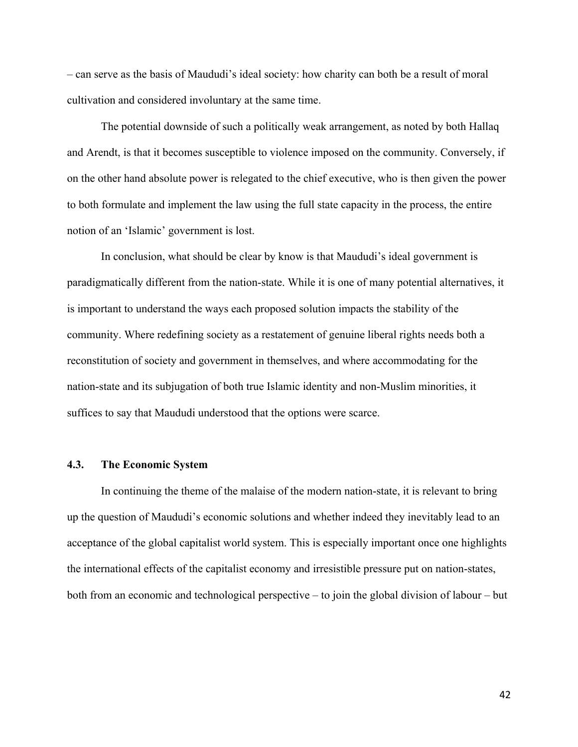– can serve as the basis of Maududi's ideal society: how charity can both be a result of moral cultivation and considered involuntary at the same time.

The potential downside of such a politically weak arrangement, as noted by both Hallaq and Arendt, is that it becomes susceptible to violence imposed on the community. Conversely, if on the other hand absolute power is relegated to the chief executive, who is then given the power to both formulate and implement the law using the full state capacity in the process, the entire notion of an 'Islamic' government is lost.

In conclusion, what should be clear by know is that Maududi's ideal government is paradigmatically different from the nation-state. While it is one of many potential alternatives, it is important to understand the ways each proposed solution impacts the stability of the community. Where redefining society as a restatement of genuine liberal rights needs both a reconstitution of society and government in themselves, and where accommodating for the nation-state and its subjugation of both true Islamic identity and non-Muslim minorities, it suffices to say that Maududi understood that the options were scarce.

### 4.3. The Economic System

In continuing the theme of the malaise of the modern nation-state, it is relevant to bring up the question of Maududi's economic solutions and whether indeed they inevitably lead to an acceptance of the global capitalist world system. This is especially important once one highlights the international effects of the capitalist economy and irresistible pressure put on nation-states, both from an economic and technological perspective – to join the global division of labour – but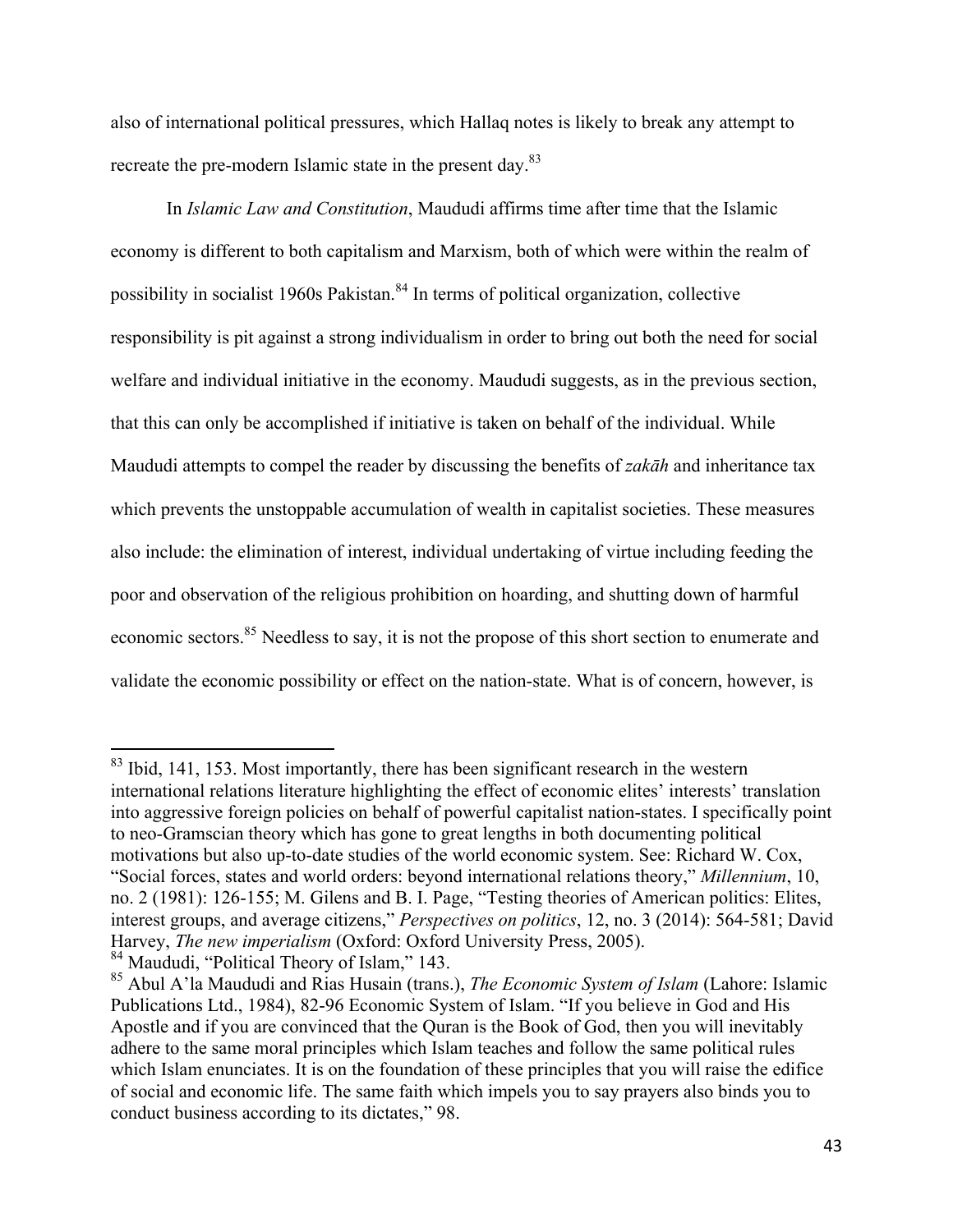also of international political pressures, which Hallaq notes is likely to break any attempt to recreate the pre-modern Islamic state in the present day.[83]

In *Islamic Law and Constitution*, Maududi affirms time after time that the Islamic economy is different to both capitalism and Marxism, both of which were within the realm of possibility in socialist 1960s Pakistan.[84] In terms of political organization, collective responsibility is pit against a strong individualism in order to bring out both the need for social welfare and individual initiative in the economy. Maududi suggests, as in the previous section, that this can only be accomplished if initiative is taken on behalf of the individual. While Maududi attempts to compel the reader by discussing the benefits of *zakāh* and inheritance tax which prevents the unstoppable accumulation of wealth in capitalist societies. These measures also include: the elimination of interest, individual undertaking of virtue including feeding the poor and observation of the religious prohibition on hoarding, and shutting down of harmful economic sectors.[85] Needless to say, it is not the propose of this short section to enumerate and validate the economic possibility or effect on the nation-state. What is of concern, however, is

---

[83] Ibid, 141, 153. Most importantly, there has been significant research in the western international relations literature highlighting the effect of economic elites' interests' translation into aggressive foreign policies on behalf of powerful capitalist nation-states. I specifically point to neo-Gramscian theory which has gone to great lengths in both documenting political motivations but also up-to-date studies of the world economic system. See: Richard W. Cox, "Social forces, states and world orders: beyond international relations theory," *Millennium*, 10, no. 2 (1981): 126-155; M. Gilens and B. I. Page, "Testing theories of American politics: Elites, interest groups, and average citizens," *Perspectives on politics*, 12, no. 3 (2014): 564-581; David Harvey, *The new imperialism* (Oxford: Oxford University Press, 2005).

[84] Maududi, "Political Theory of Islam," 143.

[85] Abul A'la Maududi and Rias Husain (trans.), *The Economic System of Islam* (Lahore: Islamic Publications Ltd., 1984), 82-96 Economic System of Islam. "If you believe in God and His Apostle and if you are convinced that the Quran is the Book of God, then you will inevitably adhere to the same moral principles which Islam teaches and follow the same political rules which Islam enunciates. It is on the foundation of these principles that you will raise the edifice of social and economic life. The same faith which impels you to say prayers also binds you to conduct business according to its dictates," 98.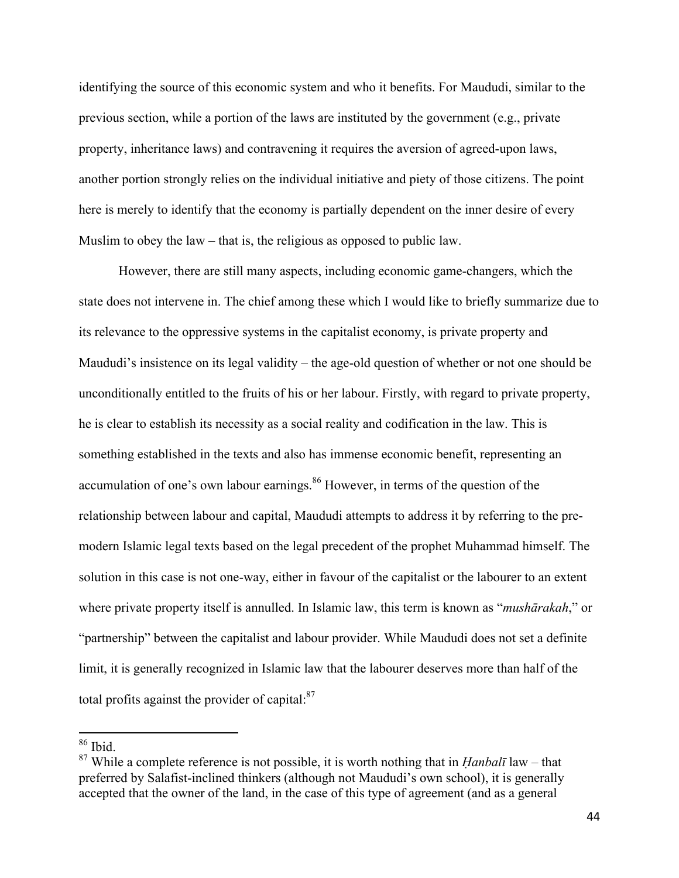identifying the source of this economic system and who it benefits. For Maududi, similar to the previous section, while a portion of the laws are instituted by the government (e.g., private property, inheritance laws) and contravening it requires the aversion of agreed-upon laws, another portion strongly relies on the individual initiative and piety of those citizens. The point here is merely to identify that the economy is partially dependent on the inner desire of every Muslim to obey the law – that is, the religious as opposed to public law.

However, there are still many aspects, including economic game-changers, which the state does not intervene in. The chief among these which I would like to briefly summarize due to its relevance to the oppressive systems in the capitalist economy, is private property and Maududi's insistence on its legal validity – the age-old question of whether or not one should be unconditionally entitled to the fruits of his or her labour. Firstly, with regard to private property, he is clear to establish its necessity as a social reality and codification in the law. This is something established in the texts and also has immense economic benefit, representing an accumulation of one's own labour earnings.[86] However, in terms of the question of the relationship between labour and capital, Maududi attempts to address it by referring to the pre-modern Islamic legal texts based on the legal precedent of the prophet Muhammad himself. The solution in this case is not one-way, either in favour of the capitalist or the labourer to an extent where private property itself is annulled. In Islamic law, this term is known as "*mushārakah*," or "partnership" between the capitalist and labour provider. While Maududi does not set a definite limit, it is generally recognized in Islamic law that the labourer deserves more than half of the total profits against the provider of capital:[87]

---

[86] Ibid.

[87] While a complete reference is not possible, it is worth nothing that in *Ḥanbalī* law – that preferred by Salafist-inclined thinkers (although not Maududi's own school), it is generally accepted that the owner of the land, in the case of this type of agreement (and as a general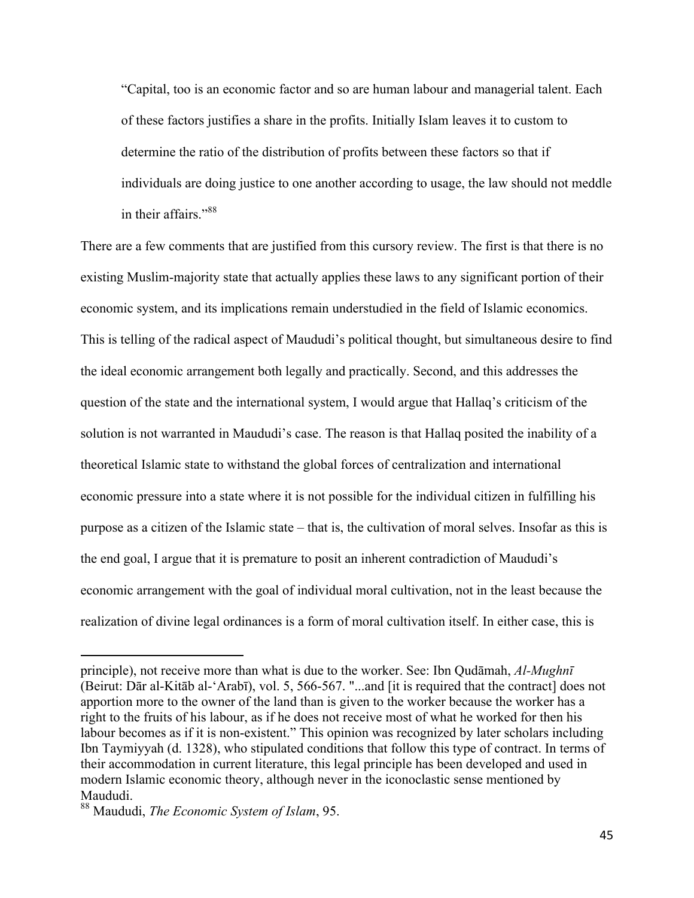> "Capital, too is an economic factor and so are human labour and managerial talent. Each of these factors justifies a share in the profits. Initially Islam leaves it to custom to determine the ratio of the distribution of profits between these factors so that if individuals are doing justice to one another according to usage, the law should not meddle in their affairs."[88]

There are a few comments that are justified from this cursory review. The first is that there is no existing Muslim-majority state that actually applies these laws to any significant portion of their economic system, and its implications remain understudied in the field of Islamic economics. This is telling of the radical aspect of Maududi's political thought, but simultaneous desire to find the ideal economic arrangement both legally and practically. Second, and this addresses the question of the state and the international system, I would argue that Hallaq's criticism of the solution is not warranted in Maududi's case. The reason is that Hallaq posited the inability of a theoretical Islamic state to withstand the global forces of centralization and international economic pressure into a state where it is not possible for the individual citizen in fulfilling his purpose as a citizen of the Islamic state – that is, the cultivation of moral selves. Insofar as this is the end goal, I argue that it is premature to posit an inherent contradiction of Maududi's economic arrangement with the goal of individual moral cultivation, not in the least because the realization of divine legal ordinances is a form of moral cultivation itself. In either case, this is

---

principle), not receive more than what is due to the worker. See: Ibn Qudāmah, *Al-Mughnī* (Beirut: Dār al-Kitāb al-ʻArabī), vol. 5, 566-567. "...and [it is required that the contract] does not apportion more to the owner of the land than is given to the worker because the worker has a right to the fruits of his labour, as if he does not receive most of what he worked for then his labour becomes as if it is non-existent." This opinion was recognized by later scholars including Ibn Taymiyyah (d. 1328), who stipulated conditions that follow this type of contract. In terms of their accommodation in current literature, this legal principle has been developed and used in modern Islamic economic theory, although never in the iconoclastic sense mentioned by Maududi.

[88] Maududi, *The Economic System of Islam*, 95.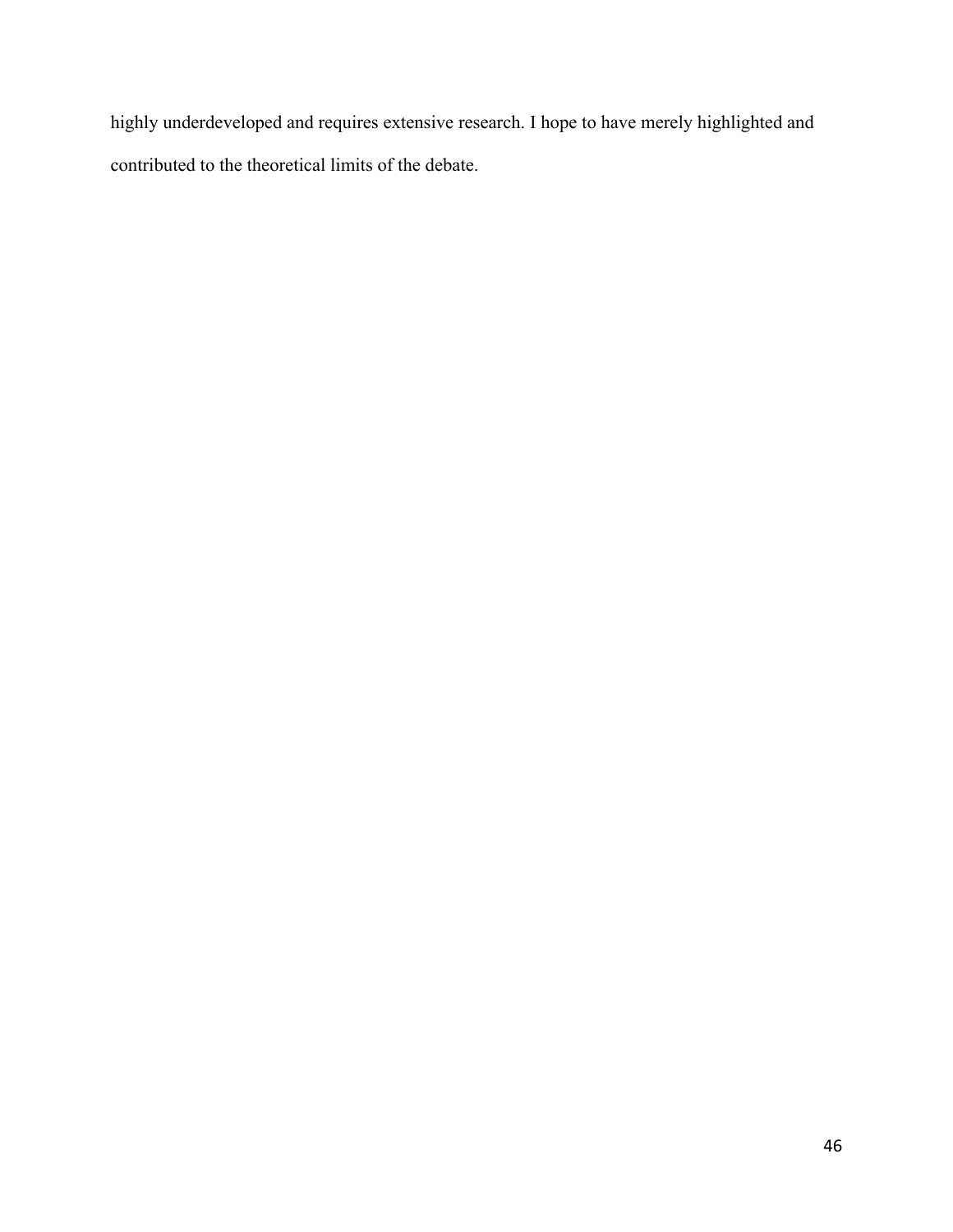highly underdeveloped and requires extensive research. I hope to have merely highlighted and contributed to the theoretical limits of the debate.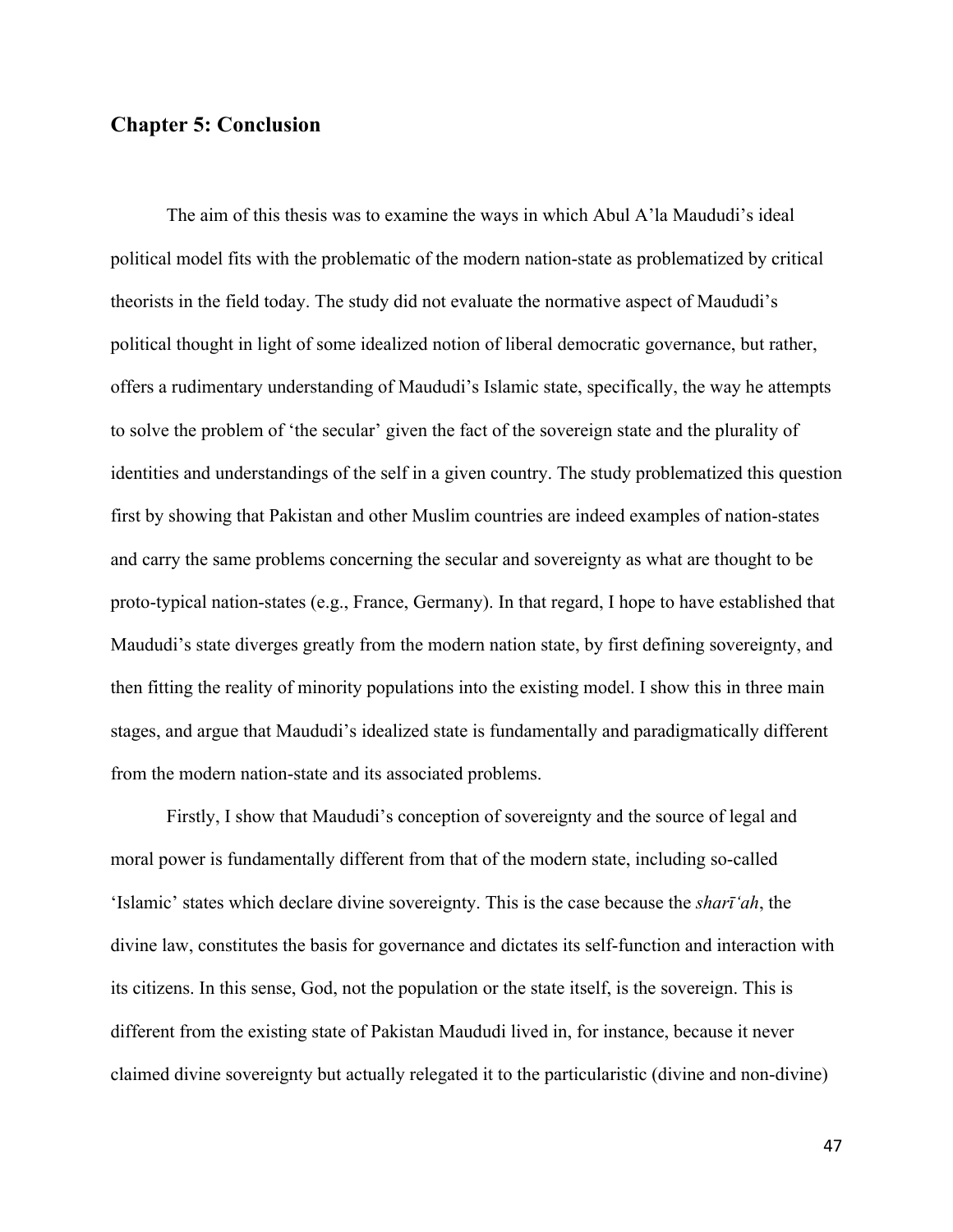## Chapter 5: Conclusion

The aim of this thesis was to examine the ways in which Abul A'la Maududi's ideal political model fits with the problematic of the modern nation-state as problematized by critical theorists in the field today. The study did not evaluate the normative aspect of Maududi's political thought in light of some idealized notion of liberal democratic governance, but rather, offers a rudimentary understanding of Maududi's Islamic state, specifically, the way he attempts to solve the problem of 'the secular' given the fact of the sovereign state and the plurality of identities and understandings of the self in a given country. The study problematized this question first by showing that Pakistan and other Muslim countries are indeed examples of nation-states and carry the same problems concerning the secular and sovereignty as what are thought to be proto-typical nation-states (e.g., France, Germany). In that regard, I hope to have established that Maududi's state diverges greatly from the modern nation state, by first defining sovereignty, and then fitting the reality of minority populations into the existing model. I show this in three main stages, and argue that Maududi's idealized state is fundamentally and paradigmatically different from the modern nation-state and its associated problems.

Firstly, I show that Maududi's conception of sovereignty and the source of legal and moral power is fundamentally different from that of the modern state, including so-called 'Islamic' states which declare divine sovereignty. This is the case because the *sharīʻah*, the divine law, constitutes the basis for governance and dictates its self-function and interaction with its citizens. In this sense, God, not the population or the state itself, is the sovereign. This is different from the existing state of Pakistan Maududi lived in, for instance, because it never claimed divine sovereignty but actually relegated it to the particularistic (divine and non-divine)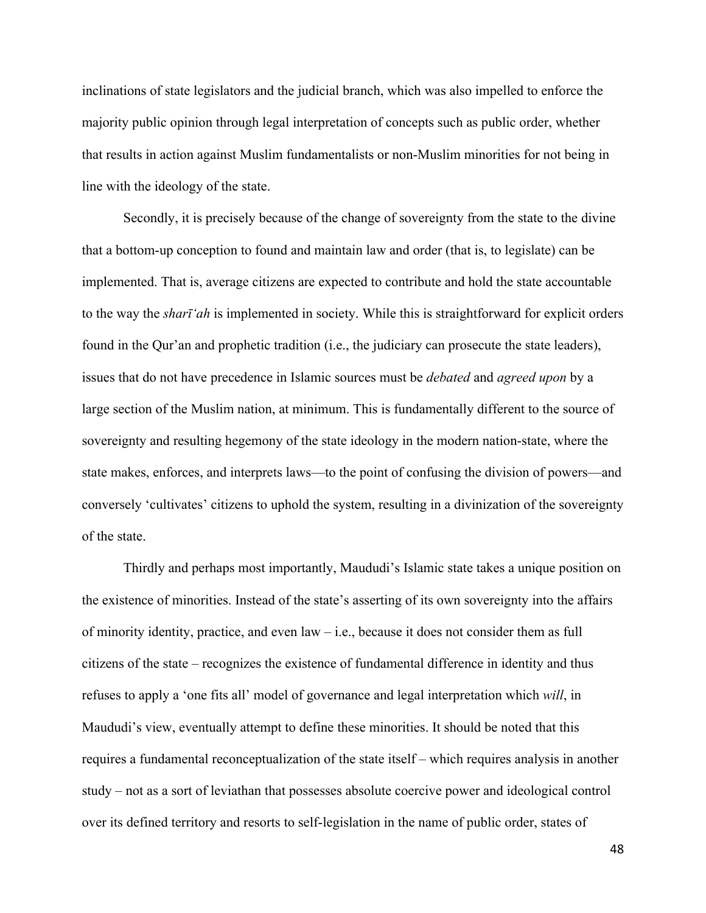inclinations of state legislators and the judicial branch, which was also impelled to enforce the majority public opinion through legal interpretation of concepts such as public order, whether that results in action against Muslim fundamentalists or non-Muslim minorities for not being in line with the ideology of the state.

Secondly, it is precisely because of the change of sovereignty from the state to the divine that a bottom-up conception to found and maintain law and order (that is, to legislate) can be implemented. That is, average citizens are expected to contribute and hold the state accountable to the way the *sharī'ah* is implemented in society. While this is straightforward for explicit orders found in the Qur'an and prophetic tradition (i.e., the judiciary can prosecute the state leaders), issues that do not have precedence in Islamic sources must be *debated* and *agreed upon* by a large section of the Muslim nation, at minimum. This is fundamentally different to the source of sovereignty and resulting hegemony of the state ideology in the modern nation-state, where the state makes, enforces, and interprets laws—to the point of confusing the division of powers—and conversely 'cultivates' citizens to uphold the system, resulting in a divinization of the sovereignty of the state.

Thirdly and perhaps most importantly, Maududi's Islamic state takes a unique position on the existence of minorities. Instead of the state's asserting of its own sovereignty into the affairs of minority identity, practice, and even law – i.e., because it does not consider them as full citizens of the state – recognizes the existence of fundamental difference in identity and thus refuses to apply a 'one fits all' model of governance and legal interpretation which *will*, in Maududi's view, eventually attempt to define these minorities. It should be noted that this requires a fundamental reconceptualization of the state itself – which requires analysis in another study – not as a sort of leviathan that possesses absolute coercive power and ideological control over its defined territory and resorts to self-legislation in the name of public order, states of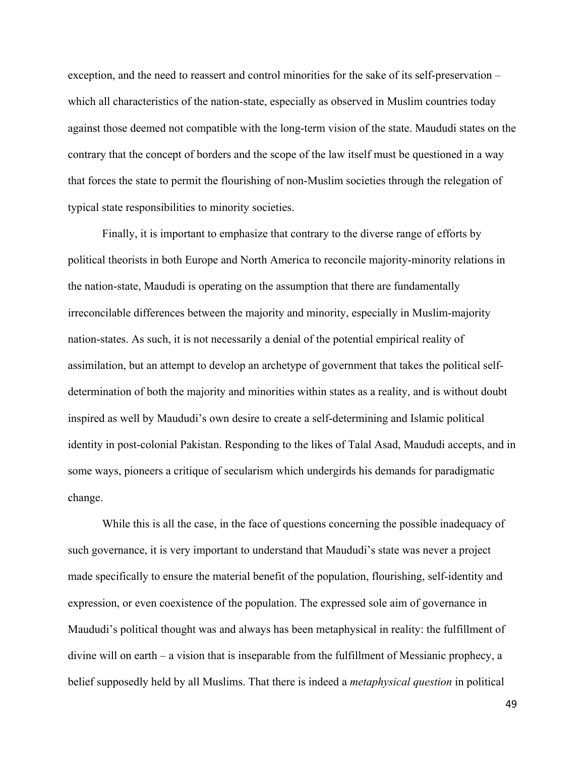exception, and the need to reassert and control minorities for the sake of its self-preservation – which all characteristics of the nation-state, especially as observed in Muslim countries today against those deemed not compatible with the long-term vision of the state. Maududi states on the contrary that the concept of borders and the scope of the law itself must be questioned in a way that forces the state to permit the flourishing of non-Muslim societies through the relegation of typical state responsibilities to minority societies.

Finally, it is important to emphasize that contrary to the diverse range of efforts by political theorists in both Europe and North America to reconcile majority-minority relations in the nation-state, Maududi is operating on the assumption that there are fundamentally irreconcilable differences between the majority and minority, especially in Muslim-majority nation-states. As such, it is not necessarily a denial of the potential empirical reality of assimilation, but an attempt to develop an archetype of government that takes the political self-determination of both the majority and minorities within states as a reality, and is without doubt inspired as well by Maududi's own desire to create a self-determining and Islamic political identity in post-colonial Pakistan. Responding to the likes of Talal Asad, Maududi accepts, and in some ways, pioneers a critique of secularism which undergirds his demands for paradigmatic change.

While this is all the case, in the face of questions concerning the possible inadequacy of such governance, it is very important to understand that Maududi's state was never a project made specifically to ensure the material benefit of the population, flourishing, self-identity and expression, or even coexistence of the population. The expressed sole aim of governance in Maududi's political thought was and always has been metaphysical in reality: the fulfillment of divine will on earth – a vision that is inseparable from the fulfillment of Messianic prophecy, a belief supposedly held by all Muslims. That there is indeed a *metaphysical question* in political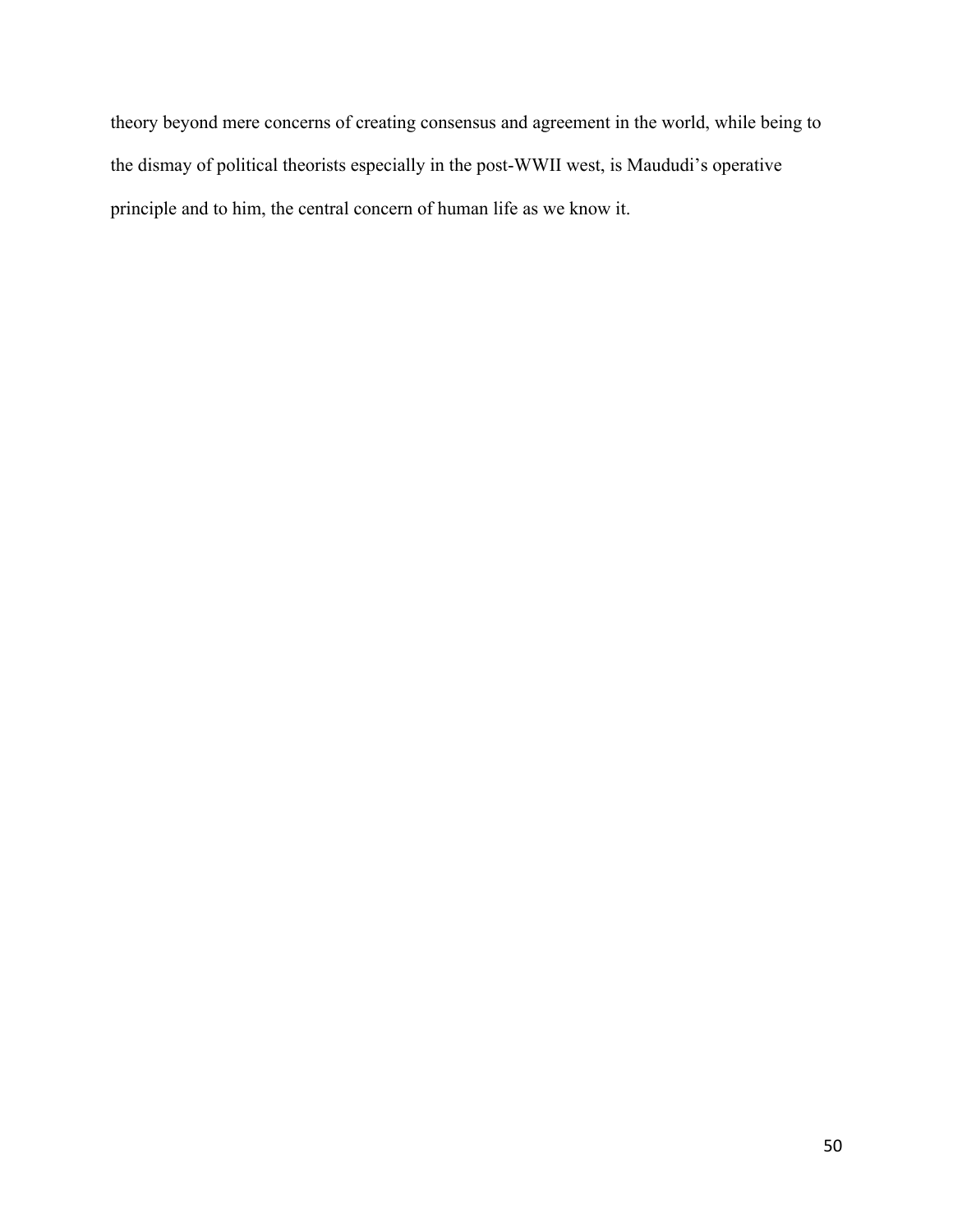theory beyond mere concerns of creating consensus and agreement in the world, while being to the dismay of political theorists especially in the post-WWII west, is Maududi's operative principle and to him, the central concern of human life as we know it.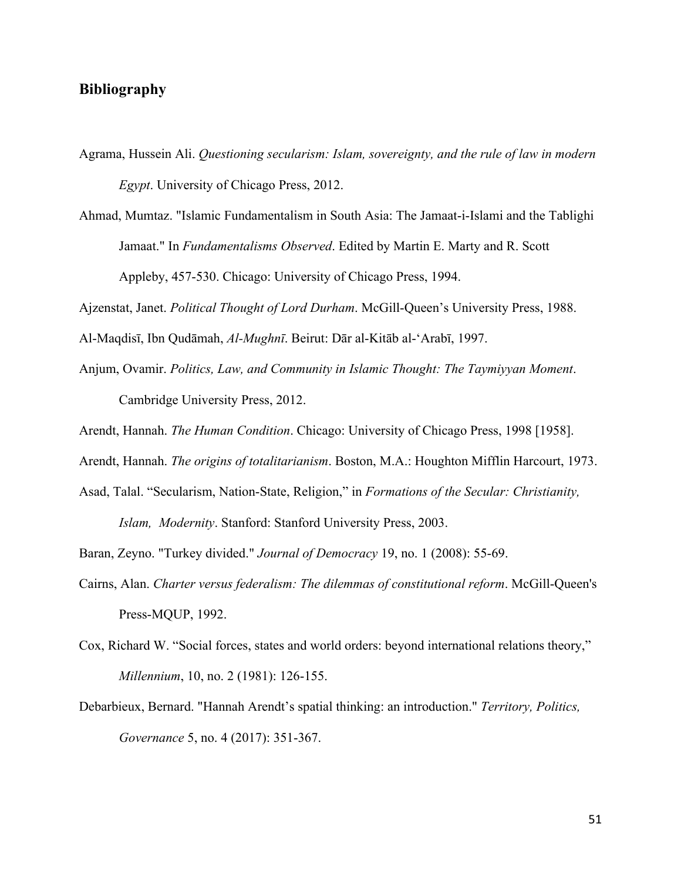## Bibliography

Agrama, Hussein Ali. *Questioning secularism: Islam, sovereignty, and the rule of law in modern Egypt*. University of Chicago Press, 2012.

Ahmad, Mumtaz. "Islamic Fundamentalism in South Asia: The Jamaat-i-Islami and the Tablighi Jamaat." In *Fundamentalisms Observed*. Edited by Martin E. Marty and R. Scott Appleby, 457-530. Chicago: University of Chicago Press, 1994.

Ajzenstat, Janet. *Political Thought of Lord Durham*. McGill-Queen's University Press, 1988.

Al-Maqdisī, Ibn Qudāmah, *Al-Mughnī*. Beirut: Dār al-Kitāb al-'Arabī, 1997.

Anjum, Ovamir. *Politics, Law, and Community in Islamic Thought: The Taymiyyan Moment*. Cambridge University Press, 2012.

Arendt, Hannah. *The Human Condition*. Chicago: University of Chicago Press, 1998 [1958].

Arendt, Hannah. *The origins of totalitarianism*. Boston, M.A.: Houghton Mifflin Harcourt, 1973.

Asad, Talal. "Secularism, Nation-State, Religion," in *Formations of the Secular: Christianity, Islam, Modernity*. Stanford: Stanford University Press, 2003.

Baran, Zeyno. "Turkey divided." *Journal of Democracy* 19, no. 1 (2008): 55-69.

Cairns, Alan. *Charter versus federalism: The dilemmas of constitutional reform*. McGill-Queen's Press-MQUP, 1992.

Cox, Richard W. "Social forces, states and world orders: beyond international relations theory," *Millennium*, 10, no. 2 (1981): 126-155.

Debarbieux, Bernard. "Hannah Arendt's spatial thinking: an introduction." *Territory, Politics, Governance* 5, no. 4 (2017): 351-367.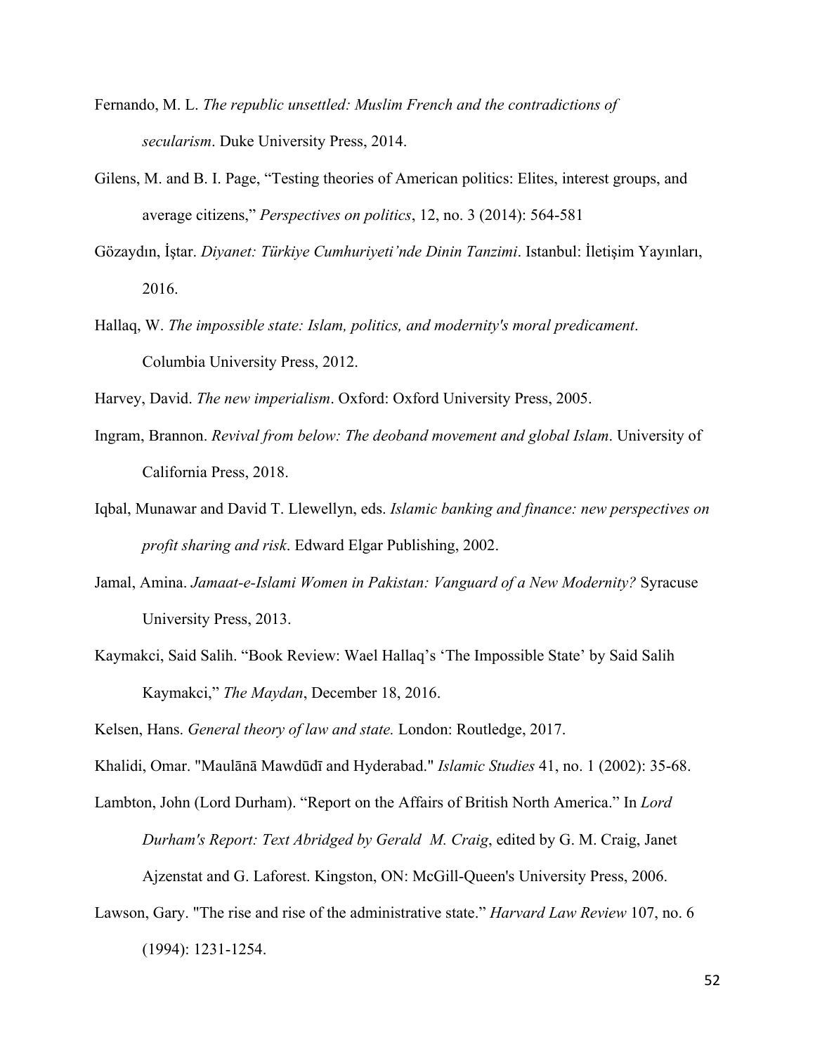Fernando, M. L. *The republic unsettled: Muslim French and the contradictions of secularism*. Duke University Press, 2014.

Gilens, M. and B. I. Page, "Testing theories of American politics: Elites, interest groups, and average citizens," *Perspectives on politics*, 12, no. 3 (2014): 564-581

Gözaydın, İştar. *Diyanet: Türkiye Cumhuriyeti'nde Dinin Tanzimi*. Istanbul: İletişim Yayınları, 2016.

Hallaq, W. *The impossible state: Islam, politics, and modernity's moral predicament*. Columbia University Press, 2012.

Harvey, David. *The new imperialism*. Oxford: Oxford University Press, 2005.

Ingram, Brannon. *Revival from below: The deoband movement and global Islam*. University of California Press, 2018.

Iqbal, Munawar and David T. Llewellyn, eds. *Islamic banking and finance: new perspectives on profit sharing and risk*. Edward Elgar Publishing, 2002.

Jamal, Amina. *Jamaat-e-Islami Women in Pakistan: Vanguard of a New Modernity?* Syracuse University Press, 2013.

Kaymakci, Said Salih. "Book Review: Wael Hallaq's 'The Impossible State' by Said Salih Kaymakci," *The Maydan*, December 18, 2016.

Kelsen, Hans. *General theory of law and state.* London: Routledge, 2017.

Khalidi, Omar. "Maulānā Mawdūdī and Hyderabad." *Islamic Studies* 41, no. 1 (2002): 35-68.

Lambton, John (Lord Durham). "Report on the Affairs of British North America." In *Lord Durham's Report: Text Abridged by Gerald M. Craig*, edited by G. M. Craig, Janet Ajzenstat and G. Laforest. Kingston, ON: McGill-Queen's University Press, 2006.

Lawson, Gary. "The rise and rise of the administrative state." *Harvard Law Review* 107, no. 6 (1994): 1231-1254.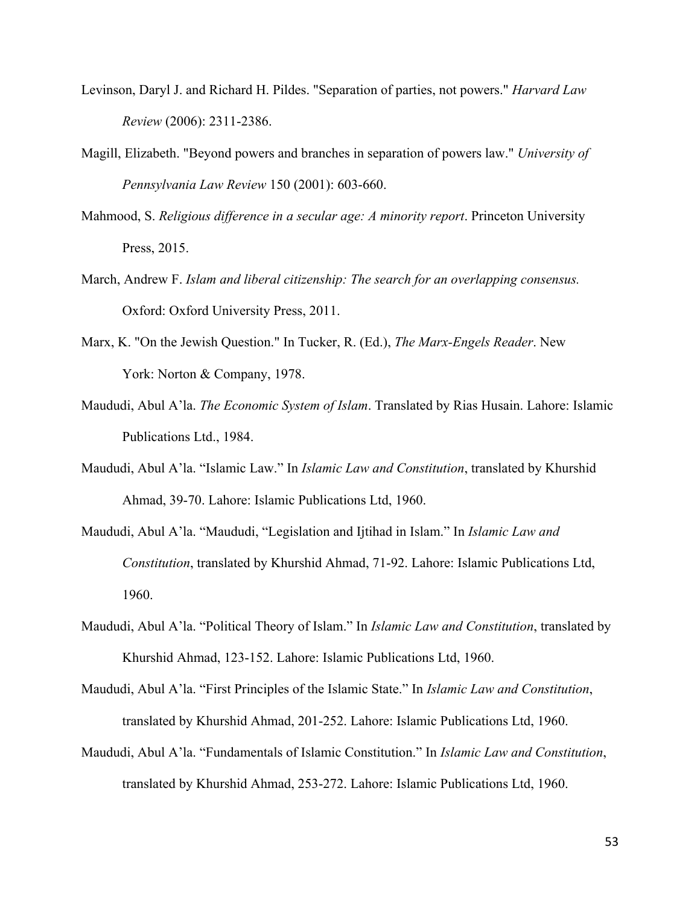Levinson, Daryl J. and Richard H. Pildes. "Separation of parties, not powers." *Harvard Law Review* (2006): 2311-2386.

Magill, Elizabeth. "Beyond powers and branches in separation of powers law." *University of Pennsylvania Law Review* 150 (2001): 603-660.

Mahmood, S. *Religious difference in a secular age: A minority report*. Princeton University Press, 2015.

March, Andrew F. *Islam and liberal citizenship: The search for an overlapping consensus.* Oxford: Oxford University Press, 2011.

Marx, K. "On the Jewish Question." In Tucker, R. (Ed.), *The Marx-Engels Reader*. New York: Norton & Company, 1978.

Maududi, Abul A'la. *The Economic System of Islam*. Translated by Rias Husain. Lahore: Islamic Publications Ltd., 1984.

Maududi, Abul A'la. "Islamic Law." In *Islamic Law and Constitution*, translated by Khurshid Ahmad, 39-70. Lahore: Islamic Publications Ltd, 1960.

Maududi, Abul A'la. "Maududi, "Legislation and Ijtihad in Islam." In *Islamic Law and Constitution*, translated by Khurshid Ahmad, 71-92. Lahore: Islamic Publications Ltd, 1960.

Maududi, Abul A'la. "Political Theory of Islam." In *Islamic Law and Constitution*, translated by Khurshid Ahmad, 123-152. Lahore: Islamic Publications Ltd, 1960.

Maududi, Abul A'la. "First Principles of the Islamic State." In *Islamic Law and Constitution*, translated by Khurshid Ahmad, 201-252. Lahore: Islamic Publications Ltd, 1960.

Maududi, Abul A'la. "Fundamentals of Islamic Constitution." In *Islamic Law and Constitution*, translated by Khurshid Ahmad, 253-272. Lahore: Islamic Publications Ltd, 1960.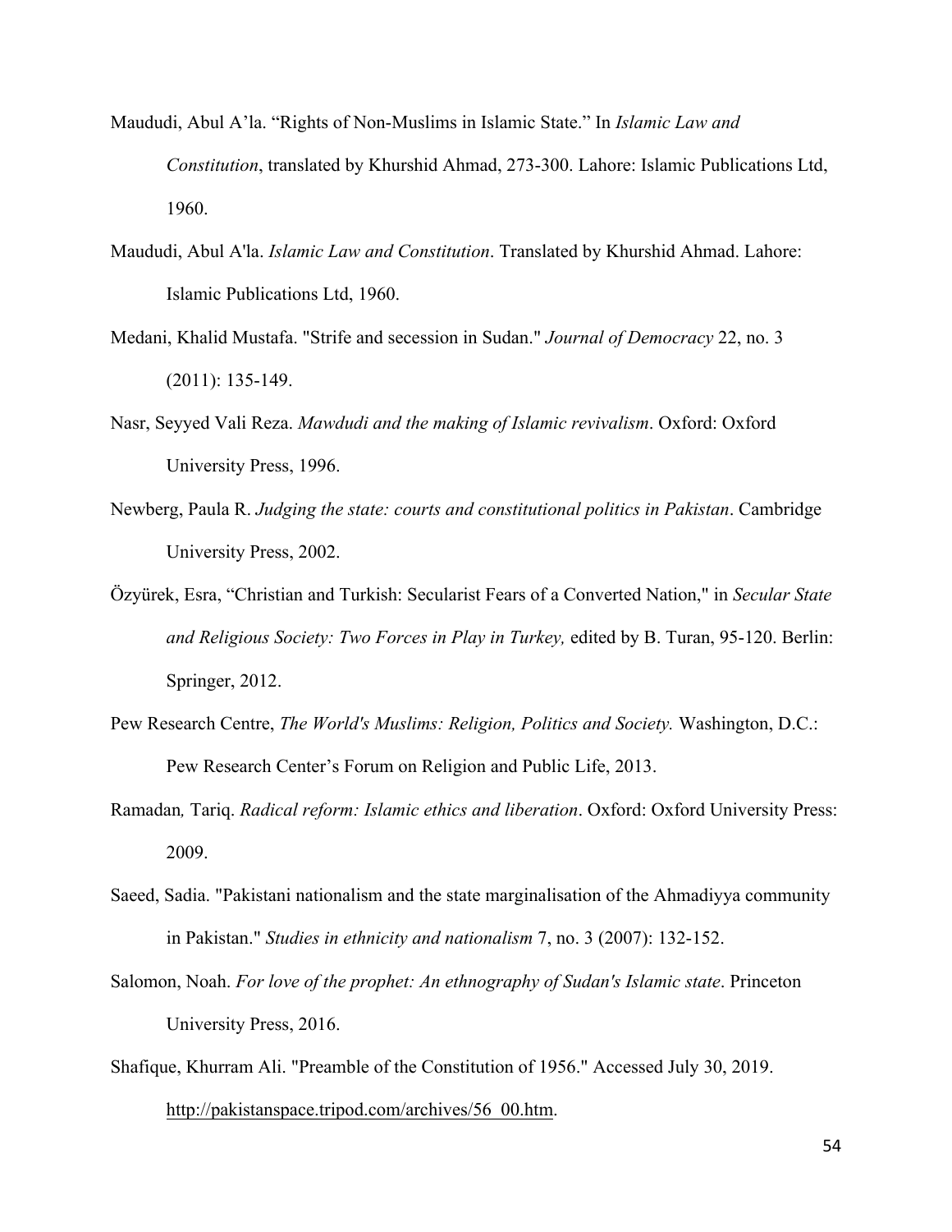Maududi, Abul A'la. "Rights of Non-Muslims in Islamic State." In *Islamic Law and Constitution*, translated by Khurshid Ahmad, 273-300. Lahore: Islamic Publications Ltd, 1960.

Maududi, Abul A'la. *Islamic Law and Constitution*. Translated by Khurshid Ahmad. Lahore: Islamic Publications Ltd, 1960.

Medani, Khalid Mustafa. "Strife and secession in Sudan." *Journal of Democracy* 22, no. 3 (2011): 135-149.

Nasr, Seyyed Vali Reza. *Mawdudi and the making of Islamic revivalism*. Oxford: Oxford University Press, 1996.

Newberg, Paula R. *Judging the state: courts and constitutional politics in Pakistan*. Cambridge University Press, 2002.

Özyürek, Esra, "Christian and Turkish: Secularist Fears of a Converted Nation," in *Secular State and Religious Society: Two Forces in Play in Turkey,* edited by B. Turan, 95-120. Berlin: Springer, 2012.

Pew Research Centre, *The World's Muslims: Religion, Politics and Society.* Washington, D.C.: Pew Research Center's Forum on Religion and Public Life, 2013.

Ramadan*,* Tariq. *Radical reform: Islamic ethics and liberation*. Oxford: Oxford University Press: 2009.

Saeed, Sadia. "Pakistani nationalism and the state marginalisation of the Ahmadiyya community in Pakistan." *Studies in ethnicity and nationalism* 7, no. 3 (2007): 132-152.

Salomon, Noah. *For love of the prophet: An ethnography of Sudan's Islamic state*. Princeton University Press, 2016.

Shafique, Khurram Ali. "Preamble of the Constitution of 1956." Accessed July 30, 2019. http://pakistanspace.tripod.com/archives/56_00.htm.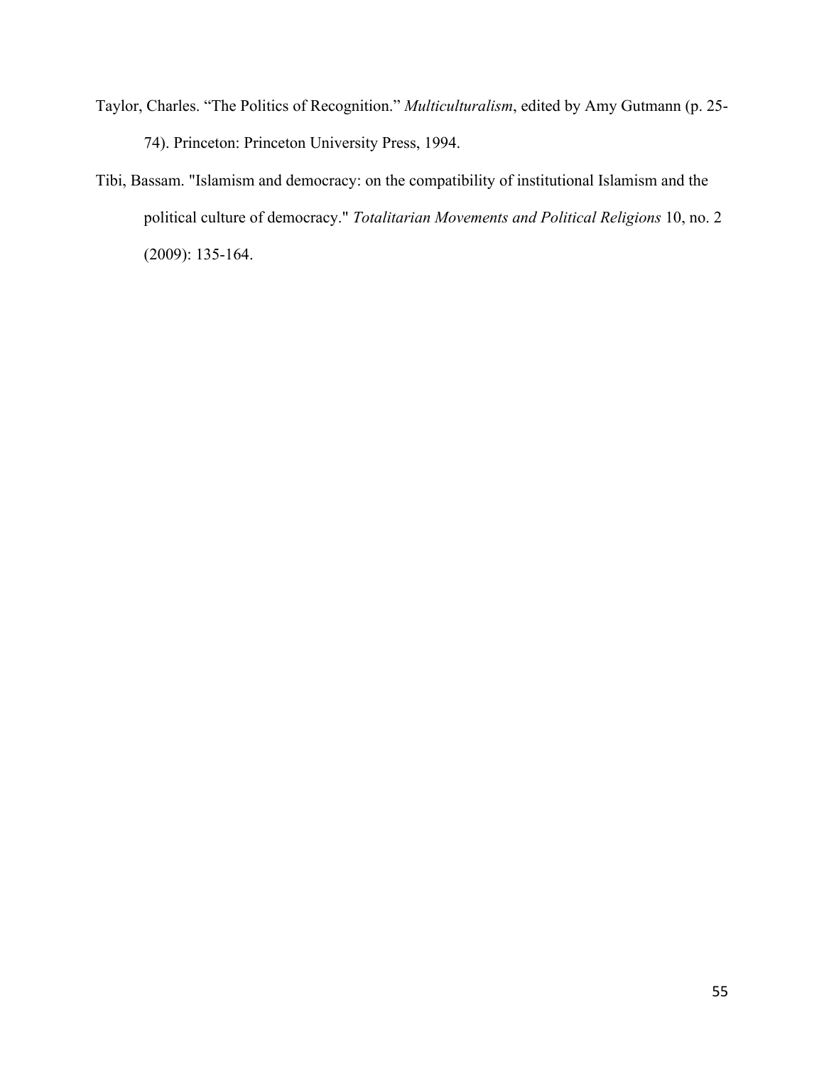Taylor, Charles. “The Politics of Recognition.” *Multiculturalism*, edited by Amy Gutmann (p. 25-74). Princeton: Princeton University Press, 1994.

Tibi, Bassam. "Islamism and democracy: on the compatibility of institutional Islamism and the political culture of democracy." *Totalitarian Movements and Political Religions* 10, no. 2 (2009): 135-164.